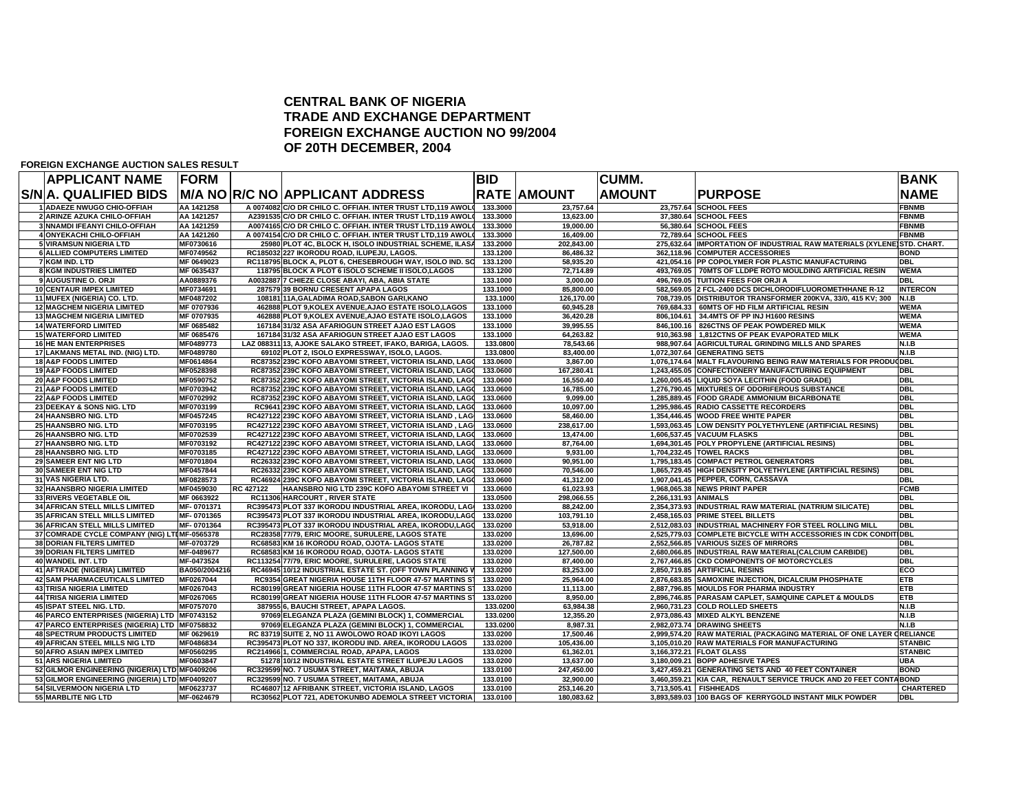# CENTRAL BANK OF NIGERIA
## TRADE AND EXCHANGE DEPARTMENT
## FOREIGN EXCHANGE AUCTION NO 99/2004
## OF 20TH DECEMBER, 2004

**FOREIGN EXCHANGE AUCTION SALES RESULT**

| S/N | APPLICANT NAME A. QUALIFIED BIDS | FORM M/A NO | R/C NO | APPLICANT ADDRESS | BID RATE | AMOUNT | CUMM. AMOUNT | PURPOSE | BANK NAME |
|---|---|---|---|---|---|---|---|---|---|
| 1 | ADAEZE NWUGO CHIO-OFFIAH | AA 1421258 | A 0074082 | C/O DR CHILO C. OFFIAH. INTER TRUST LTD,119 AWOLO | 133.3000 | 23,757.64 | 23,757.64 | SCHOOL FEES | FBNMB |
| 2 | ARINZE AZUKA CHILO-OFFIAH | AA 1421257 | A2391535 | C/O DR CHILO C. OFFIAH. INTER TRUST LTD,119 AWOLO | 133.3000 | 13,623.00 | 37,380.64 | SCHOOL FEES | FBNMB |
| 3 | NNAMDI IFEANYI CHILO-OFFIAH | AA 1421259 | A0074165 | C/O DR CHILO C. OFFIAH. INTER TRUST LTD,119 AWOLO | 133.3000 | 19,000.00 | 56,380.64 | SCHOOL FEES | FBNMB |
| 4 | ONYEKACHI CHILO-OFFIAH | AA 1421260 | A 0074154 | C/O DR CHILO C. OFFIAH. INTER TRUST LTD,119 AWOLO | 133.3000 | 16,409.00 | 72,789.64 | SCHOOL FEES | FBNMB |
| 5 | VIRAMSUN NIGERIA LTD | MF0730616 | 25980 | PLOT 4C, BLOCK H, ISOLO INDUSTRIAL SCHEME, ILASA | 133.2000 | 202,843.00 | 275,632.64 | IMPORTATION OF INDUSTRIAL RAW MATERIALS (XYLENE | STD. CHART. |
| 6 | ALLIED COMPUTERS LIMITED | MF0749562 | RC185032 | 227 IKORODU ROAD, ILUPEJU, LAGOS. | 133.1200 | 86,486.32 | 362,118.96 | COMPUTER ACCESSORIES | BOND |
| 7 | KGM IND. LTD | MF 0649023 | RC118795 | BLOCK A, PLOT 6, CHESEBROUGH WAY, ISOLO IND. SC | 133.1200 | 58,935.20 | 421,054.16 | PP COPOLYMER FOR PLASTIC MANUFACTURING | DBL |
| 8 | KGM INDUSTRIES LIMITED | MF 0635437 | 118795 | BLOCK A PLOT 6 ISOLO SCHEME II ISOLO,LAGOS | 133.1200 | 72,714.89 | 493,769.05 | 70MTS OF LLDPE ROTO MOULDING ARTIFICIAL RESIN | WEMA |
| 9 | AUGUSTINE O. ORJI | AA0889376 | A0032887 | 7 CHIEZE CLOSE ABAYI, ABA, ABIA STATE | 133.1000 | 3,000.00 | 496,769.05 | TUITION FEES FOR ORJI A | DBL |
| 10 | CENTAUR IMPEX LIMITED | MF0734691 | 287579 | 39 BORNU CRESENT APAPA LAGOS | 133.1000 | 85,800.00 | 582,569.05 | 2 FCL-2400 DCS DICHLORODIFLUOROMETHHANE R-12 | INTERCON |
| 11 | MUFEX (NIGERIA) CO. LTD. | MF0487202 | 108181 | 11A,GALADIMA ROAD,SABON GARI,KANO | 133.1000 | 126,170.00 | 708,739.05 | DISTRIBUTOR TRANSFORMER 200KVA, 33/0, 415 KV; 300 | N.I.B |
| 12 | MAGCHEM NIGERIA LIMITED | MF 0707936 | 462888 | PLOT 9,KOLEX AVENUE,AJAO ESTATE ISOLO,LAGOS | 133.1000 | 60,945.28 | 769,684.33 | 60MTS OF HD FILM ARTIFICIAL RESIN | WEMA |
| 13 | MAGCHEM NIGERIA LIMITED | MF 0707935 | 462888 | PLOT 9,KOLEX AVENUE,AJAO ESTATE ISOLO,LAGOS | 133.1000 | 36,420.28 | 806,104.61 | 34.4MTS OF PP INJ H1600 RESINS | WEMA |
| 14 | WATERFORD LIMITED | MF 0685482 | 167184 | 31/32 ASA AFARIOGUN STREET AJAO EST LAGOS | 133.1000 | 39,995.55 | 846,100.16 | 826CTNS OF PEAK POWDERED MILK | WEMA |
| 15 | WATERFORD LIMITED | MF 0685476 | 167184 | 31/32 ASA AFARIOGUN STREET AJAO EST LAGOS | 133.1000 | 64,263.82 | 910,363.98 | 1,812CTNS OF PEAK EVAPORATED MILK | WEMA |
| 16 | HE MAN ENTERPRISES | MF0489773 | LAZ 088311 | 13, AJOKE SALAKO STREET, IFAKO, BARIGA, LAGOS. | 133.0800 | 78,543.66 | 988,907.64 | AGRICULTURAL GRINDING MILLS AND SPARES | N.I.B |
| 17 | LAKMANS METAL IND. (NIG) LTD. | MF0489780 | 69102 | PLOT 2, ISOLO EXPRESSWAY, ISOLO, LAGOS. | 133.0800 | 83,400.00 | 1,072,307.64 | GENERATING SETS | N.I.B |
| 18 | A&P FOODS LIMITED | MF0614864 | RC87352 | 239C KOFO ABAYOMI STREET, VICTORIA ISLAND, LAGO | 133.0600 | 3,867.00 | 1,076,174.64 | MALT FLAVOURING BEING RAW MATERIALS FOR PRODUC | DBL |
| 19 | A&P FOODS LIMITED | MF0528398 | RC87352 | 239C KOFO ABAYOMI STREET, VICTORIA ISLAND, LAGO | 133.0600 | 167,280.41 | 1,243,455.05 | CONFECTIONERY MANUFACTURING EQUIPMENT | DBL |
| 20 | A&P FOODS LIMITED | MF0590752 | RC87352 | 239C KOFO ABAYOMI STREET, VICTORIA ISLAND, LAGO | 133.0600 | 16,550.40 | 1,260,005.45 | LIQUID SOYA LECITHIN (FOOD GRADE) | DBL |
| 21 | A&P FOODS LIMITED | MF0703942 | RC87352 | 239C KOFO ABAYOMI STREET, VICTORIA ISLAND, LAGO | 133.0600 | 16,785.00 | 1,276,790.45 | MIXTURES OF ODORIFEROUS SUBSTANCE | DBL |
| 22 | A&P FOODS LIMITED | MF0702992 | RC87352 | 239C KOFO ABAYOMI STREET, VICTORIA ISLAND, LAGO | 133.0600 | 9,099.00 | 1,285,889.45 | FOOD GRADE AMMONIUM BICARBONATE | DBL |
| 23 | DEEKAY & SONS NIG. LTD | MF0703199 | RC9641 | 239C KOFO ABAYOMI STREET, VICTORIA ISLAND, LAGO | 133.0600 | 10,097.00 | 1,295,986.45 | RADIO CASSETTE RECORDERS | DBL |
| 24 | HAANSBRO NIG. LTD | MF0457245 | RC427122 | 239C KOFO ABAYOMI STREET, VICTORIA ISLAND , LAG | 133.0600 | 58,460.00 | 1,354,446.45 | WOOD FREE WHITE PAPER | DBL |
| 25 | HAANSBRO NIG. LTD | MF0703195 | RC427122 | 239C KOFO ABAYOMI STREET, VICTORIA ISLAND , LAG | 133.0600 | 238,617.00 | 1,593,063.45 | LOW DENSITY POLYETHYLENE (ARTIFICIAL RESINS) | DBL |
| 26 | HAANSBRO NIG. LTD | MF0702539 | RC427122 | 239C KOFO ABAYOMI STREET, VICTORIA ISLAND, LAGO | 133.0600 | 13,474.00 | 1,606,537.45 | VACUUM FLASKS | DBL |
| 27 | HAANSBRO NIG. LTD | MF0703192 | RC427122 | 239C KOFO ABAYOMI STREET, VICTORIA ISLAND, LAGO | 133.0600 | 87,764.00 | 1,694,301.45 | POLY PROPYLENE (ARTIFICIAL RESINS) | DBL |
| 28 | HAANSBRO NIG. LTD | MF0703185 | RC427122 | 239C KOFO ABAYOMI STREET, VICTORIA ISLAND, LAGO | 133.0600 | 9,931.00 | 1,704,232.45 | TOWEL RACKS | DBL |
| 29 | SAMEER ENT NIG LTD | MF0701804 | RC26332 | 239C KOFO ABAYOMI STREET, VICTORIA ISLAND, LAGO | 133.0600 | 90,951.00 | 1,795,183.45 | COMPACT PETROL GENERATORS | DBL |
| 30 | SAMEER ENT NIG LTD | MF0457844 | RC26332 | 239C KOFO ABAYOMI STREET, VICTORIA ISLAND, LAGO | 133.0600 | 70,546.00 | 1,865,729.45 | HIGH DENSITY POLYETHYLENE (ARTIFICIAL RESINS) | DBL |
| 31 | VAS NIGERIA LTD. | MF0828573 | RC46924 | 239C KOFO ABAYOMI STREET, VICTORIA ISLAND, LAGO | 133.0600 | 41,312.00 | 1,907,041.45 | PEPPER, CORN, CASSAVA | DBL |
| 32 | HAANSBRO NIGERIA LIMITED | MF0459030 | RC 427122 | HAANSBRO NIG LTD 239C KOFO ABAYOMI STREET VI | 133.0600 | 61,023.93 | 1,968,065.38 | NEWS PRINT PAPER | FCMB |
| 33 | RIVERS VEGETABLE OIL | MF 0663922 | RC11306 | HARCOURT , RIVER STATE | 133.0500 | 298,066.55 | 2,266,131.93 | ANIMALS | DBL |
| 34 | AFRICAN STELL MILLS LIMITED | MF- 0701371 | RC395473 | PLOT 337 IKORODU INDUSTRIAL AREA, IKORODU, LAG | 133.0200 | 88,242.00 | 2,354,373.93 | INDUSTRIAL RAW MATERIAL (NATRIUM SILICATE) | DBL |
| 35 | AFRICAN STELL MILLS LIMITED | MF- 0701365 | RC395473 | PLOT 337 IKORODU INDUSTRIAL AREA, IKORODU,LAGO | 133.0200 | 103,791.10 | 2,458,165.03 | PRIME STEEL BILLETS | DBL |
| 36 | AFRICAN STELL MILLS LIMITED | MF- 0701364 | RC395473 | PLOT 337 IKORODU INDUSTRIAL AREA, IKORODU,LAGO | 133.0200 | 53,918.00 | 2,512,083.03 | INDUSTRIAL MACHINERY FOR STEEL ROLLING MILL | DBL |
| 37 | COMRADE CYCLE COMPANY (NIG) LTD | MF-0565378 | RC28358 | 77/79, ERIC MOORE, SURULERE, LAGOS STATE | 133.0200 | 13,696.00 | 2,525,779.03 | COMPLETE BICYCLE WITH ACCESSORIES IN CDK CONDITI | DBL |
| 38 | DORIAN FILTERS LIMITED | MF-0703729 | RC68583 | KM 16 IKORODU ROAD, OJOTA- LAGOS STATE | 133.0200 | 26,787.82 | 2,552,566.85 | VARIOUS SIZES OF MIRRORS | DBL |
| 39 | DORIAN FILTERS LIMITED | MF-0489677 | RC68583 | KM 16 IKORODU ROAD, OJOTA- LAGOS STATE | 133.0200 | 127,500.00 | 2,680,066.85 | INDUSTRIAL RAW MATERIAL(CALCIUM CARBIDE) | DBL |
| 40 | WANDEL INT. LTD | MF-0473524 | RC113254 | 77/79, ERIC MOORE, SURULERE, LAGOS STATE | 133.0200 | 87,400.00 | 2,767,466.85 | CKD COMPONENTS OF MOTORCYCLES | DBL |
| 41 | AFTRADE (NIGERIA) LIMITED | BA050/2004216 | RC46945 | 10/12 INDUSTRIAL ESTATE ST. (OFF TOWN PLANNING W | 133.0200 | 83,253.00 | 2,850,719.85 | ARTIFICIAL RESINS | ECO |
| 42 | SAM PHARMACEUTICALS LIMITED | MF0267044 | RC9354 | GREAT NIGERIA HOUSE 11TH FLOOR 47-57 MARTINS ST | 133.0200 | 25,964.00 | 2,876,683.85 | SAMOXINE INJECTION, DICALCIUM PHOSPHATE | ETB |
| 43 | TRISA NIGERIA LIMITED | MF0267043 | RC80199 | GREAT NIGERIA HOUSE 11TH FLOOR 47-57 MARTINS ST | 133.0200 | 11,113.00 | 2,887,796.85 | MOULDS FOR PHARMA INDUSTRY | ETB |
| 44 | TRISA NIGERIA LIMITED | MF0267065 | RC80199 | GREAT NIGERIA HOUSE 11TH FLOOR 47-57 MARTINS ST | 133.0200 | 8,950.00 | 2,896,746.85 | PARASAM CAPLET, SAMQUINE CAPLET & MOULDS | ETB |
| 45 | ISPAT STEEL NIG. LTD. | MF0757070 | 387955 | 6, BAUCHI STREET, APAPA LAGOS. | 133.0200 | 63,984.38 | 2,960,731.23 | COLD ROLLED SHEETS | N.I.B |
| 46 | PARCO ENTERPRISES (NIGERIA) LTD | MF0743152 | 97069 | ELEGANZA PLAZA (GEMINI BLOCK) 1, COMMERCIAL | 133.0200 | 12,355.20 | 2,973,086.43 | MIXED ALKYL BENZENE | N.I.B |
| 47 | PARCO ENTERPRISES (NIGERIA) LTD | MF0758832 | 97069 | ELEGANZA PLAZA (GEMINI BLOCK) 1, COMMERCIAL | 133.0200 | 8,987.31 | 2,982,073.74 | DRAWING SHEETS | N.I.B |
| 48 | SPECTRUM PRODUCTS LIMITED | MF 0629619 | RC 83719 | SUITE 2, NO 11 AWOLOWO ROAD IKOYI LAGOS | 133.0200 | 17,500.46 | 2,999,574.20 | RAW MATERIAL (PACKAGING MATERIAL OF ONE LAYER C | RELIANCE |
| 49 | AFRICAN STEEL MILLS NIG LTD | MF0486834 | RC395473 | PLOT NO 337, IKORODU IND. AREA, IKORODU LAGOS | 133.0200 | 105,436.00 | 3,105,010.20 | RAW MATERIALS FOR MANUFACTURING | STANBIC |
| 50 | AFRO ASIAN IMPEX LIMITED | MF0560295 | RC214966 | 1, COMMERCIAL ROAD, APAPA, LAGOS | 133.0200 | 61,362.01 | 3,166,372.21 | FLOAT GLASS | STANBIC |
| 51 | ARS NIGERIA LIMITED | MF0603847 | 51278 | 10/12 INDUSTRIAL ESTATE STREET ILUPEJU LAGOS | 133.0200 | 13,637.00 | 3,180,009.21 | BOPP ADHESIVE TAPES | UBA |
| 52 | GILMOR ENGINEERING (NIGERIA) LTD | MF0409206 | RC329599 | NO. 7 USUMA STREET, MAITAMA, ABUJA | 133.0100 | 247,450.00 | 3,427,459.21 | GENERATING SETS AND 40 FEET CONTAINER | BOND |
| 53 | GILMOR ENGINEERING (NIGERIA) LTD | MF0409207 | RC329599 | NO. 7 USUMA STREET, MAITAMA, ABUJA | 133.0100 | 32,900.00 | 3,460,359.21 | KIA CAR, RENAULT SERVICE TRUCK AND 20 FEET CONTA | BOND |
| 54 | SILVERMOON NIGERIA LTD | MF0623737 | RC46807 | 12 AFRIBANK STREET, VICTORIA ISLAND, LAGOS | 133.0100 | 253,146.20 | 3,713,505.41 | FISHHEADS | CHARTERED |
| 55 | MARBLITE NIG LTD | MF-0624679 | RC30562 | PLOT 721, ADETOKUNBO ADEMOLA STREET VICTORIA | 133.0100 | 180,083.62 | 3,893,589.03 | 100 BAGS OF KERRYGOLD INSTANT MILK POWDER | DBL |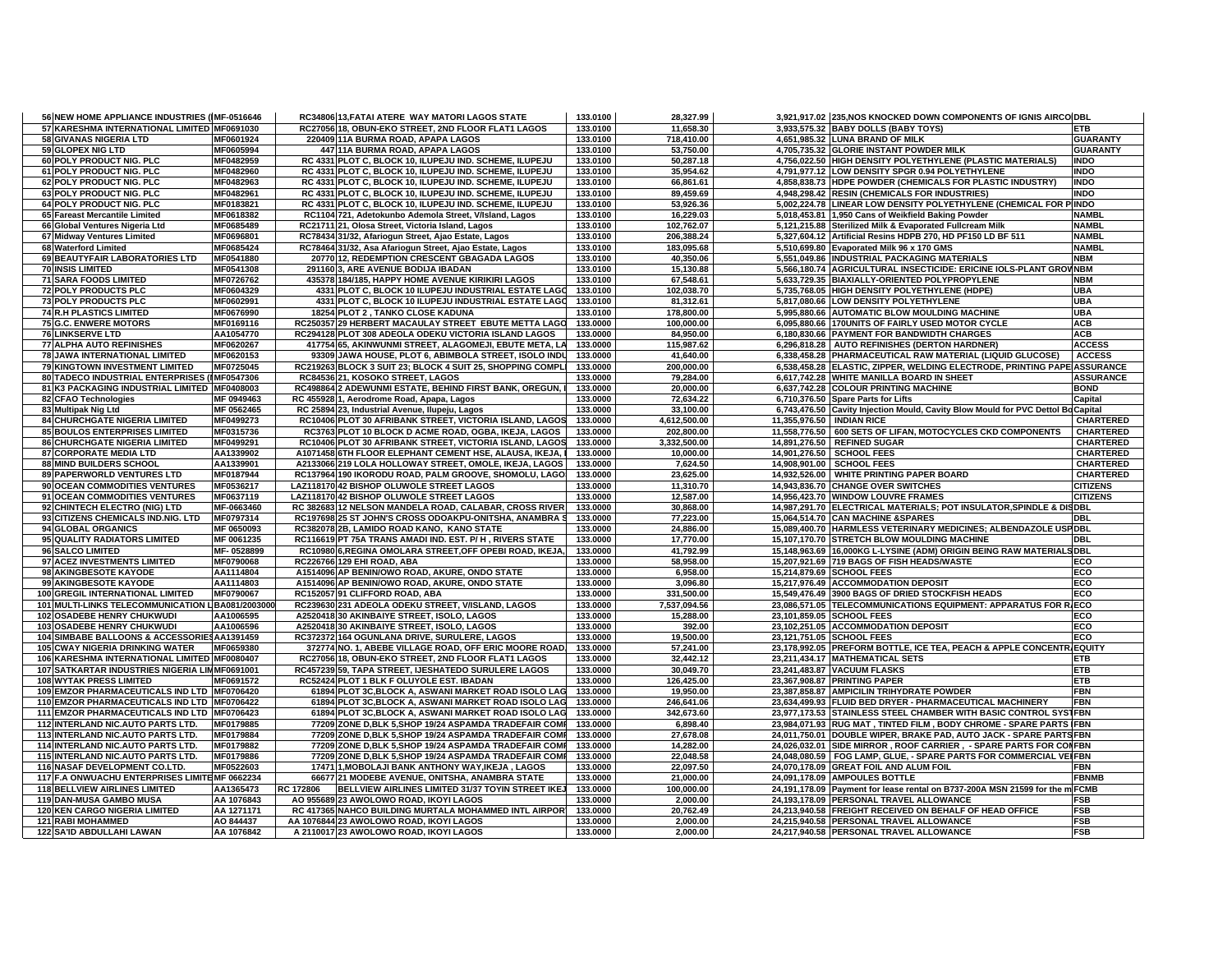| | | | | | | | | |
|---|---|---|---|---|---|---|---|---|
| 56 | NEW HOME APPLIANCE INDUSTRIES (I | MF-0516646 | RC34806 | 13,FATAI ATERE WAY MATORI LAGOS STATE | 133.0100 | 28,327.99 | 3,921,917.02 | 235,NOS KNOCKED DOWN COMPONENTS OF IGNIS AIRCO | DBL |
| 57 | KARESHMA INTERNATIONAL LIMITED | MF0691030 | RC27056 | 18, OBUN-EKO STREET, 2ND FLOOR FLAT1 LAGOS | 133.0100 | 11,658.30 | 3,933,575.32 | BABY DOLLS (BABY TOYS) | ETB |
| 58 | GIVANAS NIGERIA LTD | MF0601924 | 220409 | 11A BURMA ROAD, APAPA LAGOS | 133.0100 | 718,410.00 | 4,651,985.32 | LUNA BRAND OF MILK | GUARANTY |
| 59 | GLOPEX NIG LTD | MF0605994 | 447 | 11A BURMA ROAD, APAPA LAGOS | 133.0100 | 53,750.00 | 4,705,735.32 | GLORIE INSTANT POWDER MILK | GUARANTY |
| 60 | POLY PRODUCT NIG. PLC | MF0482959 | RC 4331 | PLOT C, BLOCK 10, ILUPEJU IND. SCHEME, ILUPEJU | 133.0100 | 50,287.18 | 4,756,022.50 | HIGH DENSITY POLYETHYLENE (PLASTIC MATERIALS) | INDO |
| 61 | POLY PRODUCT NIG. PLC | MF0482960 | RC 4331 | PLOT C, BLOCK 10, ILUPEJU IND. SCHEME, ILUPEJU | 133.0100 | 35,954.62 | 4,791,977.12 | LOW DENSITY POLYETHYLENE SPGR 0.94 POLYETHYLENE | INDO |
| 62 | POLY PRODUCT NIG. PLC | MF0482963 | RC 4331 | PLOT C, BLOCK 10, ILUPEJU IND. SCHEME, ILUPEJU | 133.0100 | 66,861.61 | 4,858,838.73 | HDPE POWDER (CHEMICALS FOR PLASTIC INDUSTRY) | INDO |
| 63 | POLY PRODUCT NIG. PLC | MF0482961 | RC 4331 | PLOT C, BLOCK 10, ILUPEJU IND. SCHEME, ILUPEJU | 133.0100 | 89,459.69 | 4,948,298.42 | RESIN (CHEMICALS FOR INDUSTRIES) | INDO |
| 64 | POLY PRODUCT NIG. PLC | MF0183821 | RC 4331 | PLOT C, BLOCK 10, ILUPEJU IND. SCHEME, ILUPEJU | 133.0100 | 53,926.36 | 5,002,224.78 | LINEAR LOW DENSITY POLYETHYLENE (CHEMICAL FOR P | INDO |
| 65 | Fareast Mercantile Limited | MF0618382 | RC1104 | 721, Adetokunbo Ademola Street, V/Island, Lagos | 133.0100 | 16,229.03 | 5,018,453.81 | 1,950 Cans of Weikfield Baking Powder | NAMBL |
| 66 | Global Ventures Nigeria Ltd | MF0685489 | RC21711 | 21, Olosa Street, Victoria Island, Lagos | 133.0100 | 102,762.07 | 5,121,215.88 | Sterilized Milk & Evaporated Fullcream Milk | NAMBL |
| 67 | Midway Ventures Limited | MF0696801 | RC78434 | 31/32, Afariogun Street, Ajao Estate, Lagos | 133.0100 | 206,388.24 | 5,327,604.12 | Artificial Resins HDPB 270, HD PF150 LD BF 511 | NAMBL |
| 68 | Waterford Limited | MF0685424 | RC78464 | 31/32, Asa Afariogun Street, Ajao Estate, Lagos | 133.0100 | 183,095.68 | 5,510,699.80 | Evaporated Milk 96 x 170 GMS | NAMBL |
| 69 | BEAUTYFAIR LABORATORIES LTD | MF0541880 | 20770 | 12, REDEMPTION CRESCENT GBAGADA LAGOS | 133.0100 | 40,350.06 | 5,551,049.86 | INDUSTRIAL PACKAGING MATERIALS | NBM |
| 70 | INSIS LIMITED | MF0541308 | 291160 | 3, ARE AVENUE BODIJA IBADAN | 133.0100 | 15,130.88 | 5,566,180.74 | AGRICULTURAL INSECTICIDE: ERICINE IOLS-PLANT GROW | NBM |
| 71 | SARA FOODS LIMITED | MF0726762 | 435378 | 184/185, HAPPY HOME AVENUE KIRIKIRI LAGOS | 133.0100 | 67,548.61 | 5,633,729.35 | BIAXIALLY-ORIENTED POLYPROPYLENE | NBM |
| 72 | POLY PRODUCTS PLC | MF0604329 | 4331 | PLOT C, BLOCK 10 ILUPEJU INDUSTRIAL ESTATE LAGO | 133.0100 | 102,038.70 | 5,735,768.05 | HIGH DENSITY POLYETHYLENE (HDPE) | UBA |
| 73 | POLY PRODUCTS PLC | MF0602991 | 4331 | PLOT C, BLOCK 10 ILUPEJU INDUSTRIAL ESTATE LAGO | 133.0100 | 81,312.61 | 5,817,080.66 | LOW DENSITY POLYETHYLENE | UBA |
| 74 | R.H PLASTICS LIMITED | MF0676990 | 18254 | PLOT 2 , TANKO CLOSE KADUNA | 133.0100 | 178,800.00 | 5,995,880.66 | AUTOMATIC BLOW MOULDING MACHINE | UBA |
| 75 | G.C. ENWERE MOTORS | MF0169116 | RC250357 | 29 HERBERT MACAULAY STREET EBUTE METTA LAGO | 133.0000 | 100,000.00 | 6,095,880.66 | 170UNITS OF FAIRLY USED MOTOR CYCLE | ACB |
| 76 | LINKSERVE LTD | AA1054770 | RC294128 | PLOT 308 ADEOLA ODEKU VICTORIA ISLAND LAGOS | 133.0000 | 84,950.00 | 6,180,830.66 | PAYMENT FOR BANDWIDTH CHARGES | ACB |
| 77 | ALPHA AUTO REFINISHES | MF0620267 | 417754 | 65, AKINWUNMI STREET, ALAGOMEJI, EBUTE META, LA | 133.0000 | 115,987.62 | 6,296,818.28 | AUTO REFINISHES (DERTON HARDNER) | ACCESS |
| 78 | JAWA INTERNATIONAL LIMITED | MF0620153 | 93309 | JAWA HOUSE, PLOT 6, ABIMBOLA STREET, ISOLO INDU | 133.0000 | 41,640.00 | 6,338,458.28 | PHARMACEUTICAL RAW MATERIAL (LIQUID GLUCOSE) | ACCESS |
| 79 | KINGTOWN INVESTMENT LIMITED | MF0725045 | RC219263 | BLOCK 3 SUIT 23; BLOCK 4 SUIT 25, SHOPPING COMPL | 133.0000 | 200,000.00 | 6,538,458.28 | ELASTIC, ZIPPER, WELDING ELECTRODE, PRINTING PAPE | ASSURANCE |
| 80 | TADECO INDUSTRIAL ENTERPRISES (N | MF0547306 | RC84536 | 21, KOSOKO STREET, LAGOS | 133.0000 | 79,284.00 | 6,617,742.28 | WHITE MANILLA BOARD IN SHEET | ASSURANCE |
| 81 | K3 PACKAGING INDUSTRIAL LIMITED | MF0408003 | RC498864 | 2 ADEWUNMI ESTATE, BEHIND FIRST BANK, OREGUN, I | 133.0000 | 20,000.00 | 6,637,742.28 | COLOUR PRINTING MACHINE | BOND |
| 82 | CFAO Technologies | MF 0949463 | RC 455928 | 1, Aerodrome Road, Apapa, Lagos | 133.0000 | 72,634.22 | 6,710,376.50 | Spare Parts for Lifts | Capital |
| 83 | Multipak Nig Ltd | MF 0562465 | RC 25894 | 23, Industrial Avenue, Ilupeju, Lagos | 133.0000 | 33,100.00 | 6,743,476.50 | Cavity Injection Mould, Cavity Blow Mould for PVC Dettol Bo | Capital |
| 84 | CHURCHGATE NIGERIA LIMITED | MF0499273 | RC10406 | PLOT 30 AFRIBANK STREET, VICTORIA ISLAND, LAGOS | 133.0000 | 4,612,500.00 | 11,355,976.50 | INDIAN RICE | CHARTERED |
| 85 | BOULOS ENTERPRISES LIMITED | MF0315736 | RC3763 | PLOT 10 BLOCK D ACME ROAD, OGBA, IKEJA, LAGOS | 133.0000 | 202,800.00 | 11,558,776.50 | 600 SETS OF LIFAN, MOTOCYCLES CKD COMPONENTS | CHARTERED |
| 86 | CHURCHGATE NIGERIA LIMITED | MF0499291 | RC10406 | PLOT 30 AFRIBANK STREET, VICTORIA ISLAND, LAGOS | 133.0000 | 3,332,500.00 | 14,891,276.50 | REFINED SUGAR | CHARTERED |
| 87 | CORPORATE MEDIA LTD | AA1339902 | A1071458 | 6TH FLOOR ELEPHANT CEMENT HSE, ALAUSA, IKEJA, | 133.0000 | 10,000.00 | 14,901,276.50 | SCHOOL FEES | CHARTERED |
| 88 | MIND BUILDERS SCHOOL | AA1339901 | A2133066 | 219 LOLA HOLLOWAY STREET, OMOLE, IKEJA, LAGOS | 133.0000 | 7,624.50 | 14,908,901.00 | SCHOOL FEES | CHARTERED |
| 89 | PAPERWORLD VENTURES LTD | MF0187944 | RC137964 | 190 IKORODU ROAD, PALM GROOVE, SHOMOLU, LAGO | 133.0000 | 23,625.00 | 14,932,526.00 | WHITE PRINTING PAPER BOARD | CHARTERED |
| 90 | OCEAN COMMODITIES VENTURES | MF0536217 | LAZ118170 | 42 BISHOP OLUWOLE STREET LAGOS | 133.0000 | 11,310.70 | 14,943,836.70 | CHANGE OVER SWITCHES | CITIZENS |
| 91 | OCEAN COMMODITIES VENTURES | MF0637119 | LAZ118170 | 42 BISHOP OLUWOLE STREET LAGOS | 133.0000 | 12,587.00 | 14,956,423.70 | WINDOW LOUVRE FRAMES | CITIZENS |
| 92 | CHINTECH ELECTRO (NIG) LTD | MF-0663460 | RC 382683 | 12 NELSON MANDELA ROAD, CALABAR, CROSS RIVER | 133.0000 | 30,868.00 | 14,987,291.70 | ELECTRICAL MATERIALS; POT INSULATOR,SPINDLE & DIS | DBL |
| 93 | CITIZENS CHEMICALS IND.NIG. LTD | MF0797314 | RC197698 | 25 ST JOHN'S CROSS ODOAKPU-ONITSHA, ANAMBRA S | 133.0000 | 77,223.00 | 15,064,514.70 | CAN MACHINE &SPARES | DBL |
| 94 | GLOBAL ORGANICS | MF 0650093 | RC382078 | 2B, LAMIDO ROAD KANO, KANO STATE | 133.0000 | 24,886.00 | 15,089,400.70 | HARMLESS VETERINARY MEDICINES; ALBENDAZOLE USP | DBL |
| 95 | QUALITY RADIATORS LIMITED | MF 0061235 | RC116619 | PT 75A TRANS AMADI IND. EST. P/ H , RIVERS STATE | 133.0000 | 17,770.00 | 15,107,170.70 | STRETCH BLOW MOULDING MACHINE | DBL |
| 96 | SALCO LIMITED | MF- 0528899 | RC10980 | 6,REGINA OMOLARA STREET,OFF OPEBI ROAD, IKEJA, | 133.0000 | 41,792.99 | 15,148,963.69 | 16,000KG L-LYSINE (ADM) ORIGIN BEING RAW MATERIALS | DBL |
| 97 | ACEZ INVESTMENTS LIMITED | MF0790068 | RC226766 | 129 EHI ROAD, ABA | 133.0000 | 58,958.00 | 15,207,921.69 | 719 BAGS OF FISH HEADS/WASTE | ECO |
| 98 | AKINGBESOTE KAYODE | AA1114804 | A1514096 | AP BENIN/OWO ROAD, AKURE, ONDO STATE | 133.0000 | 6,958.00 | 15,214,879.69 | SCHOOL FEES | ECO |
| 99 | AKINGBESOTE KAYODE | AA1114803 | A1514096 | AP BENIN/OWO ROAD, AKURE, ONDO STATE | 133.0000 | 3,096.80 | 15,217,976.49 | ACCOMMODATION DEPOSIT | ECO |
| 100 | GREGIL INTERNATIONAL LIMITED | MF0790067 | RC152057 | 91 CLIFFORD ROAD, ABA | 133.0000 | 331,500.00 | 15,549,476.49 | 3900 BAGS OF DRIED STOCKFISH HEADS | ECO |
| 101 | MULTI-LINKS TELECOMMUNICATION L | BA081/2003000 | RC239630 | 231 ADEOLA ODEKU STREET, V/ISLAND, LAGOS | 133.0000 | 7,537,094.56 | 23,086,571.05 | TELECOMMUNICATIONS EQUIPMENT: APPARATUS FOR R | ECO |
| 102 | OSADEBE HENRY CHUKWUDI | AA1006595 | A2520418 | 30 AKINBAIYE STREET, ISOLO, LAGOS | 133.0000 | 15,288.00 | 23,101,859.05 | SCHOOL FEES | ECO |
| 103 | OSADEBE HENRY CHUKWUDI | AA1006596 | A2520418 | 30 AKINBAIYE STREET, ISOLO, LAGOS | 133.0000 | 392.00 | 23,102,251.05 | ACCOMMODATION DEPOSIT | ECO |
| 104 | SIMBABE BALLOONS & ACCESSORIES | AA1391459 | RC372372 | 164 OGUNLANA DRIVE, SURULERE, LAGOS | 133.0000 | 19,500.00 | 23,121,751.05 | SCHOOL FEES | ECO |
| 105 | CWAY NIGERIA DRINKING WATER | MF0659380 | 372774 | NO. 1, ABEBE VILLAGE ROAD, OFF ERIC MOORE ROAD | 133.0000 | 57,241.00 | 23,178,992.05 | PREFORM BOTTLE, ICE TEA, PEACH & APPLE CONCENTR | EQUITY |
| 106 | KARESHMA INTERNATIONAL LIMITED | MF0080407 | RC27056 | 18, OBUN-EKO STREET, 2ND FLOOR FLAT1 LAGOS | 133.0000 | 32,442.12 | 23,211,434.17 | MATHEMATICAL SETS | ETB |
| 107 | SATKARTAR INDUSTRIES NIGERIA LIM | MF0691001 | RC457239 | 59, TAPA STREET, IJESHATEDO SURULERE LAGOS | 133.0000 | 30,049.70 | 23,241,483.87 | VACUUM FLASKS | ETB |
| 108 | WYTAK PRESS LIMITED | MF0691572 | RC52424 | PLOT 1 BLK F OLUYOLE EST. IBADAN | 133.0000 | 126,425.00 | 23,367,908.87 | PRINTING PAPER | ETB |
| 109 | EMZOR PHARMACEUTICALS IND LTD | MF0706420 | 61894 | PLOT 3C,BLOCK A, ASWANI MARKET ROAD ISOLO LAG | 133.0000 | 19,950.00 | 23,387,858.87 | AMPICILIN TRIHYDRATE POWDER | FBN |
| 110 | EMZOR PHARMACEUTICALS IND LTD | MF0706422 | 61894 | PLOT 3C,BLOCK A, ASWANI MARKET ROAD ISOLO LAG | 133.0000 | 246,641.06 | 23,634,499.93 | FLUID BED DRYER - PHARMACEUTICAL MACHINERY | FBN |
| 111 | EMZOR PHARMACEUTICALS IND LTD | MF0706423 | 61894 | PLOT 3C,BLOCK A, ASWANI MARKET ROAD ISOLO LAG | 133.0000 | 342,673.60 | 23,977,173.53 | STAINLESS STEEL CHAMBER WITH BASIC CONTROL SYST | FBN |
| 112 | INTERLAND NIC.AUTO PARTS LTD. | MF0179885 | 77209 | ZONE D,BLK 5,SHOP 19/24 ASPAMDA TRADEFAIR COMP | 133.0000 | 6,898.40 | 23,984,071.93 | RUG MAT , TINTED FILM , BODY CHROME - SPARE PARTS | FBN |
| 113 | INTERLAND NIC.AUTO PARTS LTD. | MF0179884 | 77209 | ZONE D,BLK 5,SHOP 19/24 ASPAMDA TRADEFAIR COMP | 133.0000 | 27,678.08 | 24,011,750.01 | DOUBLE WIPER, BRAKE PAD, AUTO JACK - SPARE PARTS | FBN |
| 114 | INTERLAND NIC.AUTO PARTS LTD. | MF0179882 | 77209 | ZONE D,BLK 5,SHOP 19/24 ASPAMDA TRADEFAIR COMP | 133.0000 | 14,282.00 | 24,026,032.01 | SIDE MIRROR , ROOF CARRIER , - SPARE PARTS FOR CO | FBN |
| 115 | INTERLAND NIC.AUTO PARTS LTD. | MF0179886 | 77209 | ZONE D,BLK 5,SHOP 19/24 ASPAMDA TRADEFAIR COMP | 133.0000 | 22,048.58 | 24,048,080.59 | FOG LAMP, GLUE, - SPARE PARTS FOR COMMERCIAL VEH | FBN |
| 116 | NASAF DEVELOPMENT CO.LTD. | MF0522603 | 17471 | 1,MOBOLAJI BANK ANTHONY WAY,IKEJA , LAGOS | 133.0000 | 22,097.50 | 24,070,178.09 | GREAT FOIL AND ALUM FOIL | FBN |
| 117 | F.A ONWUACHU ENTERPRISES LIMITE | MF 0662234 | 66677 | 21 MODEBE AVENUE, ONITSHA, ANAMBRA STATE | 133.0000 | 21,000.00 | 24,091,178.09 | AMPOULES BOTTLE | FBNMB |
| 118 | BELLVIEW AIRLINES LIMITED | AA1365473 | RC 172806 | BELLVIEW AIRLINES LIMITED 31/37 TOYIN STREET IKEJ | 133.0000 | 100,000.00 | 24,191,178.09 | Payment for lease rental on B737-200A MSN 21599 for the m | FCMB |
| 119 | DAN-MUSA GAMBO MUSA | AA 1076843 | AO 955689 | 23 AWOLOWO ROAD, IKOYI LAGOS | 133.0000 | 2,000.00 | 24,193,178.09 | PERSONAL TRAVEL ALLOWANCE | FSB |
| 120 | KEN CARGO NIGERIA LIMITED | AA 1271171 | RC 417365 | NAHCO BUILDING MURTALA MOHAMMED INTL AIRPOR | 133.0000 | 20,762.49 | 24,213,940.58 | FREIGHT RECEIVED ON BEHALF OF HEAD OFFICE | FSB |
| 121 | RABI MOHAMMED | AO 844437 | AA 1076844 | 23 AWOLOWO ROAD, IKOYI LAGOS | 133.0000 | 2,000.00 | 24,215,940.58 | PERSONAL TRAVEL ALLOWANCE | FSB |
| 122 | SA'ID ABDULLAHI LAWAN | AA 1076842 | A 2110017 | 23 AWOLOWO ROAD, IKOYI LAGOS | 133.0000 | 2,000.00 | 24,217,940.58 | PERSONAL TRAVEL ALLOWANCE | FSB |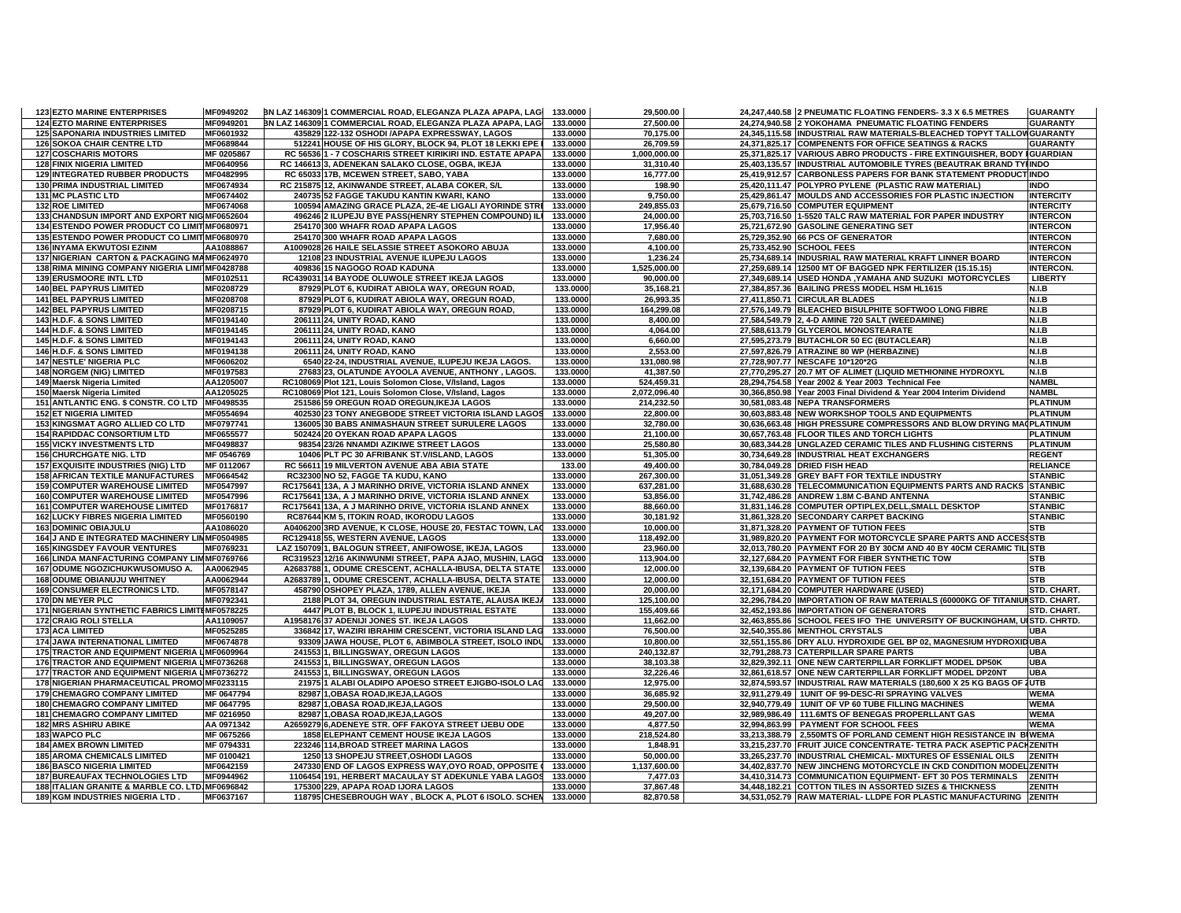| | | | | | | | | |
|---|---|---|---|---|---|---|---|---|
| 123 | EZTO MARINE ENTERPRISES | MF0949202 | BN LAZ 146309 1 COMMERCIAL ROAD, ELEGANZA PLAZA APAPA, LAG | 133.0000 | 29,500.00 | 24,247,440.58 | 2 PNEUMATIC FLOATING FENDERS- 3.3 X 6.5 METRES | GUARANTY |
| 124 | EZTO MARINE ENTERPRISES | MF0949201 | BN LAZ 146309 1 COMMERCIAL ROAD, ELEGANZA PLAZA APAPA, LAG | 133.0000 | 27,500.00 | 24,274,940.58 | 2 YOKOHAMA PNEUMATIC FLOATING FENDERS | GUARANTY |
| 125 | SAPONARIA INDUSTRIES LIMITED | MF0601932 | 435829 122-132 OSHODI /APAPA EXPRESSWAY, LAGOS | 133.0000 | 70,175.00 | 24,345,115.58 | INDUSTRIAL RAW MATERIALS-BLEACHED TOPYT TALLOW | GUARANTY |
| 126 | SOKOA CHAIR CENTRE LTD | MF0689844 | 512241 HOUSE OF HIS GLORY, BLOCK 94, PLOT 18 LEKKI EPE | 133.0000 | 26,709.59 | 24,371,825.17 | COMPENENTS FOR OFFICE SEATINGS & RACKS | GUARANTY |
| 127 | COSCHARIS MOTORS | MF 0205867 | RC 56536 1 - 7 COSCHARIS STREET KIRIKIRI IND. ESTATE APAPA | 133.0000 | 1,000,000.00 | 25,371,825.17 | VARIOUS ABRO PRODUCTS - FIRE EXTINGUISHER, BODY | GUARDIAN |
| 128 | FINIX NIGERIA LIMITED | MF0640956 | RC 146613 3, ADENEKAN SALAKO CLOSE, OGBA, IKEJA | 133.0000 | 31,310.40 | 25,403,135.57 | INDUSTRIAL AUTOMOBILE TYRES (BEAUTRAK BRAND TYR | INDO |
| 129 | INTEGRATED RUBBER PRODUCTS | MF0482995 | RC 65033 17B, MCEWEN STREET, SABO, YABA | 133.0000 | 16,777.00 | 25,419,912.57 | CARBONLESS PAPERS FOR BANK STATEMENT PRODUCT | INDO |
| 130 | PRIMA INDUSTRIAL LIMITED | MF0674934 | RC 215875 12, AKINWANDE STREET, ALABA COKER, S/L | 133.0000 | 198.90 | 25,420,111.47 | POLYPRO PYLENE (PLASTIC RAW MATERIAL) | INDO |
| 131 | MC PLASTIC LTD | MF0674402 | 240735 52 FAGGE TAKUDU KANTIN KWARI, KANO | 133.0000 | 9,750.00 | 25,429,861.47 | MOULDS AND ACCESSORIES FOR PLASTIC INJECTION | INTERCITY |
| 132 | ROE LIMITED | MF0674068 | 100594 AMAZING GRACE PLAZA, 2E-4E LIGALI AYORINDE STRE | 133.0000 | 249,855.03 | 25,679,716.50 | COMPUTER EQUIPMENT | INTERCITY |
| 133 | CHANDSUN IMPORT AND EXPORT NIG | MF0652604 | 496246 2 ILUPEJU BYE PASS(HENRY STEPHEN COMPOUND) IL | 133.0000 | 24,000.00 | 25,703,716.50 | 1-5520 TALC RAW MATERIAL FOR PAPER INDUSTRY | INTERCON |
| 134 | ESTENDO POWER PRODUCT CO LIMIT | MF0680971 | 254170 300 WHAFR ROAD APAPA LAGOS | 133.0000 | 17,956.40 | 25,721,672.90 | GASOLINE GENERATING SET | INTERCON |
| 135 | ESTENDO POWER PRODUCT CO LIMIT | MF0680970 | 254170 300 WHAFR ROAD APAPA LAGOS | 133.0000 | 7,680.00 | 25,729,352.90 | 66 PCS OF GENERATOR | INTERCON |
| 136 | INYAMA EKWUTOSI EZINM | AA1088867 | A1009028 26 HAILE SELASSIE STREET ASOKORO ABUJA | 133.0000 | 4,100.00 | 25,733,452.90 | SCHOOL FEES | INTERCON |
| 137 | NIGERIAN CARTON & PACKAGING MA | MF0624970 | 12108 23 INDUSTRIAL AVENUE ILUPEJU LAGOS | 133.0000 | 1,236.24 | 25,734,689.14 | INDUSRIAL RAW MATERIAL KRAFT LINNER BOARD | INTERCON |
| 138 | RIMA MINING COMPANY NIGERIA LIMI | MF0428788 | 409836 15 NAGOGO ROAD KADUNA | 133.0000 | 1,525,000.00 | 27,259,689.14 | 12500 MT OF BAGGED NPK FERTILIZER (15.15.15) | INTERCON. |
| 139 | ERUSMOORE INTL LTD | MF0102511 | RC439031 14 BAYODE OLUWOLE STREET IKEJA LAGOS | 133.0000 | 90,000.00 | 27,349,689.14 | USED HONDA ,YAMAHA AND SUZUKI MOTORCYCLES | LIBERTY |
| 140 | BEL PAPYRUS LIMITED | MF0208729 | 87929 PLOT 6, KUDIRAT ABIOLA WAY, OREGUN ROAD, | 133.0000 | 35,168.21 | 27,384,857.36 | BAILING PRESS MODEL HSM HL1615 | N.I.B |
| 141 | BEL PAPYRUS LIMITED | MF0208708 | 87929 PLOT 6, KUDIRAT ABIOLA WAY, OREGUN ROAD, | 133.0000 | 26,993.35 | 27,411,850.71 | CIRCULAR BLADES | N.I.B |
| 142 | BEL PAPYRUS LIMITED | MF0208715 | 87929 PLOT 6, KUDIRAT ABIOLA WAY, OREGUN ROAD, | 133.0000 | 164,299.08 | 27,576,149.79 | BLEACHED BISULPHITE SOFTWOO LONG FIBRE | N.I.B |
| 143 | H.D.F. & SONS LIMITED | MF0194140 | 206111 24, UNITY ROAD, KANO | 133.0000 | 8,400.00 | 27,584,549.79 | 2, 4-D AMINE 720 SALT (WEEDAMINE) | N.I.B |
| 144 | H.D.F. & SONS LIMITED | MF0194145 | 206111 24, UNITY ROAD, KANO | 133.0000 | 4,064.00 | 27,588,613.79 | GLYCEROL MONOSTEARATE | N.I.B |
| 145 | H.D.F. & SONS LIMITED | MF0194143 | 206111 24, UNITY ROAD, KANO | 133.0000 | 6,660.00 | 27,595,273.79 | BUTACHLOR 50 EC (BUTACLEAR) | N.I.B |
| 146 | H.D.F. & SONS LIMITED | MF0194138 | 206111 24, UNITY ROAD, KANO | 133.0000 | 2,553.00 | 27,597,826.79 | ATRAZINE 80 WP (HERBAZINE) | N.I.B |
| 147 | NESTLE' NIGERIA PLC | MF0606202 | 6540 22-24, INDUSTRIAL AVENUE, ILUPEJU IKEJA LAGOS. | 133.0000 | 131,080.98 | 27,728,907.77 | NESCAFE 10*120*2G | N.I.B |
| 148 | NORGEM (NIG) LIMITED | MF0197583 | 27683 23, OLATUNDE AYOOLA AVENUE, ANTHONY , LAGOS. | 133.0000 | 41,387.50 | 27,770,295.27 | 20.7 MT OF ALIMET (LIQUID METHIONINE HYDROXYL | N.I.B |
| 149 | Maersk Nigeria Limited | AA1205007 | RC108069 Plot 121, Louis Solomon Close, V/Island, Lagos | 133.0000 | 524,459.31 | 28,294,754.58 | Year 2002 & Year 2003 Technical Fee | NAMBL |
| 150 | Maersk Nigeria Limited | AA1205025 | RC108069 Plot 121, Louis Solomon Close, V/Island, Lagos | 133.0000 | 2,072,096.40 | 30,366,850.98 | Year 2003 Final Dividend & Year 2004 Interim Dividend | NAMBL |
| 151 | ANTLANTIC ENG. $ CONSTR. CO LTD | MF0498535 | 251586 59 OREGUN ROAD OREGUN,IKEJA LAGOS | 133.0000 | 214,232.50 | 30,581,083.48 | NEPA TRANSFORMERS | PLATINUM |
| 152 | ET NIGERIA LIMITED | MF0554694 | 402530 23 TONY ANEGBODE STREET VICTORIA ISLAND LAGOS | 133.0000 | 22,800.00 | 30,603,883.48 | NEW WORKSHOP TOOLS AND EQUIPMENTS | PLATINUM |
| 153 | KINGSMAT AGRO ALLIED CO LTD | MF0797741 | 136005 30 BABS ANIMASHAUN STREET SURULERE LAGOS | 133.0000 | 32,780.00 | 30,636,663.48 | HIGH PRESSURE COMPRESSORS AND BLOW DRYING MA | PLATINUM |
| 154 | RAPIDDAC CONSORTIUM LTD | MF0655577 | 502424 20 OYEKAN ROAD APAPA LAGOS | 133.0000 | 21,100.00 | 30,657,763.48 | FLOOR TILES AND TORCH LIGHTS | PLATINUM |
| 155 | VICKY INVESTMENTS LTD | MF0498837 | 98354 23/26 NNAMDI AZIKIWE STREET LAGOS | 133.0000 | 25,580.80 | 30,683,344.28 | UNGLAZED CERAMIC TILES AND FLUSHING CISTERNS | PLATINUM |
| 156 | CHURCHGATE NIG. LTD | MF 0546769 | 10406 PLT PC 30 AFRIBANK ST.V/ISLAND, LAGOS | 133.0000 | 51,305.00 | 30,734,649.28 | INDUSTRIAL HEAT EXCHANGERS | REGENT |
| 157 | EXQUISITE INDUSTRIES (NIG) LTD | MF 0112067 | RC 56611 19 MILVERTON AVENUE ABA ABIA STATE | 133.00 | 49,400.00 | 30,784,049.28 | DRIED FISH HEAD | RELIANCE |
| 158 | AFRICAN TEXTILE MANUFACTURES | MF0664542 | RC32300 NO 52, FAGGE TA KUDU, KANO | 133.0000 | 267,300.00 | 31,051,349.28 | GREY BAFT FOR TEXTILE INDUSTRY | STANBIC |
| 159 | COMPUTER WAREHOUSE LIMITED | MF0547997 | RC175641 13A, A J MARINHO DRIVE, VICTORIA ISLAND ANNEX | 133.0000 | 637,281.00 | 31,688,630.28 | TELECOMMUNICATION EQUIPMENTS PARTS AND RACKS | STANBIC |
| 160 | COMPUTER WAREHOUSE LIMITED | MF0547996 | RC175641 13A, A J MARINHO DRIVE, VICTORIA ISLAND ANNEX | 133.0000 | 53,856.00 | 31,742,486.28 | ANDREW 1.8M C-BAND ANTENNA | STANBIC |
| 161 | COMPUTER WAREHOUSE LIMITED | MF0176817 | RC175641 13A, A J MARINHO DRIVE, VICTORIA ISLAND ANNEX | 133.0000 | 88,660.00 | 31,831,146.28 | COMPUTER OPTIPLEX,DELL,SMALL DESKTOP | STANBIC |
| 162 | LUCKY FIBRES NIGERIA LIMITED | MF0560190 | RC87644 KM 5, ITOKIN ROAD, IKORODU LAGOS | 133.0000 | 30,181.92 | 31,861,328.20 | SECONDARY CARPET BACKING | STANBIC |
| 163 | DOMINIC OBIAJULU | AA1086020 | A0406200 3RD AVENUE, K CLOSE, HOUSE 20, FESTAC TOWN, LAG | 133.0000 | 10,000.00 | 31,871,328.20 | PAYMENT OF TUTION FEES | STB |
| 164 | J AND E INTEGRATED MACHINERY LIM | MF0504985 | RC129418 55, WESTERN AVENUE, LAGOS | 133.0000 | 118,492.00 | 31,989,820.20 | PAYMENT FOR MOTORCYCLE SPARE PARTS AND ACCESS | STB |
| 165 | KINGSDEY FAVOUR VENTURES | MF0769231 | LAZ 150709 1, BALOGUN STREET, ANIFOWOSE, IKEJA, LAGOS | 133.0000 | 23,960.00 | 32,013,780.20 | PAYMENT FOR 20 BY 30CM AND 40 BY 40CM CERAMIC TIL | STB |
| 166 | LINDA MANFACTURING COMPANY LIM | MF0769766 | RC319523 12/16 AKINWUNMI STREET, PAPA AJAO, MUSHIN, LAGO | 133.0000 | 113,904.00 | 32,127,684.20 | PAYMENT FOR FIBER SYNTHETIC TOW | STB |
| 167 | ODUME NGOZICHUKWUSOMUSO A. | AA0062945 | A2683788 1, ODUME CRESCENT, ACHALLA-IBUSA, DELTA STATE | 133.0000 | 12,000.00 | 32,139,684.20 | PAYMENT OF TUTION FEES | STB |
| 168 | ODUME OBIANUJU WHITNEY | AA0062944 | A2683789 1, ODUME CRESCENT, ACHALLA-IBUSA, DELTA STATE | 133.0000 | 12,000.00 | 32,151,684.20 | PAYMENT OF TUTION FEES | STB |
| 169 | CONSUMER ELECTRONICS LTD. | MF0578147 | 458790 OSHOPEY PLAZA, 1789, ALLEN AVENUE, IKEJA | 133.0000 | 20,000.00 | 32,171,684.20 | COMPUTER HARDWARE (USED) | STD. CHART. |
| 170 | DN MEYER PLC | MF0792341 | 2188 PLOT 34, OREGUN INDUSTRIAL ESTATE, ALAUSA IKEJA | 133.0000 | 125,100.00 | 32,296,784.20 | IMPORTATION OF RAW MATERIALS (60000KG OF TITANIU | STD. CHART. |
| 171 | NIGERIAN SYNTHETIC FABRICS LIMITE | MF0578225 | 4447 PLOT B, BLOCK 1, ILUPEJU INDUSTRIAL ESTATE | 133.0000 | 155,409.66 | 32,452,193.86 | IMPORTATION OF GENERATORS | STD. CHART. |
| 172 | CRAIG ROLI STELLA | AA1109057 | A1958176 37 ADENIJI JONES ST. IKEJA LAGOS | 133.0000 | 11,662.00 | 32,463,855.86 | SCHOOL FEES IFO THE UNIVERSITY OF BUCKINGHAM, U | STD. CHRTD. |
| 173 | ACA LIMITED | MF0525285 | 336842 17, WAZIRI IBRAHIM CRESCENT, VICTORIA ISLAND LAG | 133.0000 | 76,500.00 | 32,540,355.86 | MENTHOL CRYSTALS | UBA |
| 174 | JAWA INTERNATIONAL LIMITED | MF0674878 | 93309 JAWA HOUSE, PLOT 6, ABIMBOLA STREET, ISOLO INDU | 133.0000 | 10,800.00 | 32,551,155.86 | DRY ALU. HYDROXIDE GEL BP 02, MAGNESIUM HYDROXID | UBA |
| 175 | TRACTOR AND EQUIPMENT NIGERIA L | MF0609964 | 241553 1, BILLINGSWAY, OREGUN LAGOS | 133.0000 | 240,132.87 | 32,791,288.73 | CATERPILLAR SPARE PARTS | UBA |
| 176 | TRACTOR AND EQUIPMENT NIGERIA L | MF0736268 | 241553 1, BILLINGSWAY, OREGUN LAGOS | 133.0000 | 38,103.38 | 32,829,392.11 | ONE NEW CARTERPILLAR FORKLIFT MODEL DP50K | UBA |
| 177 | TRACTOR AND EQUIPMENT NIGERIA L | MF0736272 | 241553 1, BILLINGSWAY, OREGUN LAGOS | 133.0000 | 32,226.46 | 32,861,618.57 | ONE NEW CARTERPILLAR FORKLIFT MODEL DP20NT | UBA |
| 178 | NIGERIAN PHARMACEUTICAL PROMO | MF0233115 | 21975 1 ALABI OLADIPO APOESO STREET EJIGBO-ISOLO LAG | 133.0000 | 12,975.00 | 32,874,593.57 | INDUSTRIAL RAW MATERIALS (180,600 X 25 KG BAGS OF | UTB |
| 179 | CHEMAGRO COMPANY LIMITED | MF 0647794 | 82987 1,OBASA ROAD,IKEJA,LAGOS | 133.0000 | 36,685.92 | 32,911,279.49 | 1UNIT OF 99-DESC-RI SPRAYING VALVES | WEMA |
| 180 | CHEMAGRO COMPANY LIMITED | MF 0647795 | 82987 1,OBASA ROAD,IKEJA,LAGOS | 133.0000 | 29,500.00 | 32,940,779.49 | 1UNIT OF VP 60 TUBE FILLING MACHINES | WEMA |
| 181 | CHEMAGRO COMPANY LIMITED | MF 0216950 | 82987 1,OBASA ROAD,IKEJA,LAGOS | 133.0000 | 49,207.00 | 32,989,986.49 | 111.6MTS OF BENEGAS PROPERLLANT GAS | WEMA |
| 182 | MRS ASHIRU ABIKE | AA 0971342 | A2659279 6,ADENEYE STR. OFF FAKOYA STREET IJEBU ODE | 133.0000 | 4,877.50 | 32,994,863.99 | PAYMENT FOR SCHOOL FEES | WEMA |
| 183 | WAPCO PLC | MF 0675266 | 1858 ELEPHANT CEMENT HOUSE IKEJA LAGOS | 133.0000 | 218,524.80 | 33,213,388.79 | 2,550MTS OF PORLAND CEMENT HIGH RESISTANCE IN B | WEMA |
| 184 | AMEX BROWN LIMITED | MF 0794331 | 223246 114,BROAD STREET MARINA LAGOS | 133.0000 | 1,848.91 | 33,215,237.70 | FRUIT JUICE CONCENTRATE- TETRA PACK ASEPTIC PACK | ZENITH |
| 185 | AROMA CHEMICALS LIMITED | MF 0100421 | 1250 13 SHOPEJU STREET,OSHODI LAGOS | 133.0000 | 50,000.00 | 33,265,237.70 | INDUSTRIAL CHEMICAL- MIXTURES OF ESSENIAL OILS | ZENITH |
| 186 | BASCO NIGERIA LIMITED | MF0642159 | 247330 END OF LAGOS EXPRESS WAY,OYO ROAD, OPPOSITE | 133.0000 | 1,137,600.00 | 34,402,837.70 | NEW JINCHENG MOTORCYCLE IN CKD CONDITION MODEL | ZENITH |
| 187 | BUREAUFAX TECHNOLOGIES LTD | MF0944962 | 1106454 191, HERBERT MACAULAY ST ADEKUNLE YABA LAGOS | 133.0000 | 7,477.03 | 34,410,314.73 | COMMUNICATION EQUIPMENT- EFT 30 POS TERMINALS | ZENITH |
| 188 | ITALIAN GRANITE & MARBLE CO. LTD. | MF0696842 | 175300 229, APAPA ROAD IJORA LAGOS | 133.0000 | 37,867.48 | 34,448,182.21 | COTTON TILES IN ASSORTED SIZES & THICKNESS | ZENITH |
| 189 | KGM INDUSTRIES NIGERIA LTD . | MF0637167 | 118795 CHESEBROUGH WAY , BLOCK A, PLOT 6 ISOLO. SCHEN | 133.0000 | 82,870.58 | 34,531,052.79 | RAW MATERIAL- LLDPE FOR PLASTIC MANUFACTURING | ZENITH |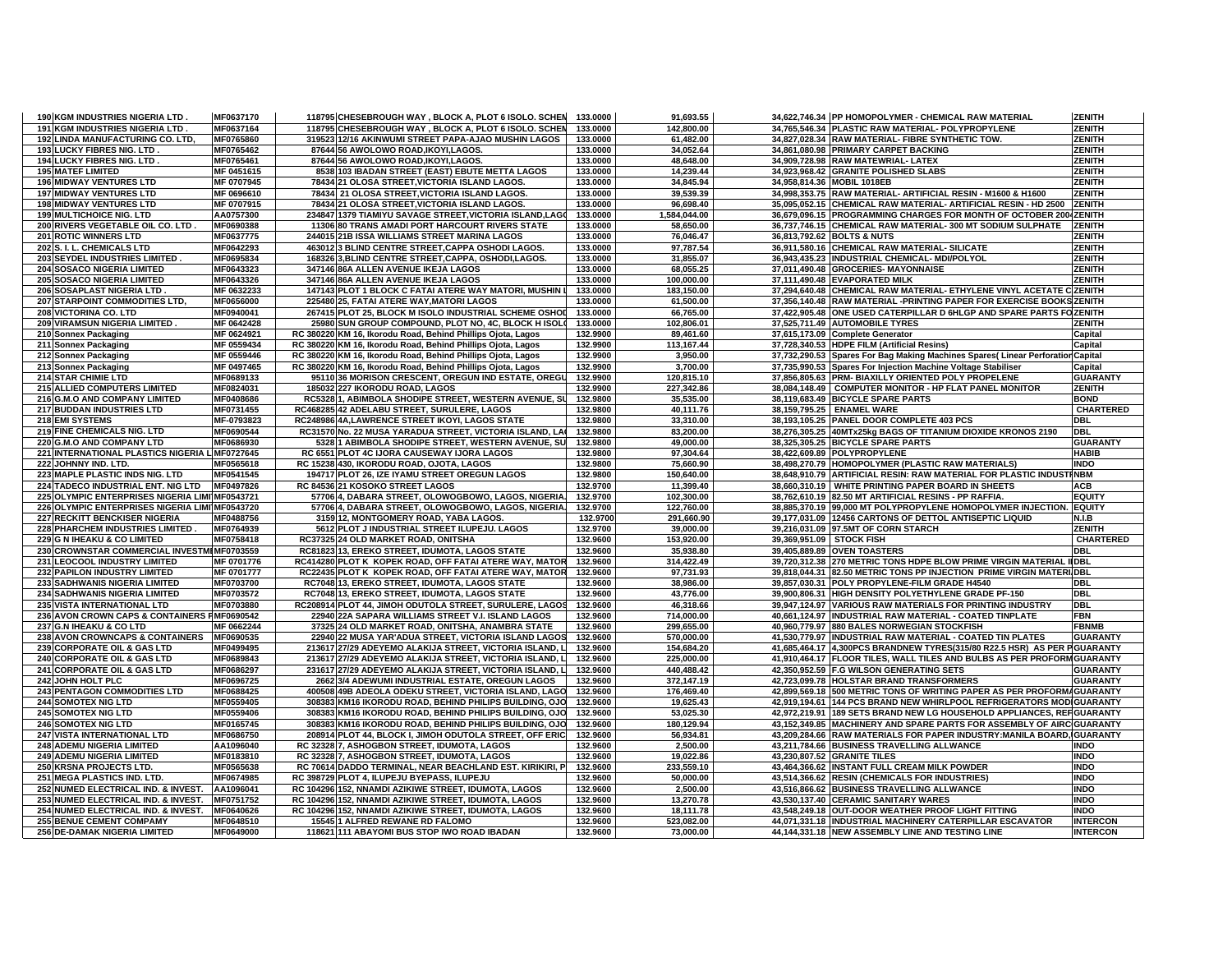| | | | | | | | | |
|---|---|---|---|---|---|---|---|---|
| 190 | KGM INDUSTRIES NIGERIA LTD . | MF0637170 | 118795 | CHESEBROUGH WAY , BLOCK A, PLOT 6 ISOLO. SCHEM | 133.0000 | 91,693.55 | 34,622,746.34 | PP HOMOPOLYMER - CHEMICAL RAW MATERIAL | ZENITH |
| 191 | KGM INDUSTRIES NIGERIA LTD . | MF0637164 | 118795 | CHESEBROUGH WAY , BLOCK A, PLOT 6 ISOLO. SCHEM | 133.0000 | 142,800.00 | 34,765,546.34 | PLASTIC RAW MATERIAL- POLYPROPYLENE | ZENITH |
| 192 | LINDA MANUFACTURING CO. LTD, | MF0765860 | 319523 | 12/16 AKINWUMI STREET PAPA-AJAO MUSHIN LAGOS | 133.0000 | 61,482.00 | 34,827,028.34 | RAW MATERIAL- FIBRE SYNTHETIC TOW. | ZENITH |
| 193 | LUCKY FIBRES NIG. LTD . | MF0765462 | 87644 | 56 AWOLOWO ROAD,IKOYI,LAGOS. | 133.0000 | 34,052.64 | 34,861,080.98 | PRIMARY CARPET BACKING | ZENITH |
| 194 | LUCKY FIBRES NIG. LTD . | MF0765461 | 87644 | 56 AWOLOWO ROAD,IKOYI,LAGOS. | 133.0000 | 48,648.00 | 34,909,728.98 | RAW MATEWRIAL- LATEX | ZENITH |
| 195 | MATEF LIMITED | MF 0451615 | 8538 | 103 IBADAN STREET (EAST) EBUTE METTA LAGOS | 133.0000 | 14,239.44 | 34,923,968.42 | GRANITE POLISHED SLABS | ZENITH |
| 196 | MIDWAY VENTURES LTD | MF 0707945 | 78434 | 21 OLOSA STREET,VICTORIA ISLAND LAGOS. | 133.0000 | 34,845.94 | 34,958,814.36 | MOBIL 1018EB | ZENITH |
| 197 | MIDWAY VENTURES LTD | MF 0696610 | 78434 | 21 OLOSA STREET,VICTORIA ISLAND LAGOS. | 133.0000 | 39,539.39 | 34,998,353.75 | RAW MATERIAL- ARTIFICIAL RESIN - M1600 & H1600 | ZENITH |
| 198 | MIDWAY VENTURES LTD | MF 0707915 | 78434 | 21 OLOSA STREET,VICTORIA ISLAND LAGOS. | 133.0000 | 96,698.40 | 35,095,052.15 | CHEMICAL RAW MATERIAL- ARTIFICIAL RESIN - HD 2500 | ZENITH |
| 199 | MULTICHOICE NIG. LTD | AA0757300 | 234847 | 1379 TIAMIYU SAVAGE STREET,VICTORIA ISLAND,LAGO | 133.0000 | 1,584,044.00 | 36,679,096.15 | PROGRAMMING CHARGES FOR MONTH OF OCTOBER 2004 | ZENITH |
| 200 | RIVERS VEGETABLE OIL CO. LTD . | MF0690388 | 11306 | 80 TRANS AMADI PORT HARCOURT RIVERS STATE | 133.0000 | 58,650.00 | 36,737,746.15 | CHEMICAL RAW MATERIAL- 300 MT SODIUM SULPHATE | ZENITH |
| 201 | ROTIC WINNERS LTD | MF0637775 | 244015 | 21B ISSA WILLIAMS STREET MARINA LAGOS | 133.0000 | 76,046.47 | 36,813,792.62 | BOLTS & NUTS | ZENITH |
| 202 | S. I. L. CHEMICALS LTD | MF0642293 | 463012 | 3 BLIND CENTRE STREET,CAPPA OSHODI LAGOS. | 133.0000 | 97,787.54 | 36,911,580.16 | CHEMICAL RAW MATERIAL- SILICATE | ZENITH |
| 203 | SEYDEL INDUSTRIES LIMITED . | MF0695834 | 168326 | 3,BLIND CENTRE STREET,CAPPA, OSHODI,LAGOS. | 133.0000 | 31,855.07 | 36,943,435.23 | INDUSTRIAL CHEMICAL- MDI/POLYOL | ZENITH |
| 204 | SOSACO NIGERIA LIMITED | MF0643323 | 347146 | 86A ALLEN AVENUE IKEJA LAGOS | 133.0000 | 68,055.25 | 37,011,490.48 | GROCERIES- MAYONNAISE | ZENITH |
| 205 | SOSACO NIGERIA LIMITED | MF0643326 | 347146 | 86A ALLEN AVENUE IKEJA LAGOS | 133.0000 | 100,000.00 | 37,111,490.48 | EVAPORATED MILK | ZENITH |
| 206 | SOSAPLAST NIGERIA LTD . | MF 0632233 | 147143 | PLOT 1 BLOCK C FATAI ATERE WAY MATORI, MUSHIN L | 133.0000 | 183,150.00 | 37,294,640.48 | CHEMICAL RAW MATERIAL- ETHYLENE VINYL ACETATE C | ZENITH |
| 207 | STARPOINT COMMODITIES LTD, | MF0656000 | 225480 | 25, FATAI ATERE WAY,MATORI LAGOS | 133.0000 | 61,500.00 | 37,356,140.48 | RAW MATERIAL -PRINTING PAPER FOR EXERCISE BOOKS | ZENITH |
| 208 | VICTORINA CO. LTD | MF0940041 | 267415 | PLOT 25, BLOCK M ISOLO INDUSTRIAL SCHEME OSHOD | 133.0000 | 66,765.00 | 37,422,905.48 | ONE USED CATERPILLAR D 6HLGP AND SPARE PARTS FO | ZENITH |
| 209 | VIRAMSUN NIGERIA LIMITED . | MF 0642428 | 25980 | SUN GROUP COMPOUND, PLOT NO, 4C, BLOCK H ISOLO | 133.0000 | 102,806.01 | 37,525,711.49 | AUTOMOBILE TYRES | ZENITH |
| 210 | Sonnex Packaging | MF 0624921 | RC 380220 | KM 16, Ikorodu Road, Behind Phillips Ojota, Lagos | 132.9900 | 89,461.60 | 37,615,173.09 | Complete Generator | Capital |
| 211 | Sonnex Packaging | MF 0559434 | RC 380220 | KM 16, Ikorodu Road, Behind Phillips Ojota, Lagos | 132.9900 | 113,167.44 | 37,728,340.53 | HDPE FILM (Artificial Resins) | Capital |
| 212 | Sonnex Packaging | MF 0559446 | RC 380220 | KM 16, Ikorodu Road, Behind Phillips Ojota, Lagos | 132.9900 | 3,950.00 | 37,732,290.53 | Spares For Bag Making Machines Spares( Linear Perforation | Capital |
| 213 | Sonnex Packaging | MF 0497465 | RC 380220 | KM 16, Ikorodu Road, Behind Phillips Ojota, Lagos | 132.9900 | 3,700.00 | 37,735,990.53 | Spares For Injection Machine Voltage Stabiliser | Capital |
| 214 | STAR CHIMIE LTD | MF0689133 | 95110 | 36 MORISON CRESCENT, OREGUN IND ESTATE, OREGU | 132.9900 | 120,815.10 | 37,856,805.63 | PRM- BIAXILLY ORIENTED POLY PROPELENE | GUARANTY |
| 215 | ALLIED COMPUTERS LIMITED | MF0824031 | 185032 | 227 IKORODU ROAD, LAGOS | 132.9900 | 227,342.86 | 38,084,148.49 | COMPUTER MONITOR - HP FLAT PANEL MONITOR | ZENITH |
| 216 | G.M.O AND COMPANY LIMITED | MF0408686 | RC5328 | 1, ABIMBOLA SHODIPE STREET, WESTERN AVENUE, SU | 132.9800 | 35,535.00 | 38,119,683.49 | BICYCLE SPARE PARTS | BOND |
| 217 | BUDDAN INDUSTRIES LTD | MF0731455 | RC468285 | 42 ADELABU STREET, SURULERE, LAGOS | 132.9800 | 40,111.76 | 38,159,795.25 | ENAMEL WARE | CHARTERED |
| 218 | EMI SYSTEMS | MF-0793823 | RC248986 | 4A,LAWRENCE STREET IKOYI, LAGOS STATE | 132.9800 | 33,310.00 | 38,193,105.25 | PANEL DOOR COMPLETE 403 PCS | DBL |
| 219 | FINE CHEMICALS NIG. LTD | MF0690544 | RC31570 | No. 22 MUSA YARADUA STREET, VICTORIA ISLAND, LAG | 132.9800 | 83,200.00 | 38,276,305.25 | 40MTx25kg BAGS OF TITANIUM DIOXIDE KRONOS 2190 | DBL |
| 220 | G.M.O AND COMPANY LTD | MF0686930 | 5328 | 1 ABIMBOLA SHODIPE STREET, WESTERN AVENUE, SU | 132.9800 | 49,000.00 | 38,325,305.25 | BICYCLE SPARE PARTS | GUARANTY |
| 221 | INTERNATIONAL PLASTICS NIGERIA L | MF0727645 | RC 6551 | PLOT 4C IJORA CAUSEWAY IJORA LAGOS | 132.9800 | 97,304.64 | 38,422,609.89 | POLYPROPYLENE | HABIB |
| 222 | JOHNNY IND. LTD. | MF0565618 | RC 15238 | 430, IKORODU ROAD, OJOTA, LAGOS | 132.9800 | 75,660.90 | 38,498,270.79 | HOMOPOLYMER (PLASTIC RAW MATERIALS) | INDO |
| 223 | MAPLE PLASTIC INDS NIG. LTD | MF0541545 | 194717 | PLOT 26, IZE IYAMU STREET OREGUN LAGOS | 132.9800 | 150,640.00 | 38,648,910.79 | ARTIFICIAL RESIN: RAW MATERIAL FOR PLASTIC INDUSTR | NBM |
| 224 | TADECO INDUSTRIAL ENT. NIG LTD | MF0497826 | RC 84536 | 21 KOSOKO STREET LAGOS | 132.9700 | 11,399.40 | 38,660,310.19 | WHITE PRINTING PAPER BOARD IN SHEETS | ACB |
| 225 | OLYMPIC ENTERPRISES NIGERIA LIMI | MF0543721 | 57706 | 4, DABARA STREET, OLOWOGBOWO, LAGOS, NIGERIA. | 132.9700 | 102,300.00 | 38,762,610.19 | 82.50 MT ARTIFICIAL RESINS - PP RAFFIA. | EQUITY |
| 226 | OLYMPIC ENTERPRISES NIGERIA LIMI | MF0543720 | 57706 | 4, DABARA STREET, OLOWOGBOWO, LAGOS, NIGERIA. | 132.9700 | 122,760.00 | 38,885,370.19 | 99,000 MT POLYPROPYLENE HOMOPOLYMER INJECTION. | EQUITY |
| 227 | RECKITT BENCKISER NIGERIA | MF0488756 | 3159 | 12, MONTGOMERY ROAD, YABA LAGOS. | 132.9700 | 291,660.90 | 39,177,031.09 | 12456 CARTONS OF DETTOL ANTISEPTIC LIQUID | N.I.B |
| 228 | PHARCHEM INDUSTRIES LIMITED . | MF0764939 | 5612 | PLOT J INDUSTRIAL STREET ILUPEJU. LAGOS | 132.9700 | 39,000.00 | 39,216,031.09 | 97.5MT OF CORN STARCH | ZENITH |
| 229 | G N IHEAKU & CO LIMITED | MF0758418 | RC37325 | 24 OLD MARKET ROAD, ONITSHA | 132.9600 | 153,920.00 | 39,369,951.09 | STOCK FISH | CHARTERED |
| 230 | CROWNSTAR COMMERCIAL INVESTM | MF0703559 | RC81823 | 13, EREKO STREET, IDUMOTA, LAGOS STATE | 132.9600 | 35,938.80 | 39,405,889.89 | OVEN TOASTERS | DBL |
| 231 | LEOCOOL INDUSTRY LIMITED | MF 0701776 | RC414280 | PLOT K KOPEK ROAD, OFF FATAI ATERE WAY, MATOR | 132.9600 | 314,422.49 | 39,720,312.38 | 270 METRIC TONS HDPE BLOW PRIME VIRGIN MATERIAL I | DBL |
| 232 | PAPILON INDUSTRY LIMITED | MF 0701777 | RC22435 | PLOT K KOPEK ROAD, OFF FATAI ATERE WAY, MATOR | 132.9600 | 97,731.93 | 39,818,044.31 | 82.50 METRIC TONS PP INJECTION PRIME VIRGIN MATERI | DBL |
| 233 | SADHWANIS NIGERIA LIMITED | MF0703700 | RC7048 | 13, EREKO STREET, IDUMOTA, LAGOS STATE | 132.9600 | 38,986.00 | 39,857,030.31 | POLY PROPYLENE-FILM GRADE H4540 | DBL |
| 234 | SADHWANIS NIGERIA LIMITED | MF0703572 | RC7048 | 13, EREKO STREET, IDUMOTA, LAGOS STATE | 132.9600 | 43,776.00 | 39,900,806.31 | HIGH DENSITY POLYETHYLENE GRADE PF-150 | DBL |
| 235 | VISTA INTERNATIONAL LTD | MF0703880 | RC208914 | PLOT 44, JIMOH ODUTOLA STREET, SURULERE, LAGOS | 132.9600 | 46,318.66 | 39,947,124.97 | VARIOUS RAW MATERIALS FOR PRINTING INDUSTRY | DBL |
| 236 | AVON CROWN CAPS & CONTAINERS N | MF0690542 | 22940 | 22A SAPARA WILLIAMS STREET V.I. ISLAND LAGOS | 132.9600 | 714,000.00 | 40,661,124.97 | INDUSTRIAL RAW MATERIAL - COATED TINPLATE | FBN |
| 237 | G.N IHEAKU & CO LTD | MF 0662244 | 37325 | 24 OLD MARKET ROAD, ONITSHA, ANAMBRA STATE | 132.9600 | 299,655.00 | 40,960,779.97 | 880 BALES NORWEGIAN STOCKFISH | FBNMB |
| 238 | AVON CROWNCAPS & CONTAINERS | MF0690535 | 22940 | 22 MUSA YAR'ADUA STREET, VICTORIA ISLAND LAGOS | 132.9600 | 570,000.00 | 41,530,779.97 | INDUSTRIAL RAW MATERIAL - COATED TIN PLATES | GUARANTY |
| 239 | CORPORATE OIL & GAS LTD | MF0499495 | 213617 | 27/29 ADEYEMO ALAKIJA STREET, VICTORIA ISLAND, L | 132.9600 | 154,684.20 | 41,685,464.17 | 4,300PCS BRANDNEW TYRES(315/80 R22.5 HSR) AS PER P | GUARANTY |
| 240 | CORPORATE OIL & GAS LTD | MF0689843 | 213617 | 27/29 ADEYEMO ALAKIJA STREET, VICTORIA ISLAND, L | 132.9600 | 225,000.00 | 41,910,464.17 | FLOOR TILES, WALL TILES AND BULBS AS PER PROFORM | GUARANTY |
| 241 | CORPORATE OIL & GAS LTD | MF0686297 | 231617 | 27/29 ADEYEMO ALAKIJA STREET, VICTORIA ISLAND, L | 132.9600 | 440,488.42 | 42,350,952.59 | F.G WILSON GENERATING SETS | GUARANTY |
| 242 | JOHN HOLT PLC | MF0696725 | 2662 | 3/4 ADEWUMI INDUSTRIAL ESTATE, OREGUN LAGOS | 132.9600 | 372,147.19 | 42,723,099.78 | HOLSTAR BRAND TRANSFORMERS | GUARANTY |
| 243 | PENTAGON COMMODITIES LTD | MF0688425 | 400508 | 49B ADEOLA ODEKU STREET, VICTORIA ISLAND, LAGO | 132.9600 | 176,469.40 | 42,899,569.18 | 500 METRIC TONS OF WRITING PAPER AS PER PROFORMA | GUARANTY |
| 244 | SOMOTEX NIG LTD | MF0559405 | 308383 | KM16 IKORODU ROAD, BEHIND PHILIPS BUILDING, OJO | 132.9600 | 19,625.43 | 42,919,194.61 | 144 PCS BRAND NEW WHIRLPOOL REFRIGERATORS MOD | GUARANTY |
| 245 | SOMOTEX NIG LTD | MF0559406 | 308383 | KM16 IKORODU ROAD, BEHIND PHILIPS BUILDING, OJO | 132.9600 | 53,025.30 | 42,972,219.91 | 189 SETS BRAND NEW LG HOUSEHOLD APPLIANCES, REF | GUARANTY |
| 246 | SOMOTEX NIG LTD | MF0165745 | 308383 | KM16 IKORODU ROAD, BEHIND PHILIPS BUILDING, OJO | 132.9600 | 180,129.94 | 43,152,349.85 | MACHINERY AND SPARE PARTS FOR ASSEMBLY OF AIRC | GUARANTY |
| 247 | VISTA INTERNATIONAL LTD | MF0686750 | 208914 | PLOT 44, BLOCK I, JIMOH ODUTOLA STREET, OFF ERIC | 132.9600 | 56,934.81 | 43,209,284.66 | RAW MATERIALS FOR PAPER INDUSTRY:MANILA BOARD, | GUARANTY |
| 248 | ADEMU NIGERIA LIMITED | AA1096040 | RC 32328 | 7, ASHOGBON STREET, IDUMOTA, LAGOS | 132.9600 | 2,500.00 | 43,211,784.66 | BUSINESS TRAVELLING ALLWANCE | INDO |
| 249 | ADEMU NIGERIA LIMITED | MF0183810 | RC 32328 | 7, ASHOGBON STREET, IDUMOTA, LAGOS | 132.9600 | 19,022.86 | 43,230,807.52 | GRANITE TILES | INDO |
| 250 | KRSNA PROJECTS LTD. | MF0565638 | RC 70614 | DADDO TERMINAL, NEAR BEACHLAND EST. KIRIKIRI, P | 132.9600 | 233,559.10 | 43,464,366.62 | INSTANT FULL CREAM MILK POWDER | INDO |
| 251 | MEGA PLASTICS IND. LTD. | MF0674985 | RC 398729 | PLOT 4, ILUPEJU BYEPASS, ILUPEJU | 132.9600 | 50,000.00 | 43,514,366.62 | RESIN (CHEMICALS FOR INDUSTRIES) | INDO |
| 252 | NUMED ELECTRICAL IND. & INVEST. | AA1096041 | RC 104296 | 152, NNAMDI AZIKIWE STREET, IDUMOTA, LAGOS | 132.9600 | 2,500.00 | 43,516,866.62 | BUSINESS TRAVELLING ALLWANCE | INDO |
| 253 | NUMED ELECTRICAL IND. & INVEST. | MF0751752 | RC 104296 | 152, NNAMDI AZIKIWE STREET, IDUMOTA, LAGOS | 132.9600 | 13,270.78 | 43,530,137.40 | CERAMIC SANITARY WARES | INDO |
| 254 | NUMED ELECTRICAL IND. & INVEST. | MF0640626 | RC 104296 | 152, NNAMDI AZIKIWE STREET, IDUMOTA, LAGOS | 132.9600 | 18,111.78 | 43,548,249.18 | OUT-DOOR WEATHER PROOF LIGHT FITTING | INDO |
| 255 | BENUE CEMENT COMPAMY | MF0648510 | 15545 | 1 ALFRED REWANE RD FALOMO | 132.9600 | 523,082.00 | 44,071,331.18 | INDUSTRIAL MACHINERY CATERPILLAR ESCAVATOR | INTERCON |
| 256 | DE-DAMAK NIGERIA LIMITED | MF0649000 | 118621 | 111 ABAYOMI BUS STOP IWO ROAD IBADAN | 132.9600 | 73,000.00 | 44,144,331.18 | NEW ASSEMBLY LINE AND TESTING LINE | INTERCON |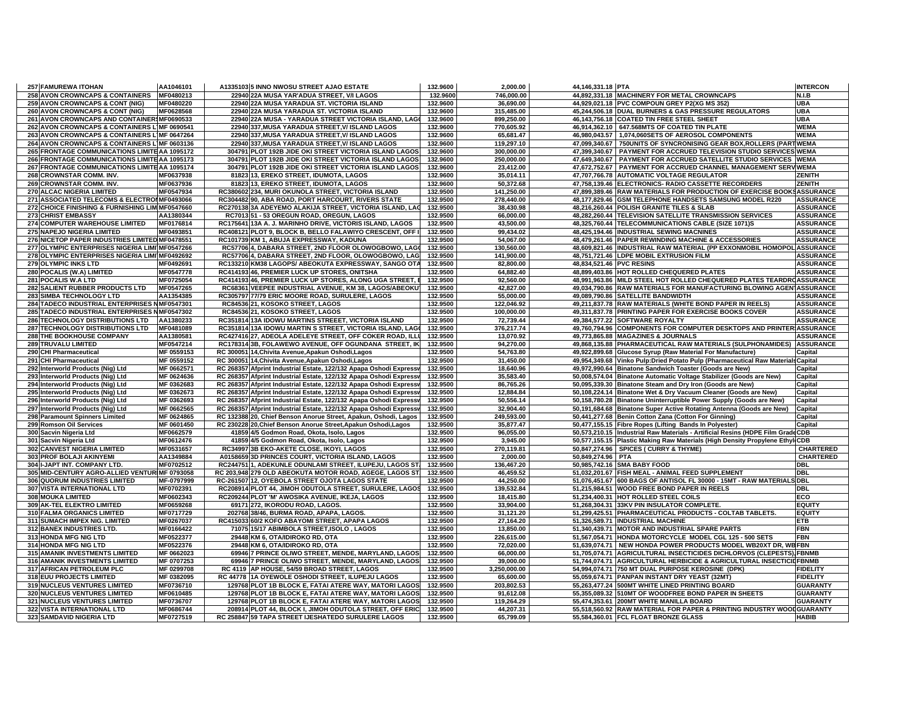| | | | | | | | | | |
|---|---|---|---|---|---|---|---|---|---|
| 257 | FAMUREWA ITOHAN | AA1046101 | A1335103 | 5 INNO NWOSU STREET AJAO ESTATE | 132.9600 | 2,000.00 | 44,146,331.18 | PTA | INTERCON |
| 258 | AVON CROWNCAPS & CONTAINERS | MF0480213 | 22940 | 22A MUSA YAR'ADUA STREET, V/I LAGOS | 132.9600 | 746,000.00 | 44,892,331.18 | MACHINERY FOR METAL CROWNCAPS | N.I.B |
| 259 | AVON CROWNCAPS & CONT (NIG) | MF0480220 | 22940 | 22A MUSA YARADUA ST. VICTORIA ISLAND | 132.9600 | 36,690.00 | 44,929,021.18 | PVC COMPOUN GREY P2(XG MS 352) | UBA |
| 260 | AVON CROWNCAPS & CONT (NIG) | MF0628568 | 22940 | 22A MUSA YARADUA ST. VICTORIA ISLAND | 132.9600 | 315,485.00 | 45,244,506.18 | DUAL BURNERS & GAS PRESSURE REGULATORS | UBA |
| 261 | AVON CROWNCAPS AND CONTAINERS | MF0690533 | 22940 | 22A MUSA - YARADUA STREET VICTORIA ISLAND, LAGO | 132.9600 | 899,250.00 | 46,143,756.18 | COATED TIN FREE STEEL SHEET | UBA |
| 262 | AVON CROWNCAPS & CONTAINERS L | MF 0690541 | 22940 | 337,MUSA YARADUA STREET,V/ ISLAND LAGOS | 132.9600 | 770,605.92 | 46,914,362.10 | 647.568MTS OF COATED TIN PLATE | WEMA |
| 263 | AVON CROWNCAPS & CONTAINERS L | MF 0647264 | 22940 | 337,MUSA YARADUA STREET,V/ ISLAND LAGOS | 132.9600 | 65,681.47 | 46,980,043.57 | 1,074,060SETS OF AEROSOL COMPONENTS | WEMA |
| 264 | AVON CROWNCAPS & CONTAINERS L | MF 0603136 | 22940 | 337,MUSA YARADUA STREET,V/ ISLAND LAGOS | 132.9600 | 119,297.10 | 47,099,340.67 | 750UNITS OF SYNCRONISING GEAR BOX,ROLLERS (PART | WEMA |
| 265 | FRONTAGE COMMUNICATIONS LIMITE | AA 1095172 | 304791 | PLOT 192B JIDE OKI STREET VICTORIA ISLAND LAGOS | 132.9600 | 300,000.00 | 47,399,340.67 | PAYMENT FOR ACCRUED TELEVISION STUDIO SERVICES | WEMA |
| 266 | FRONTAGE COMMUNICATIONS LIMITE | AA 1095173 | 304791 | PLOT 192B JIDE OKI STREET VICTORIA ISLAND LAGOS | 132.9600 | 250,000.00 | 47,649,340.67 | PAYMENT FOR ACCRUED SATELLITE STUDIO SERVICES | WEMA |
| 267 | FRONTAGE COMMUNICATIONS LIMITE | AA 1095174 | 304791 | PLOT 192B JIDE OKI STREET VICTORIA ISLAND LAGOS | 132.9600 | 23,412.00 | 47,672,752.67 | PAYMENT FOR ACCRUED CHANNEL MANAGEMENT SERV | WEMA |
| 268 | CROWNSTAR COMM. INV. | MF0637938 | 81823 | 13, EREKO STREET, IDUMOTA, LAGOS | 132.9600 | 35,014.11 | 47,707,766.78 | AUTOMATIC VOLTAGE REGULATOR | ZENITH |
| 269 | CROWNSTAR COMM. INV. | MF0637936 | 81823 | 13, EREKO STREET, IDUMOTA, LAGOS | 132.9600 | 50,372.68 | 47,758,139.46 | ELECTRONICS- RADIO CASSETTE RECORDERS | ZENITH |
| 270 | ALCAC NIGERIA LIMITED | MF0547934 | RC380602 | 234, MURI OKUNOLA STREET, VICTORIA ISLAND | 132.9500 | 141,250.00 | 47,899,389.46 | RAW MATERIALS FOR PRODUCTION OF EXERCISE BOOKS | ASSURANCE |
| 271 | ASSOCIATED TELECOMS & ELECTRO | MF0493066 | RC304482 | 90, ABA ROAD, PORT HARCOURT, RIVERS STATE | 132.9500 | 278,440.00 | 48,177,829.46 | GSM TELEPHONE HANDSETS SAMSUNG MODEL R220 | ASSURANCE |
| 272 | CHOICE FINISHING & FURNISHING LIM | MF0547660 | RC270138 | 3A ADEYEMO ALAKIJA STREET, VICTORIA ISLAND, LAG | 132.9500 | 38,430.98 | 48,216,260.44 | POLISH GRANITE TILES & SLAB | ASSURANCE |
| 273 | CHRIST EMBASSY | AA1380344 | RC7013 | 51 - 53 OREGUN ROAD, OREGUN, LAGOS | 132.9500 | 66,000.00 | 48,282,260.44 | TELEVISION SATELLITE TRANSMISSION SERVICES | ASSURANCE |
| 274 | COMPUTER WAREHOUSE LIMITED | MF0176814 | RC175641 | 13A A. J. MARINHO DRIVE, VICTORIS ISLAND, LAGOS | 132.9500 | 43,500.00 | 48,325,760.44 | TELECOMMUNICATIONS CABLE (SIZE 1071)S | ASSURANCE |
| 275 | NAPEJO NIGERIA LIMITED | MF0493851 | RC408121 | PLOT 9, BLOCK B, BELLO FALAWIYO CRESCENT, OFF I | 132.9500 | 99,434.02 | 48,425,194.46 | INDUSTRIAL SEWING MACNINES | ASSURANCE |
| 276 | NICETOP PAPER INDUSTRIES LIMITED | MF0478551 | RC101739 | KM 1, ABUJA EXPRESSWAY, KADUNA | 132.9500 | 54,067.00 | 48,479,261.46 | PAPER REWINDING MACHINE & ACCESSORIES | ASSURANCE |
| 277 | OLYMPIC ENTERPRISES NIGERIA LIMI | MF0547266 | RC57706 | 4, DABARA STREET, 2ND FLOOR OLOWOGBOWO, LAG | 132.9500 | 130,560.00 | 48,609,821.46 | INDUSTRIAL RAW MATERIAL (PP EXXONMOBIL HOMOPOL | ASSURANCE |
| 278 | OLYMPIC ENTERPRISES NIGERIA LIMI | MF0492692 | RC57706 | 4, DABARA STREET, 2ND FLOOR, OLOWOGBOWO, LAG | 132.9500 | 141,900.00 | 48,751,721.46 | LDPE MOBIL EXTRUSION FILM | ASSURANCE |
| 279 | OLYMPIC INKS LTD | MF0492691 | RC133210 | KM38 LAGOPS/ ABEOKUTA EXPRESSWAY, SANGO OTA | 132.9500 | 82,800.00 | 48,834,521.46 | PVC RESINS | ASSURANCE |
| 280 | POCALIS (W.A) LIMITED | MF0547778 | RC414193 | 46, PREMIER LUCK UP STORES, ONITSHA | 132.9500 | 64,882.40 | 48,899,403.86 | HOT ROLLED CHEQUERED PLATES | ASSURANCE |
| 281 | POCALIS W.A LTD | MF0725054 | RC414193 | 46, PREMIER LUCK UP STORES, ALONG UGA STREET, | 132.9500 | 92,560.00 | 48,991,963.86 | MILD STEEL HOT ROLLED CHEQUERED PLATES TEARDRO | ASSURANCE |
| 282 | SALIENT RUBBER PRODUCTS LTD | MF0547265 | RC68361 | VEEPEE INDUSTRIAL AVENUE, KM 38, LAGOS/ABEOKU | 132.9500 | 42,827.00 | 49,034,790.86 | RAW MATERIALS FOR MANUFACTURING BLOWING AGENT | ASSURANCE |
| 283 | SIMBA TECHNOLOGY LTD | AA1354385 | RC305797 | 77/79 ERIC MOORE ROAD, SURULERE, LAGOS | 132.9500 | 55,000.00 | 49,089,790.86 | SATELLITE BANDWIDTH | ASSURANCE |
| 284 | TADECO INDUSTRIAL ENTERPRISES N | MF0547301 | RC84536 | 21, KOSOKO STREET, LAGOS | 132.9500 | 122,046.92 | 49,211,837.78 | RAW MATERIALS (WHITE BOND PAPER IN REELS) | ASSURANCE |
| 285 | TADECO INDUSTRIAL ENTERPRISES N | MF0547302 | RC84536 | 21, KOSOKO STREET, LAGOS | 132.9500 | 100,000.00 | 49,311,837.78 | PRINTING PAPER FOR EXERCISE BOOKS COVER | ASSURANCE |
| 286 | TECHNOLOGY DISTRIBUTIONS LTD | AA1380233 | RC351814 | 13A IDOWU MARTINS STREEET, VICTORIA ISLAND | 132.9500 | 72,739.44 | 49,384,577.22 | SOFTWARE ROYALTY | ASSURANCE |
| 287 | TECHNOLOGY DISTRIBUTIONS LTD | MF0481089 | RC351814 | 13A IDOWU MARTIN S STREET, VICTORIA ISLAND, LAG | 132.9500 | 376,217.74 | 49,760,794.96 | COMPONENTS FOR COMPUTER DESKTOPS AND PRINTER | ASSURANCE |
| 288 | THE BOOKHOUSE COMPANY | AA1380581 | RC427416 | 27, ADEOLA ADELEYE STREET, OFF COKER ROAD, ILL | 132.9500 | 13,070.92 | 49,773,865.88 | MAGAZINES & JOURNALS | ASSURANCE |
| 289 | TRUVALU LIMITED | MF0547214 | RC178314 | 3B, FOLAWEWO AVENUE, OFF OGUNDANA STREET, IK | 132.9500 | 94,270.00 | 49,868,135.88 | PHARMACEUTICAL RAW MATERIALS (SULPHONAMIDES) | ASSURANCE |
| 290 | CHI Pharmaceutical | MF 0559153 | RC 300051 | 14,Chivita Avenue,Apakun Oshodi,Lagos | 132.9500 | 54,763.80 | 49,922,899.68 | Glucose Syrup (Raw Material For Manufacture) | Capital |
| 291 | CHI Pharmaceutical | MF 0559152 | RC 300051 | 14,Chivita Avenue,Apakun Oshodi,Lagos | 132.9500 | 31,450.00 | 49,954,349.68 | Vinko Pulp:Dried Potato Pulp (Pharmaceutical Raw Materials | Capital |
| 292 | Interworld Products (Nig) Ltd | MF 0662571 | RC 268357 | Afprint Industrial Estate, 122/132 Apapa Oshodi Express | 132.9500 | 18,640.96 | 49,972,990.64 | Binatone Sandwich Toaster (Goods are New) | Capital |
| 293 | Interworld Products (Nig) Ltd | MF 0624636 | RC 268357 | Afprint Industrial Estate, 122/132 Apapa Oshodi Express | 132.9500 | 35,583.40 | 50,008,574.04 | Binatone Automatic Voltage Stabilizer (Goods are New) | Capital |
| 294 | Interworld Products (Nig) Ltd | MF 0362683 | RC 268357 | Afprint Industrial Estate, 122/132 Apapa Oshodi Express | 132.9500 | 86,765.26 | 50,095,339.30 | Binatone Steam and Dry Iron (Goods are New) | Capital |
| 295 | Interworld Products (Nig) Ltd | MF 0362673 | RC 268357 | Afprint Industrial Estate, 122/132 Apapa Oshodi Express | 132.9500 | 12,884.84 | 50,108,224.14 | Binatone Wet & Dry Vacuum Cleaner (Goods are New) | Capital |
| 296 | Interworld Products (Nig) Ltd | MF 0362693 | RC 268357 | Afprint Industrial Estate, 122/132 Apapa Oshodi Express | 132.9500 | 50,556.14 | 50,158,780.28 | Binatone Uninterruptible Power Supply (Goods are New) | Capital |
| 297 | Interworld Products (Nig) Ltd | MF 0662565 | RC 268357 | Afprint Industrial Estate, 122/132 Apapa Oshodi Express | 132.9500 | 32,904.40 | 50,191,684.68 | Binatone Super Active Rotating Antenna (Goods are New) | Capital |
| 298 | Paramount Spinners Limited | MF 0624865 | RC 132388 | 20, Chief Benson Anorue Street, Apakun, Oshodi, Lagos | 132.9500 | 249,593.00 | 50,441,277.68 | Benin Cotton Zana (Cotton For Ginning) | Capital |
| 299 | Romson Oil Services | MF 0601450 | RC 230228 | 20,Chief Benson Anorue Street,Apakun Oshodi,Lagos | 132.9500 | 35,877.47 | 50,477,155.15 | Fibre Ropes (Lifting Bands In Polyester) | Capital |
| 300 | Sacvin Nigeria Ltd | MF0662579 | 41859 | 4/5 Godmon Road, Okota, Isolo, Lagos | 132.9500 | 96,055.00 | 50,573,210.15 | Industrial Raw Materials - Artificial Resins (HDPE Film Grade | CDB |
| 301 | Sacvin Nigeria Ltd | MF0612476 | 41859 | 4/5 Godmon Road, Okota, Isolo, Lagos | 132.9500 | 3,945.00 | 50,577,155.15 | Plastic Making Raw Materials (High Density Propylene Ethyl | CDB |
| 302 | CANVEST NIGERIA LIMITED | MF0531657 | RC34997 | 3B EKO-AKETE CLOSE, IKOYI, LAGOS | 132.9500 | 270,119.81 | 50,847,274.96 | SPICES ( CURRY & THYME) | CHARTERED |
| 303 | PROF BOLAJI AKINYEMI | AA1349884 | A0158659 | 3D PRINCES COURT, VICTORIA ISLAND, LAGOS | 132.9500 | 2,000.00 | 50,849,274.96 | PTA | CHARTERED |
| 304 | I-JAPT INT. COMPANY LTD. | MF0702512 | RC244751 | 1, ADEKUNLE ODUNLAMI STREET, ILUPEJU, LAGOS ST | 132.9500 | 136,467.20 | 50,985,742.16 | SMA BABY FOOD | DBL |
| 305 | MID-CENTURY AGRO-ALLIED VENTUR | MF 0793058 | RC 203,948 | 279 OLD ABEOKUTA MOTOR ROAD, AGEGE, LAGOS ST | 132.9500 | 46,459.52 | 51,032,201.67 | FISH MEAL - ANIMAL FEED SUPPLEMENT | DBL |
| 306 | QUORUM INDUSTRIES LIMITED | MF-0797999 | RC-261507 | 12, OYEBOLA STREET OJOTA LAGOS STATE | 132.9500 | 44,250.00 | 51,076,451.67 | 600 BAGS OF ANTISOL FL 30000 - 15MT - RAW MATERIALS | DBL |
| 307 | VISTA INTERNATIONAL LTD | MF0702391 | RC208914 | PLOT 44, JIMOH ODUTOLA STREET, SURULERE, LAGOS | 132.9500 | 139,532.84 | 51,215,984.51 | WOOD FREE BOND PAPER IN REELS | DBL |
| 308 | MOUKA LIMITED | MF0602343 | RC209244 | PLOT 'M' AWOSIKA AVENUE, IKEJA, LAGOS | 132.9500 | 18,415.80 | 51,234,400.31 | HOT ROLLED STEEL COILS | ECO |
| 309 | AK-TEL ELEKTRO LIMITED | MF0659268 | 69171 | 272, IKORODU ROAD, LAGOS. | 132.9500 | 33,904.00 | 51,268,304.31 | 33KV PIN INSULATOR COMPLETE. | EQUITY |
| 310 | FALMA ORGANICS LIMITED | MF0717729 | 202768 | 38/46, BURMA ROAD, APAPA, LAGOS. | 132.9500 | 31,121.20 | 51,299,425.51 | PHARMACEUTICAL PRODUCTS - COLTAB TABLETS. | EQUITY |
| 311 | SUMACH IMPEX NIG. LIMITED | MF0267037 | RC415033 | 60/2 KOFO ABAYOMI STREET, APAPA LAGOS | 132.9500 | 27,164.20 | 51,326,589.71 | INDUSTRIAL MACHINE | ETB |
| 312 | BANEX INDUSTRIES LTD. | MF0166422 | 71075 | 15/17 ABIMBOLA STREET,ISOLO , LAGOS | 132.9500 | 13,850.00 | 51,340,439.71 | MOTOR AND INDUSTRIAL SPARE PARTS | FBN |
| 313 | HONDA MFG NIG LTD | MF0522377 | 29448 | KM 6, OTA/IDIROKO RD, OTA | 132.9500 | 226,615.00 | 51,567,054.71 | HONDA MOTORCYCLE MODEL CGL 125 - 500 SETS | FBN |
| 314 | HONDA MFG NIG LTD | MF0522376 | 29448 | KM 6, OTA/IDIROKO RD, OTA | 132.9500 | 72,020.00 | 51,639,074.71 | NEW HONDA POWER PRODUCTS MODEL WB20XT DR, WB | FBN |
| 315 | AMANIK INVESTMENTS LIMITED | MF 0662023 | 69946 | 7 PRINCE OLIWO STREET, MENDE, MARYLAND, LAGOS | 132.9500 | 66,000.00 | 51,705,074.71 | AGRICULTURAL INSECTICIDES DICHLORVOS (CLEPESTS) | FBNMB |
| 316 | AMANIK INVESTMENTS LIMITED | MF 0707253 | 69946 | 7 PRINCE OLIWO STREET, MENDE, MARYLAND, LAGOS | 132.9500 | 39,000.00 | 51,744,074.71 | AGRICULTURAL HERBICIDE & AGRICULTURAL INSECTICID | FBNMB |
| 317 | AFRICAN PETROLEUM PLC | MF 0299708 | RC 4119 | AP HOUSE, 54/59 BROAD STREET, LAGOS | 132.9500 | 3,250,000.00 | 54,994,074.71 | 750 MT DUAL PURPOSE KEROSINE (DPK) | FIDELITY |
| 318 | EUU PROJECTS LIMITED | MF 0382095 | RC 44778 | 1A OYEWOLE OSHODI STREET, ILUPEJU LAGOS | 132.9500 | 65,600.00 | 55,059,674.71 | PANPAN INSTANT DRY YEAST (32MT) | FIDELITY |
| 319 | NUCLEUS VENTURES LIMITED | MF0736710 | 129768 | PLOT 1B BLOCK E, FATAI ATERE WAY, MATORI LAGOS | 132.9500 | 203,802.53 | 55,263,477.24 | 500MT WHITE LINED PRINTING BOARD | GUARANTY |
| 320 | NUCLEUS VENTURES LIMITED | MF0610485 | 129768 | PLOT 1B BLOCK E, FATAI ATERE WAY, MATORI LAGOS | 132.9500 | 91,612.08 | 55,355,089.32 | 510MT OF WOODFREE BOND PAPER IN SHEETS | GUARANTY |
| 321 | NUCLEUS VENTURES LIMITED | MF0736707 | 129768 | PLOT 1B BLOCK E, FATAI ATERE WAY, MATORI LAGOS | 132.9500 | 119,264.29 | 55,474,353.61 | 200MT WHITE MANILLA BOARD | GUARANTY |
| 322 | VISTA INTERNATIONAL LTD | MF0686744 | 208914 | PLOT 44, BLOCK I, JIMOH ODUTOLA STREET, OFF ERIC | 132.9500 | 44,207.31 | 55,518,560.92 | RAW MATERIAL FOR PAPER & PRINTING INDUSTRY WOO | GUARANTY |
| 323 | SAMDAVID NIGERIA LTD | MF0727519 | RC 258847 | 59 TAPA STREET IJESHATEDO SURULERE LAGOS | 132.9500 | 65,799.09 | 55,584,360.01 | FCL FLOAT BRONZE GLASS | HABIB |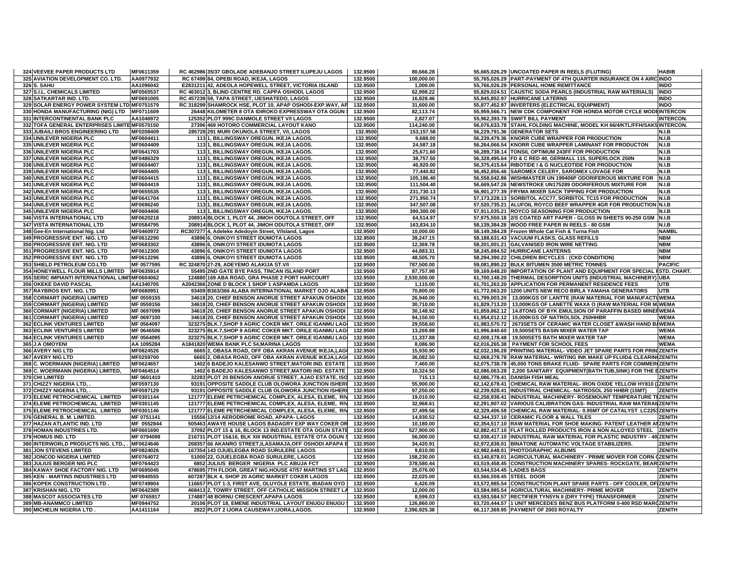| | | | | | | | | | |
|---|---|---|---|---|---|---|---|---|---|
| 324 | VEEVEE PAPER PRODUCTS LTD | MF0611359 | RC 462986 | 35/37 GBOLADE ADEBANJO STREET ILUPEJU LAGOS | 132.9500 | 80,666.28 | 55,665,026.29 | UNCOATED PAPER IN REELS (FLUTING) | HABIB |
| 325 | AVIATION DEVELOPMENT CO. LTD. | AA0977932 | RC 67499 | 84, OPEBI ROAD, IKEJA, LAGOS | 132.9500 | 100,000.00 | 55,765,026.29 | PART-PAYMENT OF 4TH QUARTER INSURANCE ON 4 AIRC | INDO |
| 326 | S. SAHU | AA1096042 | E2831211 | 42, ADEOLA HOPEWELL STREET, VICTORIA ISLAND | 132.9500 | 1,000.00 | 55,766,026.29 | PERSONAL HOME REMITTANCE | INDO |
| 327 | S.I.L. CHEMICALS LIMITED | MF0565537 | RC 463012 | 3, BLIND CENTRE RD. CAPPA OSHODI, LAGOS | 132.9500 | 62,998.22 | 55,829,024.51 | CAUSTIC SODA PEARLS (INDUSTRIAL RAW MATERIALS) | INDO |
| 328 | SATKARTAR IND. LTD. | MF0691005 | RC 457239 | 59, TAPA STREET, IJESHATEDO, LAGOS | 132.9500 | 16,828.46 | 55,845,852.97 | HURRICANE LATERNS | INDO |
| 329 | SOLAR ENERGY POWER SYSTEM LTD | MF0751579 | RC 318299 | SHAMROCK HSE, PLOT 10, APAP OSHODI-EXP.WAY, AP | 132.9500 | 31,600.00 | 55,877,452.97 | INVERTERS (ELECTRICAL EQUIPMENT) | INDO |
| 330 | HONDA MANUFACTURING (NIG) LTD | MF0711609 | 26448 | KILOMETER 8 OTA IDIROKO EXPRESSWAY OTA OGUN S | 132.9500 | 82,113.74 | 55,959,566.71 | NEW CDK COMPONENT FOR HONDA MOTOR CYCLE MODE | INTERCON |
| 331 | INTERCONTINENTAL BANK PLC | AA1046972 | 125352 | PLOT 999C DANMOLE STREET V/I LAGOS | 132.9500 | 2,827.07 | 55,962,393.78 | SWIFT BILL PAYMENT | INTERCON. |
| 332 | TOFA GENERAL ENTERPRISES LIMITE | MF0570150 | 27396 | 469 HOTORO COMMERCIAL LAYOUT KANO | 132.9500 | 114,240.00 | 56,076,633.78 | STAHL FOLDING MACHINE, MODEL KH 66/4/KTL/FFH/SAKS | INTERCON. |
| 333 | JUBAILI BROS ENGINEERING LTD | MF0208409 | 285728 | 291 MURI OKUNOLA STREET, V/I, LAGOS | 132.9500 | 153,157.58 | 56,229,791.36 | GENERATOR SETS | N.I.B |
| 334 | UNILEVER NIGERIA PLC | MF0604411 | 113 | 1, BILLINGSWAY OREGUN, IKEJA LAGOS. | 132.9500 | 9,688.00 | 56,239,479.36 | KNORR CUBE WRAPPER FOR PRODUCTION | N.I.B |
| 335 | UNILEVER NIGERIA PLC | MF0604409 | 113 | 1, BILLINGSWAY OREGUN, IKEJA LAGOS. | 132.9500 | 24,587.18 | 56,264,066.54 | KNORR CUBE WRAPPER LAMINANT FOR PRODUCTON | N.I.B |
| 336 | UNILEVER NIGERIA PLC | MF0641703 | 113 | 1, BILLINGSWAY OREGUN, IKEJA LAGOS. | 132.9500 | 25,671.60 | 56,289,738.14 | TONSIL OPTIMUM 243FF FOR PRODUCTION | N.I.B |
| 337 | UNILEVER NIGERIA PLC | MF0486329 | 113 | 1, BILLINGSWAY OREGUN, IKEJA LAGOS. | 132.9500 | 38,757.50 | 56,328,495.64 | FD & C RED 40, GERMALL 115, SUPERLOCK 250N | N.I.B |
| 338 | UNILEVER NIGERIA PLC | MF0604407 | 113 | 1, BILLINGSWAY OREGUN, IKEJA LAGOS. | 132.9500 | 46,920.00 | 56,375,415.64 | RIBOTIDE I & G NUCLEOTIDE FOR PRODUCTION | N.I.B |
| 339 | UNILEVER NIGERIA PLC | MF0604405 | 113 | 1, BILLINGSWAY OREGUN, IKEJA LAGOS. | 132.9500 | 77,440.82 | 56,452,856.46 | SAROMEX CELERY, SAROMEX LOVAGE FOR | N.I.B |
| 340 | UNILEVER NIGERIA PLC | MF0604415 | 113 | 1, BILLINGSWAY OREGUN, IKEJA LAGOS. | 132.9500 | 105,186.40 | 56,558,042.86 | WISHMASTER UN 199406P ODORIFEROUS MIXTURE FOR | N.I.B |
| 341 | UNILEVER NIGERIA PLC | MF0604419 | 113 | 1, BILLINGSWAY OREGUN, IKEJA LAGOS. | 132.9500 | 111,504.40 | 56,669,547.26 | NEWSTROKE UN175289 ODORIFEROUS MIXTURE FOR | N.I.B |
| 342 | UNILEVER NIGERIA PLC | MF0655535 | 113 | 1, BILLINGSWAY OREGUN, IKEJA LAGOS. | 132.9500 | 231,730.13 | 56,901,277.39 | FRYMA MIXER SACK TIPPING FOR PRODUCTION | N.I.B |
| 343 | UNILEVER NIGERIA PLC | MF0641704 | 113 | 1, BILLINGSWAY OREGUN, IKEJA LAGOS. | 132.9500 | 271,950.74 | 57,173,228.13 | SORBITOL ACC77, SORBITOL TC15 FOR PRODUCTION | N.I.B |
| 344 | UNILEVER NIGERIA PLC | MF0696240 | 113 | 1, BILLINGSWAY OREGUN, IKEJA LAGOS. | 132.9500 | 347,507.08 | 57,520,735.21 | ALUFOIL ROYCO BEEF WRAPPER 4GR FOR PRODUCTION | N.I.B |
| 345 | UNILEVER NIGERIA PLC | MF0604406 | 113 | 1, BILLINGSWAY OREGUN, IKEJA LAGOS. | 132.9500 | 390,300.00 | 57,911,035.21 | ROYCO SEASONING FOR PRODUCTION | N.I.B |
| 346 | VISTA INTERNATIONAL LTD | MF0620218 | 208914 | BLOCK 1, PLOT 44, JIMOH ODUTOLA STREET, OFF | 132.9500 | 64,514.97 | 57,975,550.18 | 2/S COATED ART PAPER - GLOSS IN SHEETS 90-250 GSM | N.I.B |
| 347 | VISTA INTERNATIONAL LTD | MF0584795 | 208914 | BLOCK 1, PLOT 44, JIMOH ODUTOLA STREET, OFF | 132.9500 | 163,834.10 | 58,139,384.28 | WOOD FREE PAPER IN REELS - 80 GSM | N.I.B |
| 348 | Gee-En International Nig. Ltd | MF0460972 | RC307277 | 4, Adeleke Adedoyin Street, V/Island, Lagos | 132.9500 | 10,000.00 | 58,149,384.28 | Frozen Whole Cat Fish & Turna Fish | NAMBL |
| 349 | PROGRESSIVE ENT. NIG. LTD | MF0612290 | 43896 | 6, ONIKOYI STREET IDUMOTA LAGOS | 132.9500 | 39,247.15 | 58,188,631.43 | VACUUM FLASKS, GLASS REFILLS | NBM |
| 350 | PROGRESSIVE ENT. NIG. LTD | MF0683302 | 43896 | 6, ONIKOYI STREET IDUMOTA LAGOS | 132.9500 | 12,369.78 | 58,201,001.21 | GALVANISED IRON WIRE NETTING | NBM |
| 351 | PROGRESSIVE ENT. NIG. LTD | MF0612300 | 43896 | 6, ONIKOYI STREET IDUMOTA LAGOS | 132.9500 | 44,883.31 | 58,245,884.52 | HURRICANE LANTERNS | NBM |
| 352 | PROGRESSIVE ENT. NIG. LTD | MF0612296 | 43896 | 6, ONIKOYI STREET IDUMOTA LAGOS | 132.9500 | 48,505.70 | 58,294,390.22 | CHILDREN BICYCLES : (CKD CONDITION) | NBM |
| 353 | SHIELD PETROLEUM CO.LTD | MF 0577595 | RC 324870 | 27-29, ADEYEMO ALAKIJA ST.V/I | 132.9500 | 787,500.00 | 59,081,890.22 | BULK BITUMEN 3500 METRIC TONNES | PACIFIC |
| 354 | HONEYWELL FLOUR MILLS LIMITED | MF0635914 | 55495 | 2ND GATE BYE PASS, TINCAN ISLAND PORT | 132.9500 | 87,757.98 | 59,169,648.20 | IMPORTATION OF PLANT AND EQUIPMENT FOR SPECIAL F | STD. CHART. |
| 355 | SERIC IMPIANTI INTERNATIONAL LIMIT | MF0604062 | 124880 | 169 ABA ROAD, GRA PHASE 2 PORT HARCOURT | 132.9500 | 2,530,500.00 | 61,700,148.20 | THERMAL DESORPTION UNITS (INDUSTRIAL MACHINERY) | UBA |
| 356 | OKEKE DAVID PASCAL | AA1340705 | A2042366 | ZONE D BLOCK 1 SHOP 1 ASPAMDA LAGOS | 132.9500 | 1,115.00 | 61,701,263.20 | APPLICATION FOR PERMANENT RESIDENCE FEES | UTB |
| 357 | RAYBROS ENT. NIG. LTD | MF0680951 | 93409 | B363/366 ALABA INTERNATIONAL MARKET OJO ALABA | 132.9500 | 70,800.00 | 61,772,063.20 | 1200 UNITS NEW RECO BIRLA YAMAHA GENERATORS | UTB |
| 358 | CORMART (NIGERIA) LIMITED | MF 0559155 | 34618 | 20, CHIEF BENSON ANORUE STREET APAKUN OSHODI | 132.9500 | 26,940.00 | 61,799,003.20 | 13,000KGS OF LANTTE (RAW MATERIAL FOR MANUFACTU | WEMA |
| 359 | CORMART (NIGERIA) LIMITED | MF 0559156 | 34618 | 20, CHIEF BENSON ANORUE STREET APAKUN OSHODI | 132.9500 | 30,710.00 | 61,829,713.20 | 13,000KGS OF LANETTE WAXA O (RAW MATERIAL FOR M | WEMA |
| 360 | CORMART (NIGERIA) LIMITED | MF 0697099 | 34618 | 20, CHIEF BENSON ANORUE STREET APAKUN OSHODI | 132.9500 | 30,148.92 | 61,859,862.12 | 14.8TONS OF BYK EMULSION OF PARAFFIN BASED MINER | WEMA |
| 361 | CORMART (NIGERIA) LIMITED | MF 0697100 | 34618 | 20, CHIEF BENSON ANORUE STREET APAKUN OSHODI | 132.9500 | 94,150.00 | 61,954,012.12 | 15,000KGS OF NATROLSOL 250HHBR | WEMA |
| 362 | ECLINK VENTURES LIMITED | MF 0564097 | 323275 | BLK.7,SHOP 9 AGRIC COKER MKT. ORILE IGANMU LAG | 132.9500 | 29,558.60 | 61,983,570.72 | 2673SETS OF CERAMIC WATER CLOSET &WASH HAND BA | WEMA |
| 363 | ECLINK VENTURES LIMITED | MF 0646506 | 323275 | BLK.7,SHOP 9 AGRIC COKER MKT. ORILE IGANMU LAG | 132.9500 | 13,269.88 | 61,996,840.60 | 19,500SETS BASIN MIXER WATER TAP | WEMA |
| 364 | ECLINK VENTURES LIMITED | MF 0564095 | 323275 | BLK.7,SHOP 9 AGRIC COKER MKT. ORILE IGANMU LAG | 132.9500 | 11,337.88 | 62,008,178.48 | 19,500SETS BATH MIXER WATER TAP | WEMA |
| 365 | J.A OMOYENI | AA 1095284 | A1841820 | WEMA BANK PLC 54,MARINA LAGOS | 132.9500 | 8,086.90 | 62,016,265.38 | PAYMENT FOR SCHOOL FEES | WEMA |
| 366 | AVERY NIG LTD | MF0824526 | 6665 | 2, OBASA ROAD, OFF OBA AKRAN AVENUE IKEJA,LAG | 132.9500 | 15,930.90 | 62,032,196.28 | PRINTING MATERIAL- VIDEO JET SPARE PARTS FOR PRIN | ZENITH |
| 367 | AVERY NIG LTD | MF0259700 | 6665 | 2, OBASA ROAD, OFF OBA AKRAN AVENUE IKEJA,LAG | 132.9500 | 36,082.50 | 62,068,278.78 | RAW MATERIAL- WRITING INK MAKE UP FLUID& CLEARIN | ZENITH |
| 368 | C. WOERMANN (NIGERIA) LIMITED | MF0624657 | 1402 | 6 BADEJO KALESANWO STREET,MATORI IND. ESTATE | 132.9500 | 7,460.00 | 62,075,738.78 | 45,000 TONS BRAKE FLUID- SPARE PARTS FOR COMMER | ZENITH |
| 369 | C. WOERMANN (NIGERIA) LIMITED, | MF0464514 | 1402 | 6 BADEJO KALESANWO STREET,MATORI IND. ESTATE | 132.9500 | 10,324.50 | 62,086,063.28 | 2,200 SANITARY EQUIPMENT(BATH TUB,SINK) FOR THE E | ZENITH |
| 370 | CHI LIMITED | MF 0601410 | 32283 | PLOT 20 BENSON ANORUE STREET, AJAO ESTATE, ISO | 132.9500 | 715.13 | 62,086,778.41 | DANISH FISH MEAL | ZENITH |
| 371 | CHIZZY NIGERIA LTD, . | MF0597130 | 93191 | OPPOSITE SADDLE CLUB OLOWORA JUNCTION ISHERI | 132.9500 | 55,900.00 | 62,142,678.41 | CHEMICAL RAW MATERIAL- IRON OXIDE YELLOW HY810 ( | ZENITH |
| 372 | CHIZZY NIGERIA LTD, . | MF0597129 | 93191 | OPPOSITE SADDLE CLUB OLOWORA JUNCTION ISHERI | 132.9500 | 97,250.00 | 62,239,928.41 | INDUSTRIAL CHEMICAL- NATROSOL 250 HHBR (15MT) | ZENITH |
| 373 | ELEME PETROCHEMICAL LIMITED | MF0301144 | 121777 | ELEME PETRCHEMICAL COMPLEX, ALESA, ELEME, RIV | 132.9500 | 19,010.00 | 62,258,938.41 | INDUSTRIAL MACHINERY- ROSEMOUNT TEMPERATURE TR | ZENITH |
| 374 | ELEME PETROCHEMICAL LIMITED | MF0301145 | 121777 | ELEME PETRCHEMICAL COMPLEX, ALESA, ELEME, RIV | 132.9500 | 32,968.61 | 62,291,907.02 | VARIOUS CALIBRATION GAS- INDUSTRIAL RAW MATERAIL | ZENITH |
| 375 | ELEME PETROCHEMICAL LIMITED | MF0301146 | 121777 | ELEME PETRCHEMICAL COMPLEX, ALESA, ELEME, RIV | 132.9500 | 37,499.56 | 62,329,406.58 | CHEMICAL RAW MATERIAL- 0.95MT OF CATALYST LC2253 | ZENITH |
| 376 | GENERAL B. M. LIMITED. | MF 0751141 | 15556 | 12/14 AERODROME ROAD, APAPA- LAGOS | 132.9500 | 14,930.52 | 62,344,337.10 | CERAMIC FLOOR & WALL TILES | ZENITH |
| 377 | HAZAN ATLANTIC IND. LTD | MF 0552844 | 505463 | AWAYE HOUSE LAGOS BADAGRY EXP WAY COKER OR | 132.9500 | 10,180.00 | 62,354,517.10 | RAW MATERIAL FOR SHOE MAKING- PATENT LEATHER AF | ZENITH |
| 378 | HOMAN INDUSTRIES LTD. | MF0601690 | 37092 | PLOT 15 & 16, BLOCK 13 IND.ESTATE OTA OGUN STATE | 132.9500 | 527,900.00 | 62,882,417.10 | FLAT ROLLED PRODUCTS IRON & NON ALLOYED STEEL | ZENITH |
| 379 | HOMUS IND. LTD | MF 0794098 | 216731 | PLOT 15&16, BLK XIII INDUSTRIAL ESTATE OTA OGUN S | 132.9500 | 56,000.00 | 62,938,417.10 | INDUSTRIAL RAW MATERIAL FOR PLASTIC INDUSTRY - 40 | ZENITH |
| 380 | INTERWORLD PRODUCTS NIG. LTD., . | MF0624646 | 268357 | 66 AKANRO STREET,ILASAMAJA,OFF OSHODI APAPA E | 132.9500 | 34,420.91 | 62,972,838.01 | BINATONE AUTOMATIC VOLTAGE STABILIZERS. | ZENITH |
| 381 | JON STEVENS LIMITED | MF0824026 | 167354 | 143 OJUELEGBA ROAD SURULERE LAGOS | 132.9500 | 9,810.00 | 62,982,648.01 | PHOTOGRAPHIC ALBUMS | ZENITH |
| 382 | JONCOD NIGERIA LIMITED | MF0764072 | 51000 | 22, OJUELEGBA ROAD SURULERE, LAGOS | 132.9500 | 158,230.00 | 63,140,878.01 | AGRICULTURAL MACHINERY - PRIME MOVER FOR CORN ( | ZENITH |
| 383 | JULIUS BERGER NIG PLC | MF0764423 | 6852 | JULIUS BERGER NIGERIA PLC ABUJA FCT | 132.9500 | 378,580.44 | 63,519,458.45 | CONSTRUCTION MACHINERY SPARES- ROCKGATE, BEAR | ZENITH |
| 384 | KAWAY SHOE FACTORY NIG. LTD | MF0695045 | 478695 | 7TH FLOOR, GREAT NIG.HOUSE 47/57 MARTINS ST LAG | 132.9500 | 25,076.00 | 63,544,534.45 | LADIES BAGS | ZENITH |
| 385 | KEN - MARTINS INDUSTRIES LTD | MF0940555 | 607287 | BLK 4, SHOP 20 AGRIC MARKET COKER LAGOS | 132.9500 | 22,025.00 | 63,566,559.45 | STEEL DOOR | ZENITH |
| 386 | KOPEK CONSTRUCTION LTD . | MF0749904 | 116657 | PLOT 1-3, FIRST AVE, OLUYOLE ESTATE, IBADAN OYO S | 132.9500 | 6,426.09 | 63,572,985.54 | CONSTRUCTION PLANT SPARE PARTS - OFF COOLER, OF | ZENITH |
| 387 | KRISHAN NIG. LTD | MF0642389 | 468413 | 2, TOWRY STREET, OFF CATHOLIC MISSION STREET LA | 132.9500 | 12,000.00 | 63,584,985.54 | AGRICULTURAL MACHINERY- PRIME MOVER | ZENITH |
| 388 | MASCOT ASSOCIATES LTD | MF 0765917 | 174887 | 48 BORNU CRESCENT,APAPA LAGOS | 132.9500 | 8,599.03 | 63,593,584.57 | RECTIFIER TYN5YN II (DRY TYPE) TRANSFORMER | ZENITH |
| 389 | MB-ANAMMCO LIMITED | MF0944752 | 20106 | PLOT 18, EMENE INDUSTRIAL LAYOUT ENUGU ENUGU S | 132.9500 | 126,860.00 | 63,720,444.57 | 1 UNIT MERCEDES BENZ BUS PLATFORM 0-400 RSD MARC | ZENITH |
| 390 | MICHELIN NIGERIA LTD . | AA1411164 | 2822 | PLOT 2 IJORA CAUSEWAY,IJORA,LAGOS. | 132.9500 | 2,396,925.38 | 66,117,369.95 | PAYMENT OF 2003 ROYALTY | ZENITH |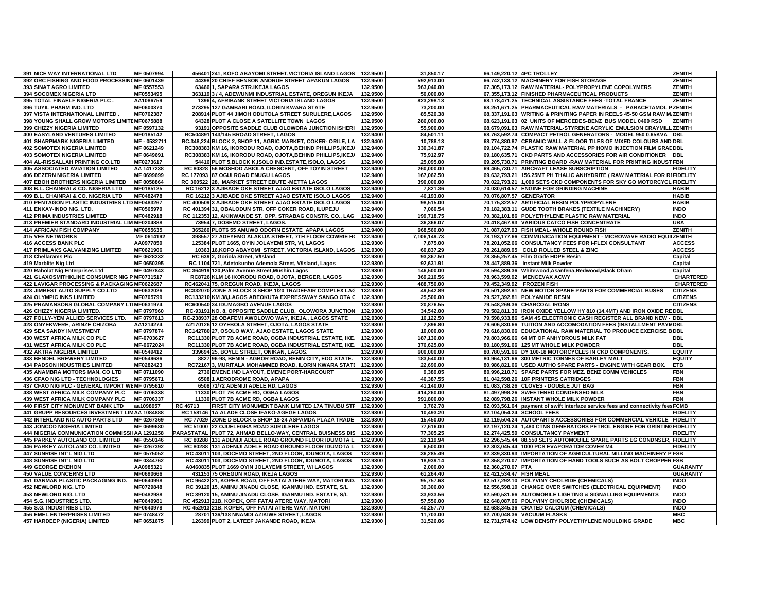| | | | | | | | | |
|---|---|---|---|---|---|---|---|---|
| 391 | NICE WAY INTERNATIONAL LTD | MF 0507994 | 456401 | 241, KOFO ABAYOMI STREET,VICTORIA ISLAND LAGOS | 132.9500 | 31,850.17 | 66,149,220.12 4PC TROLLEY | ZENITH |
| 392 | ORC FISHING AND FOOD PROCESSING | MF 0601439 | 44398 | 20 CHIEF BENSON ANORUE STREET APAKUN LAGOS | 132.9500 | 592,913.00 | 66,742,133.12 MACHINERY FOR FISH STORAGE | ZENITH |
| 393 | SINAT AGRO LIMITED | MF 0557553 | 63466 | 1, SAPARA STR.IKEJA LAGOS | 132.9500 | 563,040.00 | 67,305,173.12 RAW MATERIAL- POLYPROPYLENE COPOLYMERS | ZENITH |
| 394 | SOCOMEX NIGERIA LTD | MF0553495 | 363119 | 3 / 4, ADEWUNMI INDUSTRIAL ESTATE, OREGUN IKEJA | 132.9500 | 50,000.00 | 67,355,173.12 FINISHED PHARMACEUTICAL PRODUCTS | ZENITH |
| 395 | TOTAL FINAELF NIGERIA PLC . | AA1086759 | 1396 | 4, AFRIBANK STREET VICTORIA ISLAND LAGOS | 132.9500 | 823,298.13 | 68,178,471.25 TECHNICAL ASSISTANCE FEES -TOTAL FRANCE | ZENITH |
| 396 | TUYIL PHARM IND. LTD | MF0600370 | 273295 | 127 GAMBARI ROAD, ILORIN KWARA STATE | 132.9500 | 73,200.00 | 68,251,671.25 PHARMACEUTICAL RAW MATERIALS - PARACETAMOL P | ZENITH |
| 397 | VISTA INTERNATIONAL LIMITED . | MF0702387 | 208914 | PLOT 44 JIMOH ODUTOLA STREET SURULERE,LAGOS | 132.9500 | 85,520.38 | 68,337,191.63 WRITING & PRINITING PAPER IN REELS 45-50 GSM RAW M | ZENITH |
| 398 | YOUNG SHALL GROW MOTORS LIMITE | MF0675888 | 64328 | PLOT A CLOSE A SATELLITE TOWN LAGOS | 132.9500 | 286,000.00 | 68,623,191.63 02 UNITS OF MERCEDES-BENZ BUS MODEL 0400 RSD | ZENITH |
| 399 | CHIZZY NIGERIA LIMITED | MF 0597132 | 93191 | OPPOSITE SADDLE CLUB OLOWORA JUNCTION ISHERI | 132.9500 | 55,900.00 | 68,679,091.63 RAW MATERIAL-STYRENE ACRYLIC EMULSION CRAYMILL | ZENITH |
| 400 | EASYLAND VENTURES LIMITED | MF0185142 | RC504891 | 143/145 BROAD STREET, LAGOS | 132.9400 | 84,501.11 | 68,763,592.74 COMPACT PETROL GENERATORS - MODEL 950 0.65KVA | DBL |
| 401 | SHARPMARK NIGERIA LIMITED | MF - 0532711 | RC.348,224 | BLOCK 2, SHOP 11, AGRIC MARKET, COKER- ORILE, LA | 132.9400 | 10,788.13 | 68,774,380.87 CERAMIC WALL & FLOOR TILES OF MIXED COLOURS AND | DBL |
| 402 | SOMOTEX NIGERIA LIMITED | MF 0621249 | RC308383 | KM 16, IKORODU ROAD, OJOTA,BEHIND PHILLIPS,IKEJA | 132.9400 | 330,341.87 | 69,104,722.74 PLASTIC RAW MATERIAL PP HOMO INJECTION FILM GRAD | DBL |
| 403 | SOMOTEX NIGERIA LIMITED | MF 0649691 | RC308383 | KM 16, IKORODU ROAD, OJOTA,BEHIND PHILLIPS,IKEJA | 132.9400 | 75,912.97 | 69,180,635.71 CKD PARTS AND ACCESSORIES FOR AIR CONDITIONER | DBL |
| 404 | AL-RISSALLAH PRINTING CO.LTD | MF0273617 | 54416 | PLOT 5,BLOCK K,ISOLO IND.ESTATE,ISOLO, LAGOS | 132.9400 | 25,095.00 | 69,205,730.71 PRINTING BOARD -RAW MATERIAL FOR PRINTING INDUST | FBN |
| 405 | ASSOCIATED AVIATION LIMITED | AA 1417238 | RC 80328 | 56 MOSHOD ABIOLA CRESCENT, OFF TOYIN STREET | 132.9400 | 260,000.00 | 69,465,730.71 AIRCRAFT LEASE SUBSCRIPTION | FIDELITY |
| 406 | DEZERN NIGERIA LIMITED | MF 0699699 | RC 177093 | 87 OGUI ROAD ENUGU LAGOS | 132.9400 | 167,062.50 | 69,632,793.21 156.25MT PH THALIC ANHYDRITE ( RAW MATERIAL FOR R | FIDELITY |
| 407 | EBOH BROTHERS NIGERIA LIMITED | MF 0058864 | RC 300522 | 28, MARKET STREET EBUTE -METTA LAGOS | 132.9400 | 390,000.00 | 70,022,793.21 1,000 SETS CKD COMPONENTS FOR SKY GO MOTORCYCL | FIDELITY |
| 408 | B.L. CHAINRAI & CO. NIGERIA LTD | MF0185125 | RC 16212 | 3 AJIBADE OKE STREET AJAO ESTATE ISOLO LAGOS | 132.9400 | 7,821.36 | 70,030,614.57 ENGINE FOR GRINDING MACHINE | HABIB |
| 409 | B.L. CHAINRAI & CO. NIGERIA LTD | MF0482478 | RC 16212 | 3 AJIBADE OKE STREET AJAO ESTATE ISOLO LAGOS | 132.9400 | 46,193.00 | 70,076,807.57 GENERATOR | HABIB |
| 410 | PENTAGON PLASTIC INDUSTRIES LTD | MF0483267 | RC 400509 | 3 AJIBADE OKE STREET AJAO ESTATE ISOLO LAGOS | 132.9400 | 98,515.00 | 70,175,322.57 ARTIFICIAL RESIN POLYPROPYLENE | HABIB |
| 411 | ENKAY-INDO NIG. LTD. | MF0565970 | RC 401394 | 31, OBALODUN STR. OFF COKER ROAD, ILUPEJU | 132.9400 | 7,060.54 | 70,182,383.11 GUDE TOOTH BRAKES (TEXTILE MACHINERY) | INDO |
| 412 | PRIMA INDUSTRIES LIMITED | MF0482918 | RC 112353 | 12, AKINWANDE ST. OPP. STRABAG CONSTR. CO., LAG | 132.9400 | 199,718.75 | 70,382,101.86 POLYETHYLENE PLASTIC RAW MATERIAL | INDO |
| 413 | PREMIER STANDARD INDUSTRIAL LIM | MF0204888 | 73954 | 7, DOSEMO STREET, LAGOS. | 132.9400 | 36,366.07 | 70,418,467.93 VARIOUS CATCO FISH CONCENTRATE | UBA |
| 414 | AFRICAN FISH COMPANY | MF0655635 | 365260 | PLOT6 55 AMUWO ODOFIN ESTATE APAPA LAGOS | 132.9400 | 668,560.00 | 71,087,027.93 FISH MEAL- WHOLE ROUND FISH | ZENITH |
| 415 | VEE NETWORKS | MF 0614192 | 398557 | 27 ADEYEMO ALAKIJA STREET, 7TH FLOOR COWRIE H | 132.9400 | 7,106,149.73 | 78,193,177.66 COMMUNICATION EQUIPMENT - MICROWAVE RADIO EQUI | ZENITH |
| 416 | ACCESS BANK PLC | AA0977850 | 125384 | PLOT 1665, OYIN JOLAYEMI STR, VI, LAGOS | 132.9300 | 7,875.00 | 78,201,052.66 CONSULTANCY FEES FOR I-FLEX CONSULTANT | ACCESS |
| 417 | PRIMLAKS GALVANIZING LIMITED | MF0621906 | 10363 | 16,KOFO ABAYOMI STREET, VICTORIA ISLAND, LAGOS | 132.9300 | 60,837.29 | 78,261,889.95 COLD ROLLED STEEL & ZINC | ACCESS |
| 418 | Chellarams Plc | MF 0628232 | RC 639 | 2, Goriola Street, V/Island | 132.9300 | 93,367.50 | 78,355,257.45 Film Grade HDPE Resin | Capital |
| 419 | Marblite Nig Ltd | MF 0650395 | RC 1104 | 721, Adetokunbo Ademola Street, V/Island, Lagos | 132.9300 | 92,631.91 | 78,447,889.36 Instant Milk Powder | Capital |
| 420 | Raholat Nig Enterprises Ltd | MF 0497843 | RC 364919 | 120,Palm Avenue Street,Mushin,Lagos | 132.9300 | 146,500.00 | 78,594,389.36 Whitewood,Asanfena,Redwood,Black Ofram | Capital |
| 421 | GLAXOSMITHKLINE CONSUMER NIG P | MF0731517 | RC8726 | KLM 16 IKORODU ROAD, OJOTA, BERGER, LAGOS | 132.9300 | 369,210.56 | 78,963,599.92 MENCEVAX ACWY | CHARTERED |
| 422 | LAVIGAR PROCESSING & PACKAGING | MF0622687 | RC462041 | 75, OREGUN ROAD, IKEJA, LAGOS | 132.9300 | 488,750.00 | 79,452,349.92 FROZEN FISH | CHARTERED |
| 423 | JIMBEST AUTO SUPPLY CO.LTD | MF0632026 | RC332070 | ZONE A BLOCK 8 SHOP 1/20 TRADEFAIR COMPLEX LAG | 132.9300 | 49,542.89 | 79,501,892.81 NEW MOTOR SPARE PARTS FOR COMMERCIAL BUSES | CITIZENS |
| 424 | OLYMPIC INKS LIMITED | MF0705799 | RC133210 | KM 38,LAGOS ABEOKUTA EXPRESSWAY SANGO OTA O | 132.9300 | 25,500.00 | 79,527,392.81 POLYAMIDE RESIN | CITIZENS |
| 425 | PRAMANSONS GLOBAL COMPANY LTD | MF0631974 | RC600540 | 34 IDUMAGBO AVENUE LAGOS | 132.9300 | 20,876.55 | 79,548,269.36 CHARCOAL IRONS | CITIZENS |
| 426 | CHIZZY NIGERIA LIMITED. | MF 0797960 | RC-93191 | NO. 8, OPPOSITE SADDLE CLUB, OLOWORA JUNCTION | 132.9300 | 34,542.00 | 79,582,811.36 IRON OXIDE YELLOW HY 810 (14.4MT) AND IRON OXIDE RE | DBL |
| 427 | FOLLY-YEM ALLIED SERVICES LTD. | MF 0797613 | RC-238937 | 28 OBAFEMI AWOLOWO WAY, IKEJA., LAGOS STATE | 132.9300 | 16,122.50 | 79,598,933.86 SAM 4S ELECTRONIC CASH REGISTER ALL BRAND NEW - | DBL |
| 428 | ONYEKWERE, ARINZE CHIZOBA | AA1214274 | A2170126 | 12 OYEBOLA STREET, OJOTA, LAGOS STATE | 132.9300 | 7,896.80 | 79,606,830.66 TUITION AND ACCOMODATION FEES (INSTALLMENT PAYM | DBL |
| 429 | SEA SANDY INVESTMENT | MF 0797874 | RC142780 | 27, OSOLO WAY, AJAO ESTATE, LAGOS STATE | 132.9300 | 10,000.00 | 79,616,830.66 EDUCATIONAL RAW MATERIAL TO PRODUCE EXERCISE B | DBL |
| 430 | WEST AFRICA MILK CO PLC | MF-0703627 | RC11330 | PLOT 7B ACME ROAD, OGBA INDUSTRIAL ESTATE, IKE | 132.9300 | 187,136.00 | 79,803,966.66 64 MT OF ANHYDROUS MILK FAT | DBL |
| 431 | WEST AFRICA MILK CO PLC | MF-0672024 | RC11330 | PLOT 7B ACME ROAD, OGBA INDUSTRIAL ESTATE, IKE | 132.9300 | 376,625.00 | 80,180,591.66 125 MT WHOLE MILK POWDER | DBL |
| 432 | AKTRA NIGERIA LIMITED | MF0549412 | 339694 | 25, BOYLE STREET, ONIKAN, LAGOS. | 132.9300 | 600,000.00 | 80,780,591.66 DY 100-18 MOTORCYCLES IN CKD COMPONENTS. | EQUITY |
| 433 | BENDEL BREWERY LIMITED | MF0549636 | 8827 | 96-98, BENIN - AGBOR ROAD, BENIN CITY, EDO STATE. | 132.9300 | 183,540.00 | 80,964,131.66 300 METRIC TONNES OF BARLEY MALT | EQUITY |
| 434 | PADSON INDUSTRIES LIMITED | MF0282423 | RC72167 | 3, MURITALA MOHAMMED ROAD, ILORIN KWARA STATE | 132.9300 | 22,690.00 | 80,986,821.66 USED AUTHO SPARE PARTS - ENGINE WITH GEAR BOX. | ETB |
| 435 | ANAMBRA MOTORS MAN. CO LTD | MF 0711090 | 2736 | EMENE IND LAYOUT, EMENE PORT-HARCOURT | 132.9300 | 9,389.05 | 80,996,210.71 SPARE PARTS FOR MEZ. BENZ COMM VEHICLES | FBN |
| 436 | CFAO NIG LTD - TECHNOLOGIES | MF 0795671 | 6508 | 1 AERODROME ROAD, APAPA | 132.9300 | 46,387.55 | 81,042,598.26 10F PRINTERS CATRIDGES | FBN |
| 437 | CFAO NIG PLC - GENERAL IMPORT WE | MF 0795610 | 6508 | 71/72 ADENIJI ADELE RD, LAGOS | 132.9300 | 41,140.00 | 81,083,738.26 CLOVES - DOUBLE JUT BAG | FBN |
| 438 | WEST AFRICA MILK COMPANY PLC | MF 0706338 | 11330 | PLOT 7B ACME RD, OGBA LAGOS | 132.9300 | 414,260.00 | 81,497,998.26 SWEETENED CONDENSED MILK | FBN |
| 439 | WEST AFRICA MILK COMPANY PLC | MF 0706337 | 11330 | PLOT 7B ACME RD, OGBA LAGOS | 132.9300 | 591,800.00 | 82,089,798.26 INSTANT WHOLE MILK POWDER | FBN |
| 440 | FIRST CITY MONUMENT BANK LTD | aa1098957 | RC 46713 | FIRST CITY MONUMENT BANK LIMITED 17A TINUBU STR | 132.9300 | 3,762.78 | 82,093,561.04 payment of swift interface service fees and connectivity fees | FCMB |
| 441 | GRUPP RESOURCES INVESTMENT LIM | AA 1084888 | RC 158146 | 1A ALADE CLOSE IFAKO-AGEGE LAGOS | 132.9300 | 10,493.20 | 82,104,054.24 SCHOOL FEES | FIDELITY |
| 442 | INTERLAND NIC AUTO PARTS LTD | MF 0267369 | RC 77029 | ZONE D BLOCK 5 SHOP 18-24 ASPAMDA PLAZA TRADE | 132.9300 | 15,450.00 | 82,119,504.24 AUTOPARTS ACCESSORIES FOR COMMERCIAL VEHICLE | FIDELITY |
| 443 | JONCOD NIGERIA LIMITED | MF 0699680 | RC 51000 | 22 OJUELEGBA ROAD SURULERE LAGOS | 132.9300 | 77,616.00 | 82,197,120.24 1,480 CTNS GENERATORS PETROL ENGINE FOR GRINTING | FIDELITY |
| 444 | NIGERIA COMMUNICATION COMMISSIO | AA 1291258 | PARASTATAL | PLOT 72, AHMAD BELLO-WAY, CENTRAL BUISNESS DIS | 132.9300 | 77,305.25 | 82,274,425.50 CONSULTANCY PAYMENT | FIDELITY |
| 445 | PARKEY AUTOLAND CO. LIMITED | MF 0550146 | RC 80288 | 131 ADENIJI ADELE ROAD GROUND FLOOR IDUMOTA L | 132.9300 | 22,119.94 | 82,296,545.44 88,550 SETS AUTOMOBILE SPARE PARTS EG CONDNSER, | FIDELITY |
| 446 | PARKEY AUTOLAND CO. LIMITED | MF 0267392 | RC 80288 | 131 ADENIJI ADELE ROAD GROUND FLOOR IDUMOTA L | 132.9300 | 6,500.00 | 82,303,045.44 1000 PCS EVAPORATOR COVER M4 | FIDELITY |
| 447 | SUNRISE INT'L NIG LTD | MF 0575052 | RC 43011 | 103, DOCEMO STREET, 2ND FLOOR, IDUMOTA, LAGOS | 132.9300 | 36,285.49 | 82,339,330.93 IMPORTATION OF AGRICULTURAL MILLING MACHINERY P | FSB |
| 448 | SUNRISE INT'L NIG LTD | MF 0344762 | RC 43011 | 103, DOCEMO STREET, 2ND FLOOR, IDUMOTA, LAGOS | 132.9300 | 18,939.14 | 82,358,270.07 IMPORTATION OF HAND TOOLS SUCH AS BOLT CROPPER | FSB |
| 449 | GEORGE EKEHON | AA0985321 | A0460835 | PLOT 1669 OYIN JOLAYEMI STREET, V/I LAGOS | 132.9300 | 2,000.00 | 82,360,270.07 PTA | GUARANTY |
| 450 | VALUE CONCERNS LTD | MF0690666 | 431153 | 75 OREGUN ROAD, IKEJA LAGOS | 132.9300 | 61,264.40 | 82,421,534.47 FISH MEAL | GUARANTY |
| 451 | DANMAN PLASTIC PACKAGING IND. | MF0640998 | RC 96422 | 21, KOPEK ROAD, OFF FATAI ATERE WAY, MATORI IND | 132.9300 | 95,757.63 | 82,517,292.10 POLYVINY CHOLRIDE (CHEMICALS) | INDO |
| 452 | NEWLORD NIG. LTD | MF0729848 | RC 39120 | 15, AMINU JINADU CLOSE, IGANMU IND. ESTATE, S/L | 132.9300 | 39,306.00 | 82,556,598.10 CHANGE OVER SWITCHES (ELECTRICAL EQUIPMENT) | INDO |
| 453 | NEWLORD NIG. LTD | MF0482988 | RC 39120 | 15, AMINU JINADU CLOSE, IGANMU IND. ESTATE, S/L | 132.9300 | 33,933.56 | 82,590,531.66 AUTOMOBILE LIGHTING & SIGNALLING EQUIPMENTS | INDO |
| 454 | S.G. INDUSTRIES LTD. | MF0640981 | RC 452913 | 21B, KOPEK, OFF FATAI ATERE WAY, MATORI | 132.9300 | 57,556.00 | 82,648,087.66 POLYVINY CHOLRIDE (CHEMICALS) | INDO |
| 455 | S.G. INDUSTRIES LTD. | MF0640978 | RC 452913 | 21B, KOPEK, OFF FATAI ATERE WAY, MATORI | 132.9300 | 40,257.70 | 82,688,345.36 CRATED CALCIUM (CHEMICALS) | INDO |
| 456 | EMEL ENTERPRISES LIMITED | MF 0748472 | 28701 | 136/138 NNAMDI AZIKIWE STREET, LAGOS | 132.9300 | 11,703.00 | 82,700,048.36 VACUUM FLASKS | MBC |
| 457 | HARDEEP (NIGERIA) LIMITED | MF 0651675 | 126399 | PLOT 2, LATEEF JAKANDE ROAD, IKEJA | 132.9300 | 31,526.06 | 82,731,574.42 LOW DENSITY POLYETHYLENE MOULDING GRADE | MBC |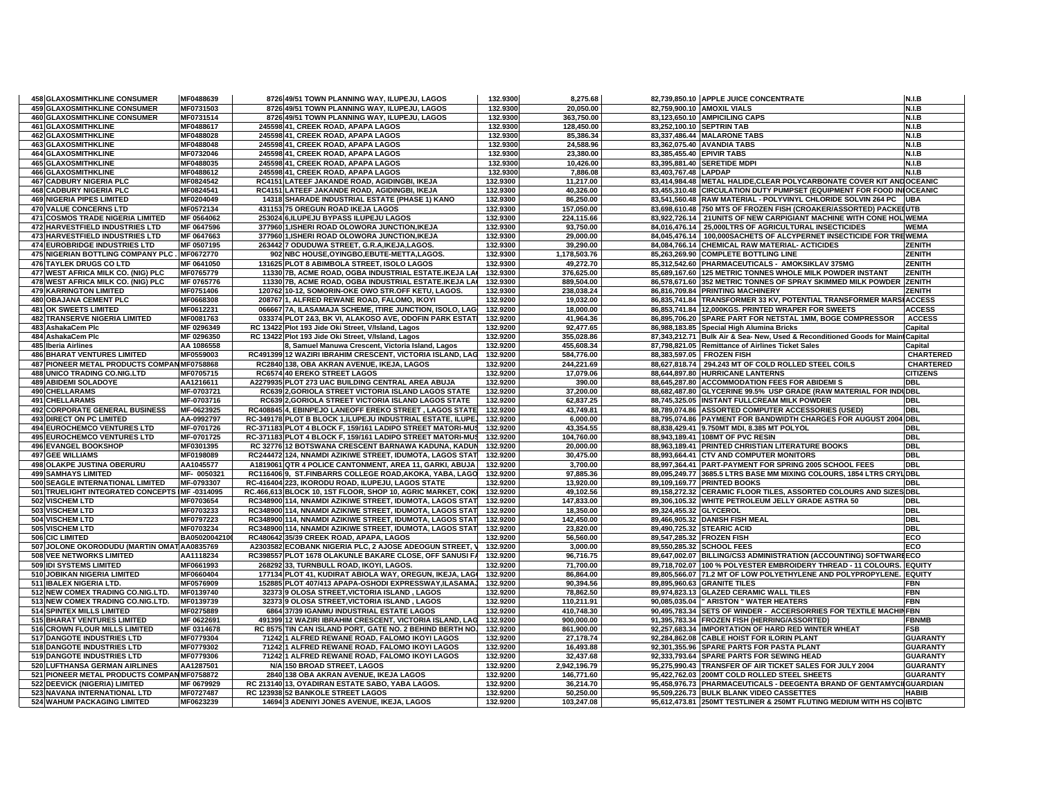| | | | | | | | | | |
|---|---|---|---|---|---|---|---|---|---|
| 458 | GLAXOSMITHKLINE CONSUMER | MF0488639 | 8726 | 49/51 TOWN PLANNING WAY, ILUPEJU, LAGOS | 132.9300 | 8,275.68 | 82,739,850.10 | APPLE JUICE CONCENTRATE | N.I.B |
| 459 | GLAXOSMITHKLINE CONSUMER | MF0731503 | 8726 | 49/51 TOWN PLANNING WAY, ILUPEJU, LAGOS | 132.9300 | 20,050.00 | 82,759,900.10 | AMOXIL VIALS | N.I.B |
| 460 | GLAXOSMITHKLINE CONSUMER | MF0731514 | 8726 | 49/51 TOWN PLANNING WAY, ILUPEJU, LAGOS | 132.9300 | 363,750.00 | 83,123,650.10 | AMPICILING CAPS | N.I.B |
| 461 | GLAXOSMITHKLINE | MF0488617 | 245598 | 41, CREEK ROAD, APAPA LAGOS | 132.9300 | 128,450.00 | 83,252,100.10 | SEPTRIN TAB | N.I.B |
| 462 | GLAXOSMITHKLINE | MF0488028 | 245598 | 41, CREEK ROAD, APAPA LAGOS | 132.9300 | 85,386.34 | 83,337,486.44 | MALARONE TABS | N.I.B |
| 463 | GLAXOSMITHKLINE | MF0488048 | 245598 | 41, CREEK ROAD, APAPA LAGOS | 132.9300 | 24,588.96 | 83,362,075.40 | AVANDIA TABS | N.I.B |
| 464 | GLAXOSMITHKLINE | MF0732046 | 245598 | 41, CREEK ROAD, APAPA LAGOS | 132.9300 | 23,380.00 | 83,385,455.40 | EPIVIR TABS | N.I.B |
| 465 | GLAXOSMITHKLINE | MF0488035 | 245598 | 41, CREEK ROAD, APAPA LAGOS | 132.9300 | 10,426.00 | 83,395,881.40 | SERETIDE MDPI | N.I.B |
| 466 | GLAXOSMITHKLINE | MF0488612 | 245598 | 41, CREEK ROAD, APAPA LAGOS | 132.9300 | 7,886.08 | 83,403,767.48 | LAPDAP | N.I.B |
| 467 | CADBURY NIGERIA PLC | MF0824542 | RC4151 | LATEEF JAKANDE ROAD, AGIDINGBI, IKEJA | 132.9300 | 11,217.00 | 83,414,984.48 | METAL HALIDE,CLEAR POLYCARBONATE COVER KIT AND | OCEANIC |
| 468 | CADBURY NIGERIA PLC | MF0824541 | RC4151 | LATEEF JAKANDE ROAD, AGIDINGBI, IKEJA | 132.9300 | 40,326.00 | 83,455,310.48 | CIRCULATION DUTY PUMPSET (EQUIPMENT FOR FOOD IN | OCEANIC |
| 469 | NIGERIA PIPES LIMITED | MF0204049 | 14318 | SHARADE INDUSTRIAL ESTATE (PHASE 1) KANO | 132.9300 | 86,250.00 | 83,541,560.48 | RAW MATERIAL - POLYVINYL CHLORIDE SOLVIN 264 PC | UBA |
| 470 | VALUE CONCERNS LTD | MF0572134 | 431153 | 75 OREGUN ROAD IKEJA LAGOS | 132.9300 | 157,050.00 | 83,698,610.48 | 750 MTS OF FROZEN FISH (CROAKER/ASSORTED) PACKED | UTB |
| 471 | COSMOS TRADE NIGERIA LIMITED | MF 0564062 | 253024 | 6,ILUPEJU BYPASS ILUPEJU LAGOS | 132.9300 | 224,115.66 | 83,922,726.14 | 21UNITS OF NEW CARPIGIANT MACHINE WITH CONE HOL | WEMA |
| 472 | HARVESTFIELD INDUSTRIES LTD | MF 0647596 | 377960 | 1,ISHERI ROAD OLOWORA JUNCTION,IKEJA | 132.9300 | 93,750.00 | 84,016,476.14 | 25,000LTRS OF AGRICULTURAL INSECTICIDES | WEMA |
| 473 | HARVESTFIELD INDUSTRIES LTD | MF 0647663 | 377960 | 1,ISHERI ROAD OLOWORA JUNCTION,IKEJA | 132.9300 | 29,000.00 | 84,045,476.14 | 100,000SACHETS OF ALCYPERNET INSECTICIDE FOR TRE | WEMA |
| 474 | EUROBRIDGE INDUSTRIES LTD | MF 0507195 | 263442 | 7 ODUDUWA STREET, G.R.A,IKEJA,LAGOS. | 132.9300 | 39,290.00 | 84,084,766.14 | CHEMICAL RAW MATERIAL- ACTICIDES | ZENITH |
| 475 | NIGERIAN BOTTLING COMPANY PLC . | MF0672770 | 902 | NBC HOUSE,OYINGBO,EBUTE-METTA,LAGOS. | 132.9300 | 1,178,503.76 | 85,263,269.90 | COMPLETE BOTTLING LINE | ZENITH |
| 476 | TAYLEK DRUGS CO LTD | MF 0641050 | 131625 | PLOT 8 ABIMBOLA STREET, ISOLO LAGOS | 132.9300 | 49,272.70 | 85,312,542.60 | PHARMACEUTICALS - AMOKSIKLAV 375MG | ZENITH |
| 477 | WEST AFRICA MILK CO. (NIG) PLC | MF0765779 | 11330 | 7B, ACME ROAD, OGBA INDUSTRIAL ESTATE.IKEJA LA | 132.9300 | 376,625.00 | 85,689,167.60 | 125 METRIC TONNES WHOLE MILK POWDER INSTANT | ZENITH |
| 478 | WEST AFRICA MILK CO. (NIG) PLC | MF 0765776 | 11330 | 7B, ACME ROAD, OGBA INDUSTRIAL ESTATE.IKEJA LA | 132.9300 | 889,504.00 | 86,578,671.60 | 352 METRIC TONNES OF SPRAY SKIMMED MILK POWDER | ZENITH |
| 479 | KARRINGTON LIMITED | MF0751406 | 120762 | 10-12, SOMORIN-OKE OWO STR.OFF KETU, LAGOS. | 132.9300 | 238,038.24 | 86,816,709.84 | PRINTING MACHINERY | ZENITH |
| 480 | OBAJANA CEMENT PLC | MF0668308 | 208767 | 1, ALFRED REWANE ROAD, FALOMO, IKOYI | 132.9200 | 19,032.00 | 86,835,741.84 | TRANSFORMER 33 KV, POTENTIAL TRANSFORMER MARSH | ACCESS |
| 481 | OK SWEETS LIMITED | MF0612231 | 066667 | 7A, ILASAMAJA SCHEME, ITIRE JUNCTION, ISOLO, LAG | 132.9200 | 18,000.00 | 86,853,741.84 | 12,000KGS. PRINTED WRAPER FOR SWEETS | ACCESS |
| 482 | TRANSERVE NIGERIA LIMITED | MF0081763 | 033374 | PLOT 2&3, BK VI, ALAKOSO AVE, ODOFIN PARK ESTAT | 132.9200 | 41,964.36 | 86,895,706.20 | SPARE PART FOR NETSTAL 1MM, BOGE COMPRESSOR | ACCESS |
| 483 | AshakaCem Plc | MF 0296349 | RC 13422 | Plot 193 Jide Oki Street, V/Island, Lagos | 132.9200 | 92,477.65 | 86,988,183.85 | Special High Alumina Bricks | Capital |
| 484 | AshakaCem Plc | MF 0296350 | RC 13422 | Plot 193 Jide Oki Street, V/Island, Lagos | 132.9200 | 355,028.86 | 87,343,212.71 | Bulk Air & Sea- New, Used & Reconditioned Goods for Maint | Capital |
| 485 | Iberia Airlines | AA 1086558 | | 8, Samuel Manuwa Crescent, Victoria Island, Lagos | 132.9200 | 455,608.34 | 87,798,821.05 | Remittance of Airlines Ticket Sales | Capital |
| 486 | BHARAT VENTURES LIMITED | MF0559003 | RC491399 | 12 WAZIRI IBRAHIM CRESCENT, VICTORIA ISLAND, LAG | 132.9200 | 584,776.00 | 88,383,597.05 | FROZEN FISH | CHARTERED |
| 487 | PIONEER METAL PRODUCTS COMPAN | MF0758868 | RC2840 | 138, OBA AKRAN AVENUE, IKEJA, LAGOS | 132.9200 | 244,221.69 | 88,627,818.74 | 294.243 MT OF COLD ROLLED STEEL COILS | CHARTERED |
| 488 | UNICO TRADING CO.NIG.LTD | MF0705715 | RC6574 | 40 EREKO STREET LAGOS | 132.9200 | 17,079.06 | 88,644,897.80 | HURRICANE LANTERNS | CITIZENS |
| 489 | ABIDEMI SOLADOYE | AA1216611 | A2279935 | PLOT 273 UAC BUILDING CENTRAL AREA ABUJA | 132.9200 | 390.00 | 88,645,287.80 | ACCOMMODATION FEES FOR ABIDEMI S | DBL |
| 490 | CHELLARAMS | MF-0703721 | RC639 | 2,GORIOLA STREET VICTORIA ISLAND LAGOS STATE | 132.9200 | 37,200.00 | 88,682,487.80 | GLYCERINE 99.5% USP GRADE (RAW MATERIAL FOR INDU | DBL |
| 491 | CHELLARAMS | MF-0703716 | RC639 | 2,GORIOLA STREET VICTORIA ISLAND LAGOS STATE | 132.9200 | 62,837.25 | 88,745,325.05 | INSTANT FULLCREAM MILK POWDER | DBL |
| 492 | CORPORATE GENERAL BUSINESS | MF-0623925 | RC408845 | 4, EBINPEJO LANEOFF EREKO STREET , LAGOS STATE | 132.9200 | 43,749.81 | 88,789,074.86 | ASSORTED COMPUTER ACCESSORIES (USED) | DBL |
| 493 | DIRECT ON PC LIMITED | AA-0992797 | RC-349178 | PLOT B BLOCK 1,ILUPEJU INDUSTRIAL ESTATE, ILUPEJ | 132.9200 | 6,000.00 | 88,795,074.86 | PAYMENT FOR BANDWIDTH CHARGES FOR AUGUST 2004 | DBL |
| 494 | EUROCHEMCO VENTURES LTD | MF-0701726 | RC-371183 | PLOT 4 BLOCK F, 159/161 LADIPO STREET MATORI-MUS | 132.9200 | 43,354.55 | 88,838,429.41 | 9.750MT MDI, 8.385 MT POLYOL | DBL |
| 495 | EUROCHEMCO VENTURES LTD | MF-0701725 | RC-371183 | PLOT 4 BLOCK F, 159/161 LADIPO STREET MATORI-MUS | 132.9200 | 104,760.00 | 88,943,189.41 | 108MT OF PVC RESIN | DBL |
| 496 | EVANGEL BOOKSHOP | MF0301395 | RC 32776 | 12 BOTSWANA CRESCENT BARNAWA KADUNA, KADUN | 132.9200 | 20,000.00 | 88,963,189.41 | PRINTED CHRISTIAN LITERATURE BOOKS | DBL |
| 497 | GEE WILLIAMS | MF0198089 | RC244472 | 124, NNAMDI AZIKIWE STREET, IDUMOTA, LAGOS STAT | 132.9200 | 30,475.00 | 88,993,664.41 | CTV AND COMPUTER MONITORS | DBL |
| 498 | OLAKPE JUSTINA OBERURU | AA1045577 | A1819061 | QTR 4 POLICE CANTONMENT, AREA 11, GARKI, ABUJA | 132.9200 | 3,700.00 | 88,997,364.41 | PART-PAYMENT FOR SPRING 2005 SCHOOL FEES | DBL |
| 499 | SAMHAYS LIMITED | MF- 0050321 | RC116406 | 9, ST.FINBARRS COLLEGE ROAD,AKOKA, YABA, LAGO | 132.9200 | 97,885.36 | 89,095,249.77 | 3685.5 LTRS BASE MM MIXING COLOURS, 1854 LTRS CRYL | DBL |
| 500 | SEAGLE INTERNATIONAL LIMITED | MF-0793307 | RC-416404 | 223, IKORODU ROAD, ILUPEJU, LAGOS STATE | 132.9200 | 13,920.00 | 89,109,169.77 | PRINTED BOOKS | DBL |
| 501 | TRUELIGHT INTEGRATED CONCEPTS I | MF -0314095 | RC.466,613 | BLOCK 10, 1ST FLOOR, SHOP 10, AGRIC MARKET, COK | 132.9200 | 49,102.56 | 89,158,272.32 | CERAMIC FLOOR TILES, ASSORTED COLOURS AND SIZES | DBL |
| 502 | VISCHEM LTD | MF0703654 | RC348900 | 114, NNAMDI AZIKIWE STREET, IDUMOTA, LAGOS STAT | 132.9200 | 147,833.00 | 89,306,105.32 | WHITE PETROLEUM JELLY GRADE ASTRA 50 | DBL |
| 503 | VISCHEM LTD | MF0703233 | RC348900 | 114, NNAMDI AZIKIWE STREET, IDUMOTA, LAGOS STAT | 132.9200 | 18,350.00 | 89,324,455.32 | GLYCEROL | DBL |
| 504 | VISCHEM LTD | MF0797223 | RC348900 | 114, NNAMDI AZIKIWE STREET, IDUMOTA, LAGOS STAT | 132.9200 | 142,450.00 | 89,466,905.32 | DANISH FISH MEAL | DBL |
| 505 | VISCHEM LTD | MF0703234 | RC348900 | 114, NNAMDI AZIKIWE STREET, IDUMOTA, LAGOS STAT | 132.9200 | 23,820.00 | 89,490,725.32 | STEARIC ACID | DBL |
| 506 | CIC LIMITED | BA0502004210 | RC480642 | 35/39 CREEK ROAD, APAPA, LAGOS | 132.9200 | 56,560.00 | 89,547,285.32 | FROZEN FISH | ECO |
| 507 | JOLONE OKORODUDU (MARTIN OMAT | AA0835769 | A2303582 | ECOBANK NIGERIA PLC, 2 AJOSE ADEOGUN STREET, V | 132.9200 | 3,000.00 | 89,550,285.32 | SCHOOL FEES | ECO |
| 508 | VEE NETWORKS LIMITED | AA1118234 | RC398557 | PLOT 1678 OLAKUNLE BAKARE CLOSE, OFF SANUSI FA | 132.9200 | 96,716.75 | 89,647,002.07 | BILLING/CS3 ADMINISTRATION (ACCOUNTING) SOFTWARE | ECO |
| 509 | IDI SYSTEMS LIMITED | MF0661993 | 268292 | 33, TURNBULL ROAD, IKOYI, LAGOS. | 132.9200 | 71,700.00 | 89,718,702.07 | 100 % POLYESTER EMBROIDERY THREAD - 11 COLOURS. | EQUITY |
| 510 | JOBIKAN NIGERIA LIMITED | MF0660404 | 177134 | PLOT 41, KUDIRAT ABIOLA WAY, OREGUN, IKEJA, LAG | 132.9200 | 86,864.00 | 89,805,566.07 | 71.2 MT OF LOW POLYETHYLENE AND POLYPROPYLENE. | EQUITY |
| 511 | IBALEX NIGERIA LTD. | MF0576909 | 152885 | PLOT 407/413 APAPA-OSHODI EXPRESSWAY,ILASAMA | 132.9200 | 90,394.56 | 89,895,960.63 | GRANITE TILES | FBN |
| 512 | NEW COMEX TRADING CO.NIG.LTD. | MF0139740 | 32373 | 9 OLOSA STREET,VICTORIA ISLAND , LAGOS | 132.9200 | 78,862.50 | 89,974,823.13 | GLAZED CERAMIC WALL TILES | FBN |
| 513 | NEW COMEX TRADING CO.NIG.LTD. | MF0139739 | 32373 | 9 OLOSA STREET,VICTORIA ISLAND , LAGOS | 132.9200 | 110,211.91 | 90,085,035.04 | " ARISTON " WATER HEATERS | FBN |
| 514 | SPINTEX MILLS LIMITED | MF0275889 | 6864 | 37/39 IGANMU INDUSTRIAL ESTATE LAGOS | 132.9200 | 410,748.30 | 90,495,783.34 | SETS OF WINDER - ACCERSORRIES FOR TEXTILE MACHIN | FBN |
| 515 | BHARAT VENTURES LIMITED | MF 0622691 | 491399 | 12 WAZIRI IBRAHIM CRESCENT, VICTORIA ISLAND, LAG | 132.9200 | 900,000.00 | 91,395,783.34 | FROZEN FISH (HERRING/ASSORTED) | FBNMB |
| 516 | CROWN FLOUR MILLS LIMITED | MF 0314678 | RC 8575 | TIN CAN ISLAND PORT, GATE NO. 2 BEHIND BERTH NO. | 132.9200 | 861,900.00 | 92,257,683.34 | IMPORTATION OF HARD RED WINTER WHEAT | FSB |
| 517 | DANGOTE INDUSTRIES LTD | MF0779304 | 71242 | 1 ALFRED REWANE ROAD, FALOMO IKOYI LAGOS | 132.9200 | 27,178.74 | 92,284,862.08 | CABLE HOIST FOR ILORIN PLANT | GUARANTY |
| 518 | DANGOTE INDUSTRIES LTD | MF0779302 | 71242 | 1 ALFRED REWANE ROAD, FALOMO IKOYI LAGOS | 132.9200 | 16,493.88 | 92,301,355.96 | SPARE PARTS FOR PASTA PLANT | GUARANTY |
| 519 | DANGOTE INDUSTRIES LTD | MF0779306 | 71242 | 1 ALFRED REWANE ROAD, FALOMO IKOYI LAGOS | 132.9200 | 32,437.68 | 92,333,793.64 | SPARE PARTS FOR SEWING HEAD | GUARANTY |
| 520 | LUFTHANSA GERMAN AIRLINES | AA1287501 | N/A | 150 BROAD STREET, LAGOS | 132.9200 | 2,942,196.79 | 95,275,990.43 | TRANSFER OF AIR TICKET SALES FOR JULY 2004 | GUARANTY |
| 521 | PIONEER METAL PRODUCTS COMPAN | MF0758872 | 2840 | 138 OBA AKRAN AVENUE, IKEJA LAGOS | 132.9200 | 146,771.60 | 95,422,762.03 | 200MT COLD ROLLED STEEL SHEETS | GUARANTY |
| 522 | DEEVICK (NIGERIA) LIMITED | MF 0679929 | RC 213140 | 13, OYADIRAN ESTATE SABO, YABA LAGOS. | 132.9200 | 36,214.70 | 95,458,976.73 | PHARMACEUTICALS - DEEGENTA BRAND OF GENTAMYCI | GUARDIAN |
| 523 | NAVANA INTERNATIONAL LTD | MF0727487 | RC 123938 | 52 BANKOLE STREET LAGOS | 132.9200 | 50,250.00 | 95,509,226.73 | BULK BLANK VIDEO CASSETTES | HABIB |
| 524 | WAHUM PACKAGING LIMITED | MF0623239 | 14694 | 3 ADENIYI JONES AVENUE, IKEJA, LAGOS | 132.9200 | 103,247.08 | 95,612,473.81 | 250MT TESTLINER & 250MT FLUTING MEDIUM WITH HS CO | IBTC |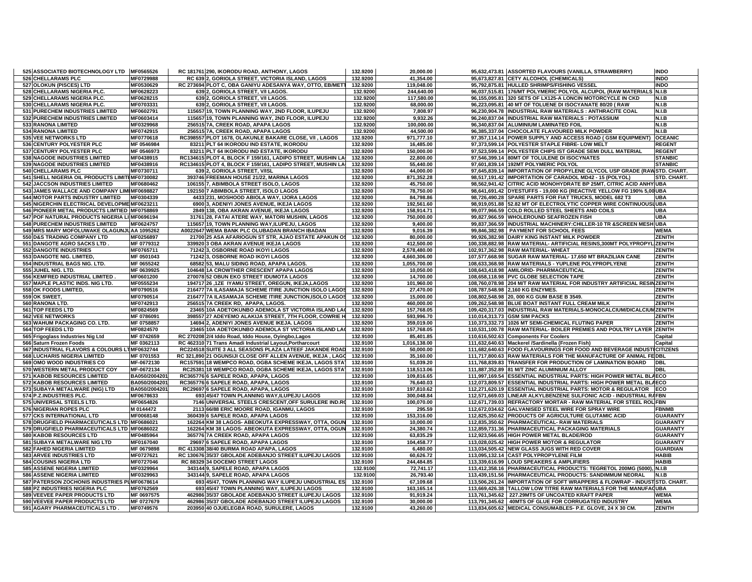| | | | | | | | | |
|---|---|---|---|---|---|---|---|---|
| 525 | ASSOCIATED BIOTECHNOLOGY LTD | MF0565526 | RC 181761 | 290, IKORODU ROAD, ANTHONY, LAGOS | 132.9200 | 20,000.00 | 95,632,473.81 | ASSORTED FLAVOURS (VANILLA, STRAWBERRY) | INDO |
| 526 | CHELLARAMS PLC | MF0729988 | RC 639 | 2, GORIOLA STREET, VICTORIA ISLAND, LAGOS | 132.9200 | 41,354.00 | 95,673,827.81 | CETY ALCOHOL (CHEMICALS) | INDO |
| 527 | OLOKUN (PISCES) LTD | MF0530629 | RC 273694 | PLOT C, OBA GANIYU ADESANYA WAY, OTTO, EB/METT | 132.9200 | 119,048.00 | 95,792,875.81 | HULLED SHRIMPS/FISHING VESSEL | INDO |
| 528 | CHELLARAMS NIGERIA PLC. | MF0628223 | 639 | 2, GORIOLA STREET, V/I LAGOS. | 132.9200 | 244,640.00 | 96,037,515.81 | 176/MT POLYMERIC POLYOL ALCUPOL (RAW MATERIALS | N.I.B |
| 529 | CHELLARAMS NIGERIA PLC. | MF0628215 | 639 | 2, GORIOLA STREET, V/I LAGOS. | 132.9200 | 117,580.00 | 96,155,095.81 | 320 SETS OF LX125-A LONCIN MOTORCYCLE IN CKD | N.I.B |
| 530 | CHELLARAMS NIGERIA PLC. | MF0703331 | 639 | 2, GORIOLA STREET, V/I LAGOS. | 132.9200 | 68,000.00 | 96,223,095.81 | 40 MT OF TOLUENE DI ISOCYANATE 80/20 ( RAW | N.I.B |
| 531 | PURECHEM INDUSTRIES LIMITED | MF0602791 | 115657 | 19, TOWN PLANNING WAY, 2ND FLOOR, ILUPEJU | 132.9200 | 7,808.97 | 96,230,904.78 | INDUSTRIAL RAW MATERIALS : ANTHRACITE COAL | N.I.B |
| 532 | PURECHEM INDUSTRIES LIMITED | MF0603414 | 115657 | 19, TOWN PLANNING WAY, 2ND FLOOR, ILUPEJU | 132.9200 | 9,932.26 | 96,240,837.04 | INDUSTRIAL RAW MATERIALS : POTASSIUM | N.I.B |
| 533 | RANONA LIMITED | MF0329968 | 256515 | 7A, CREEK ROAD, APAPA LAGOS | 132.9200 | 100,000.00 | 96,340,837.04 | ALUMINIUM LAMINATED FOIL | N.I.B |
| 534 | RANONA LIMITED | MF0742915 | 256515 | 7A, CREEK ROAD, APAPA LAGOS | 132.9200 | 44,500.00 | 96,385,337.04 | CHOCOLATE FLAVOURED MILK POWDER | N.I.B |
| 535 | VEE NETWORKS LTD | MF0770618 | RC398557 | PLOT 1678, OLAKUNLE BAKARE CLOSE, V/I , LAGOS | 132.9200 | 971,777.10 | 97,357,114.14 | POWER SUPPLY AND ACCESS ROAD ( GSM EQUIPMENT) | OCEANIC |
| 536 | CENTURY POLYESTER PLC | MF 0546984 | 83211 | PLT 64 IKORODU IND ESTATE, IKORODU | 132.9200 | 16,485.00 | 97,373,599.14 | POLYESTER STAPLE FIBRE- LOW MELT | REGENT |
| 537 | CENTURY POLYESTER PLC | MF 0546973 | 83211 | PLT 64 IKORODU IND ESTATE, IKORODU | 132.9200 | 150,000.00 | 97,523,599.14 | POLYESTER CHIPS IST GRADE SEMI DULL MATERIAL | REGENT |
| 538 | NAGODE INDUSTRIES LIMITED | MF0438915 | RC134615 | PLOT 4, BLOCK F 159/161, LADIPO STREET, MUSHIN LA | 132.9200 | 22,800.00 | 97,546,399.14 | 80MT OF TOLULENE DI ISOCYNATES | STANBIC |
| 539 | NAGODE INDUSTRIES LIMITED | MF0438916 | RC134615 | PLOT 4, BLOCK F 159/161, LADIPO STREET, MUSHIN LA | 132.9200 | 55,440.00 | 97,601,839.14 | 192MT POLYMERIC POLYOL | STANBIC |
| 540 | CHELLARAMS PLC | MF0730711 | 639 | 2, GORIOLA STREET, V/ISL | 132.9200 | 44,000.00 | 97,645,839.14 | IMPORTATION OF PROPYLENE GLYCOL USP GRADE (RAW | STD. CHART. |
| 541 | SHELL NIGERIA OIL PRODUCTS LIMITE | MF0730082 | 393746 | FREEMAN HOUSE 21/22, MARINA LAGOS | 132.9200 | 871,352.28 | 98,517,191.42 | IMPORTATION OF CARADOL MD42 - 15 (POLYOL) | STD. CHART. |
| 542 | JACCSON INDUSTRIES LIMITED | MF0680462 | 106155 | 7, ABIMBOLA STREET ISOLO, LAGOS | 132.9200 | 45,750.00 | 98,562,941.42 | CITRIC ACID MONOHYDRATE BP 25MT, CITRIC ACID ANHY | UBA |
| 543 | JAMES WALLACE AND COMPANY LIMI | MF0698827 | 192150 | 7 ABIMBOLA STREET, ISOLO LAGOS | 132.9200 | 78,750.00 | 98,641,691.42 | DYESTUFFS - 19,000 KG (REACTIVE YELLOW FG 190% 5,00 | UBA |
| 544 | MOTOR PARTS INDUSTRY LIMITED | MF0304339 | 4433 | 231, MOSHOOD ABIOLA WAY, IJORA LAGOS | 132.9200 | 84,798.86 | 98,726,490.28 | SPARE PARTS FOR FIAT TRUCKS, MODEL 682 T3 | UBA |
| 545 | NIGERCHIN ELECTRICAL DEVELOPME | MF0623211 | 6900 | 3, ADENIYI JONES AVENUE, IKEJA LAGOS | 132.9200 | 192,561.60 | 98,919,051.88 | 52.82 MT OF ELECTROLYTIC COPPER WIRE CONTINUOUSL | UBA |
| 546 | PIONEER METAL PRODUCTS LIMTIED | MF0758869 | 2849 | 138, OBA AKRAN AVENUE, IKEJA LAGOS | 132.9200 | 158,914.71 | 99,077,966.59 | COLD ROLLED STEEL SHEETS AND COILS | UBA |
| 547 | POF NATURAL PRODUCTS NIGERIA LI | MF0696194 | 31761 | 28, FATAI ATERE WAY, MATORI MUSHIN, LAGOS | 132.9200 | 750,000.00 | 99,827,966.59 | WHOLEROUND SEAFROZEN FISH | UBA |
| 548 | PURECHEM INDUSTRIES LIMITED | MF0624757 | 115657 | 19, TOWN PLANNING WAY,ILUPEJU, LAGOS | 132.9200 | 9,400.00 | 99,837,366.59 | INDUSTRIAL MACHINERY:CHILLER-10 TR &SCREEN MESH | UBA |
| 549 | MRS MARY MOFOLUWAKE OLAGUNJU | AA 1095262 | A0022647 | WEMA BANK PLC OLUBADAN BRANCH IBADAN | 132.9200 | 9,016.39 | 99,846,382.98 | PAYMENT FOR SCHOOL FEES | WEMA |
| 550 | D&S TRADING COMPANY LTD | MF0256897 | 21700 | 25 ASA AFARIOGUN ST STR, AJAO ESTATE APAKUN OS | 132.9200 | 80,000.00 | 99,926,382.98 | DAIRY KING INSTANT MILK POWDER | ZENITH |
| 551 | DANGOTE AGRO SACKS LTD . | MF 0779312 | 339920 | 3 OBA AKRAN AVENUE IKEJA LAGOS | 132.9200 | 412,500.00 | 100,338,882.98 | RAW MATERIAL- ARTIFICIAL RESINS,300MT POLYPROPYL | ZENITH |
| 552 | DANGOTE INDUSTRIES | MF0765711 | 71242 | 3, OSBORNE ROAD IKOYI LAGOS | 132.9200 | 2,578,480.00 | 102,917,362.98 | RAW MATERIAL- WHEAT | ZENITH |
| 553 | DANGOTE NIG. LIMITED, | MF 0501043 | 71242 | 3, OSBORNE ROAD IKOYI LAGOS | 132.9200 | 4,660,306.00 | 107,577,668.98 | SUGAR RAW MATERIAL- 17,650 MT BRAZILIAN CANE | ZENITH |
| 554 | INDUSTRIAL BAGS NIG. LTD. | MF 0655242 | 68582 | 53, MALU SIDING ROAD, APAPA LAGOS. | 132.9200 | 1,055,700.00 | 108,633,368.98 | RAW MATERIALS - YUPLENE POLYPROPLYENE | ZENITH |
| 555 | JUHEL NIG. LTD. | MF 0639925 | 104648 | 1A CROWTHER CRESCENT APAPA LAGOS | 132.9200 | 10,050.00 | 108,643,418.98 | AMILORID- PHARMACEUTICAL | ZENITH |
| 556 | KEMFRED INDUSTRIAL LIMITED . | MF0601200 | 270078 | 52 OBUN EKO STREET IDUMOTA LAGOS | 132.9200 | 14,700.00 | 108,658,118.98 | PVC GLOBE SELECTION TAPE | ZENITH |
| 557 | MAPLE PLASTIC INDS. NIG LTD. | MF0555234 | 194717 | 26 ,1ZE IYAMU STREET, OREGUN, IKEJA,LAGOS | 132.9200 | 101,960.00 | 108,760,078.98 | 204 M/T RAW MATERIAL FOR INDUSTRY ARTIFICIAL RESIN | ZENITH |
| 558 | OK FOODS LIMITED, | MF0790516 | 216477 | 7A ILASAMAJA SCHEME ITIRE JUNCTION ISOLO LAGOS | 132.9200 | 27,470.00 | 108,787,548.98 | 2,160 KG ENZYMES. | ZENITH |
| 559 | OK SWEET, | MF0790514 | 216477 | 7A ILASAMAJA SCHEME ITIRE JUNCTION,ISOLO LAGOS | 132.9200 | 15,000.00 | 108,802,548.98 | 20, 000 KG GUM BASE B 3549. | ZENITH |
| 560 | RANONA LTD. | MF0742913 | 256515 | 7A CREEK RD, APAPA, LAGOS. | 132.9200 | 460,000.00 | 109,262,548.98 | BLUE BOAT INSTANT FULL CREAM MILK | ZENITH |
| 561 | TOP FEEDS LTD | MF0824569 | 23465 | 10A ADETOKUNBO ADEMOLA ST VICTORIA ISLAND LA | 132.9200 | 157,768.05 | 109,420,317.03 | INDUSTRIAL RAW MATERIALS-MONOCALCIUM/DICALCIUM | ZENITH |
| 562 | VEE NETWORKS | MF 0786091 | 398557 | 27 ADEYEMO ALAKIJA STREET, 7TH FLOOR, COWRIE H | 132.9200 | 593,996.70 | 110,014,313.73 | GSM SIM PACKS | ZENITH |
| 563 | WAHUM PACKAGING CO. LTD. | MF 0758857 | 14694 | 2, ADENIYI JONES AVENUE IKEJA. LAGOS | 132.9200 | 359,019.00 | 110,373,332.73 | 1026 MT SEMI-CHEMICAL FLUTING PAPER | ZENITH |
| 564 | TOP FEEDS LTD | MF0824570 | 23465 | 10A ADETOKUNBO ADEMOLA ST VICTORIA ISLAND LA | 132.9200 | 157,768.05 | 110,531,100.78 | RAW MATERIAL- BOILER PREMIES AND POULTRY LAYER | ZENITH |
| 565 | Frigoglass Industries Nig Ltd | MF 0742659 | RC 270208 | 2/4 Iddo Road, Iddo House, Oyingbo,Lagos | 132.9100 | 85,401.85 | 110,616,502.63 | Components For Coolers | Capital |
| 566 | Saturn Frozen Foods | MF 0362113 | RC 462310 | 71 Trans Amadi Industrial Layout,Portharcourt | 132.9100 | 1,016,138.00 | 111,632,640.63 | Mackerel /Sardinella (Frozen Fish) | Capital |
| 567 | INDUSTRIAL FLAVORS & COLOURS LT | MF0632744 | RC224518 | SUITE 3 ALL SEASONS PLAZA LATEEF JAKANDE ROAD | 132.9100 | 50,000.00 | 111,682,640.63 | FOOD FLAVOURINGS FOR FOOD AND BEVERAGE INDUST | CITIZENS |
| 568 | LUCHARIS NIGERIA LIMITED | MF 0701553 | RC 321,890 | 21 OGUNSIJI CLOSE OFF ALLEN AVENUE, IKEJA , LAGO | 132.9100 | 35,160.00 | 111,717,800.63 | RAW MATERIALS FOR THE MANUFACTURE OF ANIMAL FE | DBL |
| 569 | OMO WOOD INDUSTRIES CO | MF-0672130 | RC157591 | 18 WEMPCO ROAD, OGBA SCHEME IKEJA, LAGOS STA | 132.9100 | 51,039.20 | 111,768,839.83 | TRANSFER FOR PRODUCTION OF LAMINATION BOARD | DBL |
| 570 | WESTERN METAL PRODUCT COY | MF-0672134 | RC25381 | 18 WEMPCO ROAD, OGBA SCHEME IKEJA, LAGOS STA | 132.9100 | 118,513.06 | 111,887,352.89 | 81 M/T ZINC ALUMINIUM ALLOY | DBL |
| 571 | KABOB RESOURCES LIMITED | BA050/2004201 | RC365776 | 6 SAPELE ROAD, APAPA, LAGOS | 132.9100 | 109,816.65 | 111,997,169.54 | ESSENTIAL INDUSTRIAL PARTS: HIGH POWER METAL BLA | ECO |
| 572 | KABOB RESOURCES LIMITED | BA050/2004201 | RC365776 | 6 SAPELE ROAD, APAPA, LAGOS | 132.9100 | 76,640.03 | 112,073,809.57 | ESSENTIAL INDUSTRIAL PARTS: HIGH POWER METAL BLA | ECO |
| 573 | SUBAYA METALWARE (NIG) LTD | BA050/2004201 | RC29697 | 6 SAPELE ROAD, APAPA, LAGOS | 132.9100 | 197,810.62 | 112,271,620.19 | ESSENTIAL INDUSTRIAL PARTS: MOTOR & REGULATOR | ECO |
| 574 | P.Z.INDUSTRIES PLC. | MF0678633 | 693 | 45/47 TOWN PLANNING WAY,ILUPEJU LAGOS | 132.9100 | 300,048.84 | 112,571,669.03 | LINEAR ALKYLBENZENE SULFONIC ACID - INDUSTRIAL RA | FBN |
| 575 | UNIVERSAL STEELS LTD. | MF0654826 | 7146 | UNIVERSAL STEELS CRESCENT,OFF SURULERE IND.R | 132.9100 | 100,070.00 | 112,671,739.03 | REFRACTORY MORTAR - RAW MATERIAL FOR STEEL ROL | FBN |
| 576 | NIGERIAN ROPES PLC | M 0144472 | 2113 | 66/88 ERIC MOORE ROAD, IGANMU, LAGOS | 132.9100 | 295.59 | 112,672,034.62 | GALVANISED STEEL WIRE FOR SPRAY WIRE | FBNMB |
| 577 | CKS INTERNATIONAL LTD | MF0068148 | 360439 | 6 SAPELE ROAD, APAPA LAGOS | 132.9100 | 153,316.00 | 112,825,350.62 | PRODUCTS OF AGRICULTURE GLUTAMIC ACID | GUARANTY |
| 578 | DRUGFIELD PHARMACEUTICALS LTD | MF0686021 | 162264 | KM 38 LAGOS- ABEOKUTA EXPRESSWAY, OTTA, OGUN | 132.9100 | 10,000.00 | 112,835,350.62 | PHARMACEUTICAL- RAW MATERIALS | GUARANTY |
| 579 | DRUGFIELD PHARMACEUTICALS LTD | MF0686022 | 162264 | KM 38 LAGOS- ABEOKUTA EXPRESSWAY, OTTA, OGUN | 132.9100 | 24,380.74 | 112,859,731.36 | PHARMACEUTICAL PACKAGING MATERIALS | GUARANTY |
| 580 | KABOB RESOURCES LTD | MF0485964 | 365776 | 7A CREEK ROAD, APAPA LAGOS | 132.9100 | 63,835.29 | 112,923,566.65 | HIGH POWER METAL BLADE/ROD | GUARANTY |
| 581 | SUBAYA METALWARE NIG LTD | MF0167040 | 29697 | 6 SAPELE ROAD, APAPA LAGOS | 132.9100 | 104,458.77 | 113,028,025.42 | HIGH POWER MOTOR & REGULATOR | GUARANTY |
| 582 | FAHED NIGERIA LIMITED | MF 0679898 | RC 413308 | 38/40 BURMA ROAD APAPA, LAGOS | 132.9100 | 6,480.00 | 113,034,505.42 | NEW GLASS JUGS WITH RED COVER | GUARDIAN |
| 583 | ARVEE INDUSTRIES LTD | MF0727621 | RC 130676 | 35/37 GBOLADE ADEBANJO STREET ILUPEJU LAGOS | 132.9100 | 60,626.72 | 113,095,132.14 | CAST POLYPROPYLENE FILM | HABIB |
| 584 | COUSINS NIGERIA LTD | MF0727046 | RC 88329 | 34 DOCEMO STREET LAGOS | 132.9100 | 244,484.85 | 113,339,616.99 | LOUD SPEAKERS & AMPLIFIERS | HABIB |
| 585 | ASSENE NIGERIA LIMITED | MF0329964 | 343144 | 9, SAPELE ROAD, APAPA LAGOS | 132.9100 | 72,741.17 | 113,412,358.16 | PHARMACEUTICAL PRODUCTS: TEGRETOL 200MG (5000), | N.I.B |
| 586 | ASSENE NIGERIA LIMITED | MF0329963 | 343144 | 9, SAPELE ROAD, APAPA LAGOS | 132.9100 | 26,793.40 | 113,439,151.56 | PHARMACEUTICAL PRODUCTS: SANDIMMUM NEORAL | N.I.B |
| 587 | PATERSON ZOCHONIS INDUSTRIES PL | MF0678614 | 693 | 45/47, TOWN PLANNING WAY ILUPEJU UNDUSTRIAL ES | 132.9100 | 67,109.68 | 113,506,261.24 | IMPORTATION OF SOFT WRAPPERS & FLOWRAP - INDUST | STD. CHART. |
| 588 | PZ INDUSTRIES NIGERIA PLC | MF0762569 | 693 | 45/47 TOWN PLANNING WAY, ILUPEJU LAGOS | 132.9100 | 163,165.14 | 113,669,426.38 | TALLOW LOW TITRE RAW MATERIALS FOR THE MANUFAC | UBA |
| 589 | VEEVEE PAPER PRODUCTS LTD | MF 0697575 | 462986 | 35/37 GBOLADE ADEBANJO STREET ILUPEJU LAGOS | 132.9100 | 91,919.24 | 113,761,345.62 | 227.29MTS OF UNCOATED KRAFT PAPER | WEMA |
| 590 | VEEVEE PAPER PRODUCTS LTD | MF 0727679 | 462986 | 35/37 GBOLADE ADEBANJO STREET ILUPEJU LAGOS | 132.9100 | 30,000.00 | 113,791,345.62 | 40MTS OF GLUE FOR CORRUGATED INDUSTRY | WEMA |
| 591 | AGARY PHARMACEUTICALS LTD . | MF0749576 | 203950 | 40 OJUELEGBA ROAD, SURULERE, LAGOS | 132.9100 | 43,260.00 | 113,834,605.62 | MEDICAL CONSUMABLES- P.E. GLOVE, 24 X 30 CM. | ZENITH |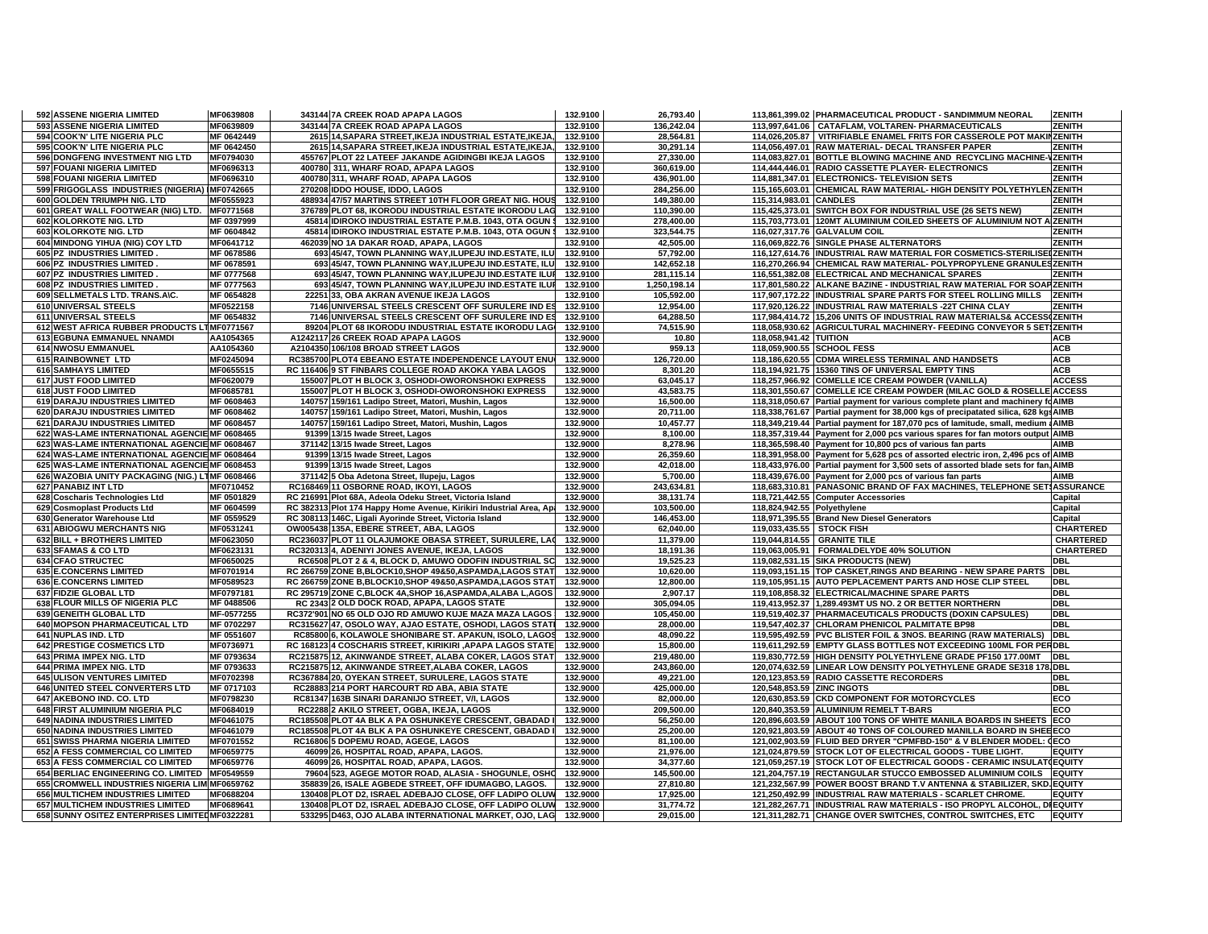| | | | | | | | | | |
|---|---|---|---|---|---|---|---|---|---|
| 592 | ASSENE NIGERIA LIMITED | MF0639808 | 343144 | 7A CREEK ROAD APAPA LAGOS | 132.9100 | 26,793.40 | 113,861,399.02 | PHARMACEUTICAL PRODUCT - SANDIMMUM NEORAL | ZENITH |
| 593 | ASSENE NIGERIA LIMITED | MF0639809 | 343144 | 7A CREEK ROAD APAPA LAGOS | 132.9100 | 136,242.04 | 113,997,641.06 | CATAFLAM, VOLTAREN- PHARMACEUTICALS | ZENITH |
| 594 | COOK'N' LITE NIGERIA PLC | MF 0642449 | 2615 | 14,SAPARA STREET,IKEJA INDUSTRIAL ESTATE,IKEJA, | 132.9100 | 28,564.81 | 114,026,205.87 | VITRIFIABLE ENAMEL FRITS FOR CASSEROLE POT MAKIN | ZENITH |
| 595 | COOK'N' LITE NIGERIA PLC | MF 0642450 | 2615 | 14,SAPARA STREET,IKEJA INDUSTRIAL ESTATE,IKEJA, | 132.9100 | 30,291.14 | 114,056,497.01 | RAW MATERIAL- DECAL TRANSFER PAPER | ZENITH |
| 596 | DONGFENG INVESTMENT NIG LTD | MF0794030 | 455767 | PLOT 22 LATEEF JAKANDE AGIDINGBI IKEJA LAGOS | 132.9100 | 27,330.00 | 114,083,827.01 | BOTTLE BLOWING MACHINE AND RECYCLING MACHINE-V | ZENITH |
| 597 | FOUANI NIGERIA LIMITED | MF0696313 | 400780 | 311, WHARF ROAD, APAPA LAGOS | 132.9100 | 360,619.00 | 114,444,446.01 | RADIO CASSETTE PLAYER- ELECTRONICS | ZENITH |
| 598 | FOUANI NIGERIA LIMITED | MF0696310 | 400780 | 311, WHARF ROAD, APAPA LAGOS | 132.9100 | 436,901.00 | 114,881,347.01 | ELECTRONICS- TELEVISION SETS | ZENITH |
| 599 | FRIGOGLASS INDUSTRIES (NIGERIA) | MF0742665 | 270208 | IDDO HOUSE, IDDO, LAGOS | 132.9100 | 284,256.00 | 115,165,603.01 | CHEMICAL RAW MATERIAL- HIGH DENSITY POLYETHYLEN | ZENITH |
| 600 | GOLDEN TRIUMPH NIG. LTD | MF0555923 | 488934 | 47/57 MARTINS STREET 10TH FLOOR GREAT NIG. HOUS | 132.9100 | 149,380.00 | 115,314,983.01 | CANDLES | ZENITH |
| 601 | GREAT WALL FOOTWEAR (NIG) LTD. | MF0771568 | 376789 | PLOT 68, IKORODU INDUSTRIAL ESTATE IKORODU LAG | 132.9100 | 110,390.00 | 115,425,373.01 | SWITCH BOX FOR INDUSTRIAL USE (26 SETS NEW) | ZENITH |
| 602 | KOLORKOTE NIG. LTD | MF 0397999 | 45814 | IDIROKO INDUSTRIAL ESTATE P.M.B. 1043, OTA OGUN | 132.9100 | 278,400.00 | 115,703,773.01 | 120MT ALUMINIUM COILED SHEETS OF ALUMINIUM NOT A | ZENITH |
| 603 | KOLORKOTE NIG. LTD | MF 0604842 | 45814 | IDIROKO INDUSTRIAL ESTATE P.M.B. 1043, OTA OGUN | 132.9100 | 323,544.75 | 116,027,317.76 | GALVALUM COIL | ZENITH |
| 604 | MINDONG YIHUA (NIG) COY LTD | MF0641712 | 462039 | NO 1A DAKAR ROAD, APAPA, LAGOS | 132.9100 | 42,505.00 | 116,069,822.76 | SINGLE PHASE ALTERNATORS | ZENITH |
| 605 | PZ INDUSTRIES LIMITED . | MF 0678586 | 693 | 45/47, TOWN PLANNING WAY,ILUPEJU IND.ESTATE, ILU | 132.9100 | 57,792.00 | 116,127,614.76 | INDUSTRIAL RAW MATERIAL FOR COSMETICS-STERILISE | ZENITH |
| 606 | PZ INDUSTRIES LIMITED . | MF 0678591 | 693 | 45/47, TOWN PLANNING WAY,ILUPEJU IND.ESTATE, ILU | 132.9100 | 142,652.18 | 116,270,266.94 | CHEMICAL RAW MATERIAL- POLYPROPYLENE GRANULES | ZENITH |
| 607 | PZ INDUSTRIES LIMITED . | MF 0777568 | 693 | 45/47, TOWN PLANNING WAY,ILUPEJU IND.ESTATE ILUI | 132.9100 | 281,115.14 | 116,551,382.08 | ELECTRICAL AND MECHANICAL SPARES | ZENITH |
| 608 | PZ INDUSTRIES LIMITED . | MF 0777563 | 693 | 45/47, TOWN PLANNING WAY,ILUPEJU IND.ESTATE ILUI | 132.9100 | 1,250,198.14 | 117,801,580.22 | ALKANE BAZINE - INDUSTRIAL RAW MATERIAL FOR SOAP | ZENITH |
| 609 | SELLMETALS LTD. TRANS.A\C. | MF 0654828 | 22251 | 33, OBA AKRAN AVENUE IKEJA LAGOS | 132.9100 | 105,592.00 | 117,907,172.22 | INDUSTRIAL SPARE PARTS FOR STEEL ROLLING MILLS | ZENITH |
| 610 | UNIVERSAL STEELS | MF0522158 | 7146 | UNIVERSAL STEELS CRESCENT OFF SURULERE IND ES | 132.9100 | 12,954.00 | 117,920,126.22 | INDUSTRIAL RAW MATERIALS -22T CHINA CLAY | ZENITH |
| 611 | UNIVERSAL STEELS | MF 0654832 | 7146 | UNIVERSAL STEELS CRESCENT OFF SURULERE IND ES | 132.9100 | 64,288.50 | 117,984,414.72 | 15,206 UNITS OF INDUSTRIAL RAW MATERIALS& ACCESS | ZENITH |
| 612 | WEST AFRICA RUBBER PRODUCTS LT | MF0771567 | 89204 | PLOT 68 IKORODU INDUSTRIAL ESTATE IKORODU LAG | 132.9100 | 74,515.90 | 118,058,930.62 | AGRICULTURAL MACHINERY- FEEDING CONVEYOR 5 SET | ZENITH |
| 613 | EGBUNA EMMANUEL NNAMDI | AA1054365 | A1242117 | 26 CREEK ROAD APAPA LAGOS | 132.9000 | 10.80 | 118,058,941.42 | TUITION | ACB |
| 614 | NWOSU EMMANUEL | AA1054360 | A2104350 | 106/108 BROAD STREET LAGOS | 132.9000 | 959.13 | 118,059,900.55 | SCHOOL FESS | ACB |
| 615 | RAINBOWNET LTD | MF0245094 | RC385700 | PLOT4 EBEANO ESTATE INDEPENDENCE LAYOUT ENU | 132.9000 | 126,720.00 | 118,186,620.55 | CDMA WIRELESS TERMINAL AND HANDSETS | ACB |
| 616 | SAMHAYS LIMITED | MF0655515 | RC 116406 | 9 ST FINBARS COLLEGE ROAD AKOKA YABA LAGOS | 132.9000 | 8,301.20 | 118,194,921.75 | 15360 TINS OF UNIVERSAL EMPTY TINS | ACB |
| 617 | JUST FOOD LIMITED | MF0620079 | 155007 | PLOT H BLOCK 3, OSHODI-OWORONSHOKI EXPRESS | 132.9000 | 63,045.17 | 118,257,966.92 | COMELLE ICE CREAM POWDER (VANILLA) | ACCESS |
| 618 | JUST FOOD LIMITED | MF0685781 | 155007 | PLOT H BLOCK 3, OSHODI-OWORONSHOKI EXPRESS | 132.9000 | 43,583.75 | 118,301,550.67 | COMELLE ICE CREAM POWDER (MILAC GOLD & ROSELLE | ACCESS |
| 619 | DARAJU INDUSTRIES LIMITED | MF 0608463 | 140757 | 159/161 Ladipo Street, Matori, Mushin, Lagos | 132.9000 | 16,500.00 | 118,318,050.67 | Partial payment for various complete plant and machinery fo | AIMB |
| 620 | DARAJU INDUSTRIES LIMITED | MF 0608462 | 140757 | 159/161 Ladipo Street, Matori, Mushin, Lagos | 132.9000 | 20,711.00 | 118,338,761.67 | Partial payment for 38,000 kgs of precipatated silica, 628 kgs | AIMB |
| 621 | DARAJU INDUSTRIES LIMITED | MF 0608457 | 140757 | 159/161 Ladipo Street, Matori, Mushin, Lagos | 132.9000 | 10,457.77 | 118,349,219.44 | Partial payment for 187,070 pcs of lamitude, small, medium a | AIMB |
| 622 | WAS-LAME INTERNATIONAL AGENCIE | MF 0608465 | 91399 | 13/15 Iwade Street, Lagos | 132.9000 | 8,100.00 | 118,357,319.44 | Payment for 2,000 pcs various spares for fan motors output | AIMB |
| 623 | WAS-LAME INTERNATIONAL AGENCIE | MF 0608467 | 371142 | 13/15 Iwade Street, Lagos | 132.9000 | 8,278.96 | 118,365,598.40 | Payment for 10,800 pcs of various fan parts | AIMB |
| 624 | WAS-LAME INTERNATIONAL AGENCIE | MF 0608464 | 91399 | 13/15 Iwade Street, Lagos | 132.9000 | 26,359.60 | 118,391,958.00 | Payment for 5,628 pcs of assorted electric iron, 2,496 pcs of | AIMB |
| 625 | WAS-LAME INTERNATIONAL AGENCIE | MF 0608453 | 91399 | 13/15 Iwade Street, Lagos | 132.9000 | 42,018.00 | 118,433,976.00 | Partial payment for 3,500 sets of assorted blade sets for fan, | AIMB |
| 626 | WAZOBIA UNITY PACKAGING (NIG.) LT | MF 0608466 | 371142 | 5 Oba Adetona Street, Ilupeju, Lagos | 132.9000 | 5,700.00 | 118,439,676.00 | Payment for 2,000 pcs of various fan parts | AIMB |
| 627 | PANABIZ INT LTD | MF0710452 | RC168469 | 11 OSBORNE ROAD, IKOYI, LAGOS | 132.9000 | 243,634.81 | 118,683,310.81 | PANASONIC BRAND OF FAX MACHINES, TELEPHONE SET | ASSURANCE |
| 628 | Coscharis Technologies Ltd | MF 0501829 | RC 216991 | Plot 68A, Adeola Odeku Street, Victoria Island | 132.9000 | 38,131.74 | 118,721,442.55 | Computer Accessories | Capital |
| 629 | Cosmoplast Products Ltd | MF 0604599 | RC 382313 | Plot 174 Happy Home Avenue, Kirikiri Industrial Area, Ap | 132.9000 | 103,500.00 | 118,824,942.55 | Polyethylene | Capital |
| 630 | Generator Warehouse Ltd | MF 0559529 | RC 308113 | 146C, Ligali Ayorinde Street, Victoria Island | 132.9000 | 146,453.00 | 118,971,395.55 | Brand New Diesel Generators | Capital |
| 631 | ABIOGWU MERCHANTS NIG | MF0531241 | OW005438 | 135A, EBERE STREET, ABA, LAGOS | 132.9000 | 62,040.00 | 119,033,435.55 | STOCK FISH | CHARTERED |
| 632 | BILL + BROTHERS LIMITED | MF0623050 | RC236037 | PLOT 11 OLAJUMOKE OBASA STREET, SURULERE, LAG | 132.9000 | 11,379.00 | 119,044,814.55 | GRANITE TILE | CHARTERED |
| 633 | SFAMAS & CO LTD | MF0623131 | RC320313 | 4, ADENIYI JONES AVENUE, IKEJA, LAGOS | 132.9000 | 18,191.36 | 119,063,005.91 | FORMALDELYDE 40% SOLUTION | CHARTERED |
| 634 | CFAO STRUCTEC | MF0650025 | RC6508 | PLOT 2 & 4, BLOCK D, AMUWO ODOFIN INDUSTRIAL SC | 132.9000 | 19,525.23 | 119,082,531.15 | SIKA PRODUCTS (NEW) | DBL |
| 635 | E.CONCERNS LIMITED | MF0701914 | RC 266759 | ZONE B,BLOCK10,SHOP 49&50,ASPAMDA,LAGOS STAT | 132.9000 | 10,620.00 | 119,093,151.15 | TOP CASKET,RINGS AND BEARING - NEW SPARE PARTS | DBL |
| 636 | E.CONCERNS LIMITED | MF0589523 | RC 266759 | ZONE B,BLOCK10,SHOP 49&50,ASPAMDA,LAGOS STAT | 132.9000 | 12,800.00 | 119,105,951.15 | AUTO PEPLACEMENT PARTS AND HOSE CLIP STEEL | DBL |
| 637 | FIDZIE GLOBAL LTD | MF0797181 | RC 295719 | ZONE C,BLOCK 4A,SHOP 16,ASPAMDA,ALABA L,AGOS | 132.9000 | 2,907.17 | 119,108,858.32 | ELECTRICAL/MACHINE SPARE PARTS | DBL |
| 638 | FLOUR MILLS OF NIGERIA PLC | MF 0488506 | RC 2343 | 2 OLD DOCK ROAD, APAPA, LAGOS STATE | 132.9000 | 305,094.05 | 119,413,952.37 | 1,289.493MT US NO. 2 OR BETTER NORTHERN | DBL |
| 639 | GENEITH GLOBAL LTD | MF-0577255 | RC372'901 | NO 65 OLD OJO RD AMUWO KUJE MAZA MAZA LAGOS | 132.9000 | 105,450.00 | 119,519,402.37 | PHARMACEUTICALS PRODUCTS (DOXIN CAPSULES) | DBL |
| 640 | MOPSON PHARMACEUTICAL LTD | MF 0702297 | RC315627 | 47, OSOLO WAY, AJAO ESTATE, OSHODI, LAGOS STATI | 132.9000 | 28,000.00 | 119,547,402.37 | CHLORAM PHENICOL PALMITATE BP98 | DBL |
| 641 | NUPLAS IND. LTD | MF 0551607 | RC85800 | 6, KOLAWOLE SHONIBARE ST. APAKUN, ISOLO, LAGOS | 132.9000 | 48,090.22 | 119,595,492.59 | PVC BLISTER FOIL & 3NOS. BEARING (RAW MATERIALS) | DBL |
| 642 | PRESTIGE COSMETICS LTD | MF0736971 | RC 168123 | 4 COSCHARIS STREET, KIRIKIRI ,APAPA LAGOS STATE | 132.9000 | 15,800.00 | 119,611,292.59 | EMPTY GLASS BOTTLES NOT EXCEEDING 100ML FOR PER | DBL |
| 643 | PRIMA IMPEX NIG. LTD | MF 0793634 | RC215875 | 12, AKINWANDE STREET, ALABA COKER, LAGOS STAT | 132.9000 | 219,480.00 | 119,830,772.59 | HIGH DENSITY POLYETHYLENE GRADE PF150 177.00MT | DBL |
| 644 | PRIMA IMPEX NIG. LTD | MF 0793633 | RC215875 | 12, AKINWANDE STREET,ALABA COKER, LAGOS | 132.9000 | 243,860.00 | 120,074,632.59 | LINEAR LOW DENSITY POLYETHYLENE GRADE SE318 178. | DBL |
| 645 | ULISON VENTURES LIMITED | MF0702398 | RC367884 | 20, OYEKAN STREET, SURULERE, LAGOS STATE | 132.9000 | 49,221.00 | 120,123,853.59 | RADIO CASSETTE RECORDERS | DBL |
| 646 | UNITED STEEL CONVERTERS LTD | MF 0717103 | RC28883 | 214 PORT HARCOURT RD ABA, ABIA STATE | 132.9000 | 425,000.00 | 120,548,853.59 | ZINC INGOTS | DBL |
| 647 | AKEBONO IND. CO. LTD | MF0798230 | RC81347 | 163B SINARI DARANIJO STREET, V/I, LAGOS | 132.9000 | 82,000.00 | 120,630,853.59 | CKD COMPONENT FOR MOTORCYCLES | ECO |
| 648 | FIRST ALUMINIUM NIGERIA PLC | MF0684019 | RC2288 | 2 AKILO STREET, OGBA, IKEJA, LAGOS | 132.9000 | 209,500.00 | 120,840,353.59 | ALUMINIUM REMELT T-BARS | ECO |
| 649 | NADINA INDUSTRIES LIMITED | MF0461075 | RC185508 | PLOT 4A BLK A PA OSHUNKEYE CRESCENT, GBADAD | 132.9000 | 56,250.00 | 120,896,603.59 | ABOUT 100 TONS OF WHITE MANILA BOARDS IN SHEETS | ECO |
| 650 | NADINA INDUSTRIES LIMITED | MF0461079 | RC185508 | PLOT 4A BLK A PA OSHUNKEYE CRESCENT, GBADAD | 132.9000 | 25,200.00 | 120,921,803.59 | ABOUT 40 TONS OF COLOURED MANILLA BOARD IN SHEE | ECO |
| 651 | SWISS PHARMA NIGERIA LIMITED | MF0701552 | RC16806 | 5 DOPEMU ROAD, AGEGE, LAGOS | 132.9000 | 81,100.00 | 121,002,903.59 | FLUID BED DRYER "CPMFBD-150" & V BLENDER MODEL: C | ECO |
| 652 | A FESS COMMERCIAL CO LIMITED | MF0659775 | 46099 | 26, HOSPITAL ROAD, APAPA, LAGOS. | 132.9000 | 21,976.00 | 121,024,879.59 | STOCK LOT OF ELECTRICAL GOODS - TUBE LIGHT. | EQUITY |
| 653 | A FESS COMMERCIAL CO LIMITED | MF0659776 | 46099 | 26, HOSPITAL ROAD, APAPA, LAGOS. | 132.9000 | 34,377.60 | 121,059,257.19 | STOCK LOT OF ELECTRICAL GOODS - CERAMIC INSULATO | EQUITY |
| 654 | BERLIAC ENGINEERING CO. LIMITED | MF0549559 | 79604 | 523, AGEGE MOTOR ROAD, ALASIA - SHOGUNLE, OSHC | 132.9000 | 145,500.00 | 121,204,757.19 | RECTANGULAR STUCCO EMBOSSED ALUMINIUM COILS | EQUITY |
| 655 | CROMWELL INDUSTRIES NIGERIA LIM | MF0659762 | 358839 | 26, ISALE AGBEDE STREET, OFF IDUMAGBO, LAGOS. | 132.9000 | 27,810.80 | 121,232,567.99 | POWER BOOST BRAND T.V ANTENNA & STABILIZER, SKD | EQUITY |
| 656 | MULTICHEM INDUSTRIES LIMITED | MF0688204 | 130408 | PLOT D2, ISRAEL ADEBAJO CLOSE, OFF LADIPO OLUW | 132.9000 | 17,925.00 | 121,250,492.99 | INDUSTRIAL RAW MATERIALS - SCARLET CHROME. | EQUITY |
| 657 | MULTICHEM INDUSTRIES LIMITED | MF0689641 | 130408 | PLOT D2, ISRAEL ADEBAJO CLOSE, OFF LADIPO OLUW | 132.9000 | 31,774.72 | 121,282,267.71 | INDUSTRIAL RAW MATERIALS - ISO PROPYL ALCOHOL, DI | EQUITY |
| 658 | SUNNY OSITEZ ENTERPRISES LIMITED | MF0322281 | 533295 | D463, OJO ALABA INTERNATIONAL MARKET, OJO, LAG | 132.9000 | 29,015.00 | 121,311,282.71 | CHANGE OVER SWITCHES, CONTROL SWITCHES, ETC | EQUITY |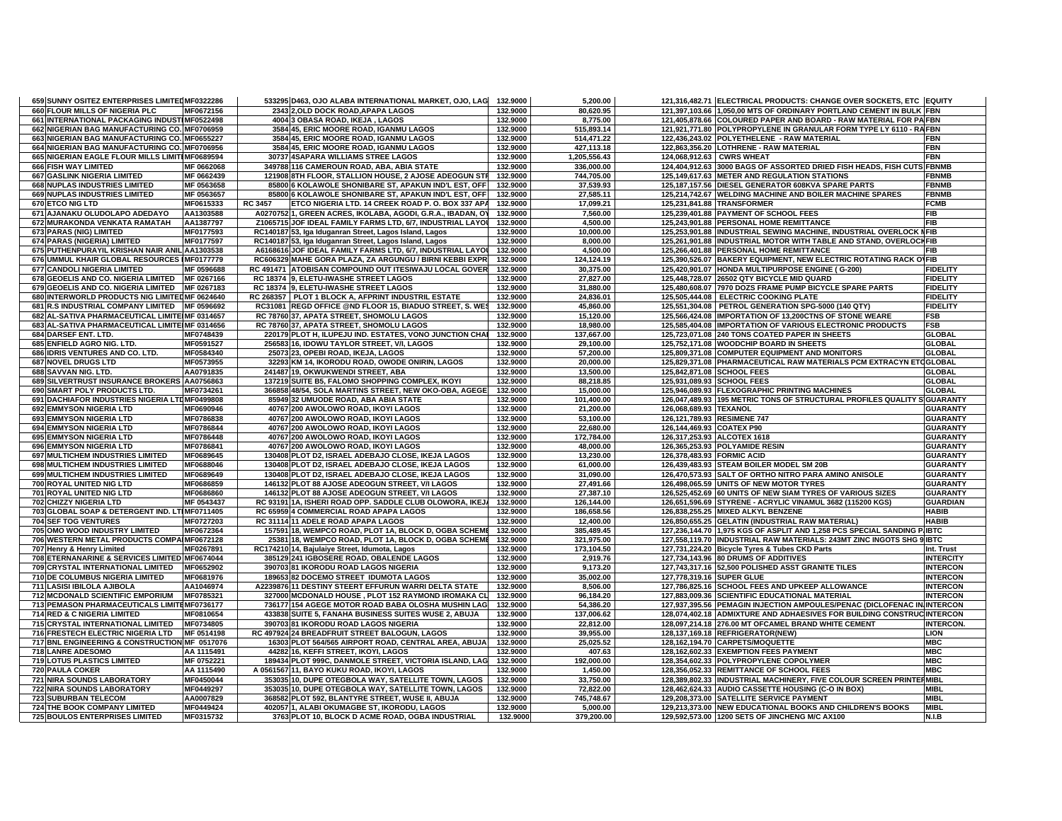| | | | | | | | | |
|---|---|---|---|---|---|---|---|---|
| 659 | SUNNY OSITEZ ENTERPRISES LIMITED | MF0322286 | 533295 | D463, OJO ALABA INTERNATIONAL MARKET, OJO, LAG | 132.9000 | 5,200.00 | 121,316,482.71 | ELECTRICAL PRODUCTS: CHANGE OVER SOCKETS, ETC | EQUITY |
| 660 | FLOUR MILLS OF NIGERIA PLC | MF0672156 | 2343 | 2,OLD DOCK ROAD,APAPA LAGOS | 132.9000 | 80,620.95 | 121,397,103.66 | 1,050,00 MTS OF ORDINARY PORTLAND CEMENT IN BULK | FBN |
| 661 | INTERNATIONAL PACKAGING INDUSTI | MF0522498 | 4004 | 3 OBASA ROAD, IKEJA , LAGOS | 132.9000 | 8,775.00 | 121,405,878.66 | COLOURED PAPER AND BOARD - RAW MATERIAL FOR PA | FBN |
| 662 | NIGERIAN BAG MANUFACTURING CO. | MF0706959 | 3584 | 45, ERIC MOORE ROAD, IGANMU LAGOS | 132.9000 | 515,893.14 | 121,921,771.80 | POLYPROPYLENE IN GRANULAR FORM TYPE LY 6110 - RA | FBN |
| 663 | NIGERIAN BAG MANUFACTURING CO. | MF0655227 | 3584 | 45, ERIC MOORE ROAD, IGANMU LAGOS | 132.9000 | 514,471.22 | 122,436,243.02 | POLYETHELENE - RAW MATERIAL | FBN |
| 664 | NIGERIAN BAG MANUFACTURING CO. | MF0706956 | 3584 | 45, ERIC MOORE ROAD, IGANMU LAGOS | 132.9000 | 427,113.18 | 122,863,356.20 | LOTHRENE - RAW MATERIAL | FBN |
| 665 | NIGERIAN EAGLE FLOUR MILLS LIMITI | MF0689594 | 30737 | 4SAPARA WILLIAMS STREE LAGOS | 132.9000 | 1,205,556.43 | 124,068,912.63 | CWRS WHEAT | FBN |
| 666 | FISH WAY LIMITED | MF 0662068 | 349788 | 116 CAMEROUN ROAD, ABA, ABIA STATE | 132.9000 | 336,000.00 | 124,404,912.63 | 3000 BAGS OF ASSORTED DRIED FISH HEADS, FISH CUTS | FBNMB |
| 667 | GASLINK NIGERIA LIMITED | MF 0662439 | 121908 | 8TH FLOOR, STALLION HOUSE, 2 AJOSE ADEOGUN STF | 132.9000 | 744,705.00 | 125,149,617.63 | METER AND REGULATION STATIONS | FBNMB |
| 668 | NUPLAS INDUSTRIES LIMITED | MF 0563658 | 85800 | 6 KOLAWOLE SHONIBARE ST, APAKUN IND'L EST, OFF | 132.9000 | 37,539.93 | 125,187,157.56 | DIESEL GENERATOR 608KVA SPARE PARTS | FBNMB |
| 669 | NUPLAS INDUSTRIES LIMITED | MF 0563657 | 85800 | 6 KOLAWOLE SHONIBARE ST, APAKUN IND'L EST, OFF | 132.9000 | 27,585.11 | 125,214,742.67 | WELDING MACHINE AND BOILER MACHINE SPARES | FBNMB |
| 670 | ETCO NIG LTD | MF0615333 | RC 3457 | ETCO NIGERIA LTD. 14 CREEK ROAD P. O. BOX 337 APA | 132.9000 | 17,099.21 | 125,231,841.88 | TRANSFORMER | FCMB |
| 671 | AJANAKU OLUDOLAPO ADEDAYO | AA1303588 | A0270752 | 1, GREEN ACRES, IKOLABA, AGODI, G.R.A., IBADAN, OY | 132.9000 | 7,560.00 | 125,239,401.88 | PAYMENT OF SCHOOL FEES | FIB |
| 672 | MURAKONDA VENKATA RAMATAH | AA1387797 | Z1065715 | JOF IDEAL FAMILY FARMS LTD, 6/7, INDUSTRIAL LAYOU | 132.9000 | 4,500.00 | 125,243,901.88 | PERSONAL HOME REMITTANCE | FIB |
| 673 | PARAS (NIG) LIMITED | MF0177593 | RC140187 | 53, Iga Iduganran Street, Lagos Island, Lagos | 132.9000 | 10,000.00 | 125,253,901.88 | INDUSTRIAL SEWING MACHINE, INDUSTRIAL OVERLOCK M | FIB |
| 674 | PARAS (NIGERIA) LIMITED | MF0177597 | RC140187 | 53, Iga Iduganran Street, Lagos Island, Lagos | 132.9000 | 8,000.00 | 125,261,901.88 | INDUSTRIAL MOTOR WITH TABLE AND STAND, OVERLOCK | FIB |
| 675 | PUTHENPURAYIL KRISHAN NAIR ANIL | AA1303538 | A6168616 | JOF IDEAL FAMILY FARMS LTD, 6/7, INDUSTRIAL LAYOU | 132.9000 | 4,500.00 | 125,266,401.88 | PERSONAL HOME REMITTANCE | FIB |
| 676 | UMMUL KHAIR GLOBAL RESOURCES L | MF0177779 | RC606329 | MAHE GORA PLAZA, ZA ARGUNGU / BIRNI KEBBI EXPR | 132.9000 | 124,124.19 | 125,390,526.07 | BAKERY EQUIPMENT, NEW ELECTRIC ROTATING RACK OV | FIB |
| 677 | CANDOLI NIGERIA LIMITED | MF 0596688 | RC 491471 | ATOBISAN COMPOUND OUT ITESIWAJU LOCAL GOVER | 132.9000 | 30,375.00 | 125,420,901.07 | HONDA MULTIPURPOSE ENGINE ( G-200) | FIDELITY |
| 678 | GEOELIS AND CO. NIGERIA LIMITED | MF 0267166 | RC 18374 | 9, ELETU-IWASHE STREET LAGOS | 132.9000 | 27,827.00 | 125,448,728.07 | 26502 QTY BICYCLE MID QUARD | FIDELITY |
| 679 | GEOELIS AND CO. NIGERIA LIMITED | MF 0267183 | RC 18374 | 9, ELETU-IWASHE STREET LAGOS | 132.9000 | 31,880.00 | 125,480,608.07 | 7970 DOZS FRAME PUMP BICYCLE SPARE PARTS | FIDELITY |
| 680 | INTERWORLD PRODUCTS NIG LIMITED | MF 0624640 | RC 268357 | PLOT 1 BLOCK A, AFPRINT INDUSTRIL ESTATE | 132.9000 | 24,836.01 | 125,505,444.08 | ELECTRIC COOKING PLATE | FIDELITY |
| 681 | R.S INDUSTRIAL COMPANY LIMITED | MF 0596692 | RC31081 | REGD OFFICE @ND FLOOR 15, BIADUO STREET, S. WES | 132.9000 | 45,860.00 | 125,551,304.08 | PETROL GENERATION SPG-5000 (140 QTY) | FIDELITY |
| 682 | AL-SATIVA PHARMACEUTICAL LIMITED | MF 0314657 | RC 78760 | 37, APATA STREET, SHOMOLU LAGOS | 132.9000 | 15,120.00 | 125,566,424.08 | IMPORTATION OF 13,200CTNS OF STONE WEARE | FSB |
| 683 | AL-SATIVA PHARMACEUTICAL LIMITED | MF 0314656 | RC 78760 | 37, APATA STREET, SHOMOLU LAGOS | 132.9000 | 18,980.00 | 125,585,404.08 | IMPORTATION OF VARIOUS ELECTRONIC PRODUCTS | FSB |
| 684 | DARSEF ENT. LTD. | MF0748439 | 220179 | PLOT H, ILUPEJU IND. ESTATES, VONO JUNCTION CHAI | 132.9000 | 137,667.00 | 125,723,071.08 | 240 TONS COATED PAPER IN SHEETS | GLOBAL |
| 685 | ENFIELD AGRO NIG. LTD. | MF0591527 | 256583 | 16, IDOWU TAYLOR STREET, V/I, LAGOS | 132.9000 | 29,100.00 | 125,752,171.08 | WOODCHIP BOARD IN SHEETS | GLOBAL |
| 686 | IDRIS VENTURES AND CO. LTD. | MF0584340 | 25073 | 23, OPEBI ROAD, IKEJA, LAGOS | 132.9000 | 57,200.00 | 125,809,371.08 | COMPUTER EQUIPMENT AND MONITORS | GLOBAL |
| 687 | NOVEL DRUGS LTD | MF0573955 | 32293 | KM 14, IKORODU ROAD, OWODE ONIRIN, LAGOS | 132.9000 | 20,000.00 | 125,829,371.08 | PHARMACEUTICAL RAW MATERIALS PCM EXTRACYN ETC | GLOBAL |
| 688 | SAVVAN NIG. LTD. | AA0791835 | 241487 | 19, OKWUKWENDI STREET, ABA | 132.9000 | 13,500.00 | 125,842,871.08 | SCHOOL FEES | GLOBAL |
| 689 | SILVERTRUST INSURANCE BROKERS | AA0756863 | 137219 | SUITE B5, FALOMO SHOPPING COMPLEX, IKOYI | 132.9000 | 88,218.85 | 125,931,089.93 | SCHOOL FEES | GLOBAL |
| 690 | SMART POLY PRODUCTS LTD. | MF0734261 | 366858 | 48/54, SOLA MARTINS STREET, NEW OKO-OBA, AGEGE | 132.9000 | 15,000.00 | 125,946,089.93 | FLEXOGRAPHIC PRINTING MACHINES | GLOBAL |
| 691 | DACHIAFOR INDUSTRIES NIGERIA LTD | MF0499808 | 85949 | 32 UMUODE ROAD, ABA ABIA STATE | 132.9000 | 101,400.00 | 126,047,489.93 | 195 METRIC TONS OF STRUCTURAL PROFILES QUALITY S | GUARANTY |
| 692 | EMMYSON NIGERIA LTD | MF0690946 | 40767 | 200 AWOLOWO ROAD, IKOYI LAGOS | 132.9000 | 21,200.00 | 126,068,689.93 | TEXANOL | GUARANTY |
| 693 | EMMYSON NIGERIA LTD | MF0786838 | 40767 | 200 AWOLOWO ROAD, IKOYI LAGOS | 132.9000 | 53,100.00 | 126,121,789.93 | RESIMENE 747 | GUARANTY |
| 694 | EMMYSON NIGERIA LTD | MF0786844 | 40767 | 200 AWOLOWO ROAD, IKOYI LAGOS | 132.9000 | 22,680.00 | 126,144,469.93 | COATEX P90 | GUARANTY |
| 695 | EMMYSON NIGERIA LTD | MF0786448 | 40767 | 200 AWOLOWO ROAD, IKOYI LAGOS | 132.9000 | 172,784.00 | 126,317,253.93 | ALCOTEX 1618 | GUARANTY |
| 696 | EMMYSON NIGERIA LTD | MF0786841 | 40767 | 200 AWOLOWO ROAD, IKOYI LAGOS | 132.9000 | 48,000.00 | 126,365,253.93 | POLYAMIDE RESIN | GUARANTY |
| 697 | MULTICHEM INDUSTRIES LIMITED | MF0689645 | 130408 | PLOT D2, ISRAEL ADEBAJO CLOSE, IKEJA LAGOS | 132.9000 | 13,230.00 | 126,378,483.93 | FORMIC ACID | GUARANTY |
| 698 | MULTICHEM INDUSTRIES LIMITED | MF0688046 | 130408 | PLOT D2, ISRAEL ADEBAJO CLOSE, IKEJA LAGOS | 132.9000 | 61,000.00 | 126,439,483.93 | STEAM BOILER MODEL SM 20B | GUARANTY |
| 699 | MULTICHEM INDUSTRIES LIMITED | MF0689649 | 130408 | PLOT D2, ISRAEL ADEBAJO CLOSE, IKEJA LAGOS | 132.9000 | 31,090.00 | 126,470,573.93 | SALT OF ORTHO NITRO PARA AMINO ANISOLE | GUARANTY |
| 700 | ROYAL UNITED NIG LTD | MF0686859 | 146132 | PLOT 88 AJOSE ADEOGUN STREET, V/I LAGOS | 132.9000 | 27,491.66 | 126,498,065.59 | UNITS OF NEW MOTOR TYRES | GUARANTY |
| 701 | ROYAL UNITED NIG LTD | MF0686860 | 146132 | PLOT 88 AJOSE ADEOGUN STREET, V/I LAGOS | 132.9000 | 27,387.10 | 126,525,452.69 | 60 UNITS OF NEW SIAM TYRES OF VARIOUS SIZES | GUARANTY |
| 702 | CHIZZY NIGERIA LTD | MF 0543437 | RC 93191 | 1A, ISHERI ROAD OPP. SADDLE CLUB OLOWORA, IKEJA | 132.9000 | 126,144.00 | 126,651,596.69 | STYRENE - ACRYLIC VINAMUL 3682 (115200 KGS) | GUARDIAN |
| 703 | GLOBAL SOAP & DETERGENT IND. LTD | MF0711405 | RC 65959 | 4 COMMERCIAL ROAD APAPA LAGOS | 132.9000 | 186,658.56 | 126,838,255.25 | MIXED ALKYL BENZENE | HABIB |
| 704 | SEF TOG VENTURES | MF0727203 | RC 31114 | 11 ADELE ROAD APAPA LAGOS | 132.9000 | 12,400.00 | 126,850,655.25 | GELATIN (INDUSTRIAL RAW MATERIAL) | HABIB |
| 705 | OMO WOOD INDUSTRY LIMITED | MF0672364 | 157591 | 18, WEMPCO ROAD, PLOT 1A, BLOCK D, OGBA SCHEME | 132.9000 | 385,489.45 | 127,236,144.70 | 1,975 KGS OF ASPLIT AND 1,258 PCS SPECIAL SANDING P | IBTC |
| 706 | WESTERN METAL PRODUCTS COMPA | MF0672128 | 25381 | 18, WEMPCO ROAD, PLOT 1A, BLOCK D, OGBA SCHEME | 132.9000 | 321,975.00 | 127,558,119.70 | INDUSTRIAL RAW MATERIALS: 243MT ZINC INGOTS SHG 9 | IBTC |
| 707 | Henry & Henry Limited | MF0267891 | RC174210 | 14, Bajulaiye Street, Idumota, Lagos | 132.9000 | 173,104.50 | 127,731,224.20 | Bicycle Tyres & Tubes CKD Parts | Int. Trust |
| 708 | ETERNANARINE & SERVICES LIMITED | MF0674044 | 385129 | 241 IGBOSERE ROAD, OBALENDE LAGOS | 132.9000 | 2,919.76 | 127,734,143.96 | 80 DRUMS OF ADDITIVES | INTERCITY |
| 709 | CRYSTAL INTERNATIONAL LIMITED | MF0652902 | 390703 | 81 IKORODU ROAD LAGOS NIGERIA | 132.9000 | 9,173.20 | 127,743,317.16 | 52,500 POLISHED ASST GRANITE TILES | INTERCON |
| 710 | DE COLUMBUS NIGERIA LIMITED | MF0681976 | 189653 | 82 DOCEMO STREET IDUMOTA LAGOS | 132.9000 | 35,002.00 | 127,778,319.16 | SUPER GLUE | INTERCON |
| 711 | LASISI IBILOLA AJIBOLA | AA1046974 | A2239876 | 11 DESTINY STEERT EFFURUN WARRI DELTA STATE | 132.9000 | 8,506.00 | 127,786,825.16 | SCHOOL FEES AND UPKEEP ALLOWANCE | INTERCON |
| 712 | MCDONALD SCIENTIFIC EMPORIUM | MF0785321 | 327000 | MCDONALD HOUSE , PLOT 152 RAYMOND IROMAKA CL | 132.9000 | 96,184.20 | 127,883,009.36 | SCIENTIFIC EDUCATIONAL MATERIAL | INTERCON |
| 713 | PEMASON PHARMACEUTICALS LIMITE | MF0736177 | 736177 | 154 AGEGE MOTOR ROAD BABA OLOSHA MUSHIN LAG | 132.9000 | 54,386.20 | 127,937,395.56 | PEMAGIN INJECTION AMPOULES/PENAC (DICLOFENAC IN | INTERCON |
| 714 | RED & C NIGERIA LIMITED | MF0810654 | 433838 | SUITE 5, FANAHA BUSINESS SUITES WUSE 2, ABUJA | 132.9000 | 137,006.62 | 128,074,402.18 | ADMIXTURE AND ADHAESIVES FOR BUILDING CONSTRUC | INTERCON |
| 715 | CRYSTAL INTERNATIONAL LIMITED | MF0734805 | 390703 | 81 IKORODU ROAD LAGOS NIGERIA | 132.9000 | 22,812.00 | 128,097,214.18 | 276.00 MT OFCAMEL BRAND WHITE CEMENT | INTERCON. |
| 716 | FRESTECH ELECTRIC NIGERIA LTD | MF 0514198 | RC 497924 | 24 BREADFRUIT STREET BALOGUN, LAGOS | 132.9000 | 39,955.00 | 128,137,169.18 | REFRIGERATOR(NEW) | LION |
| 717 | BNL ENGINEERING & CONSTRUCTION | MF 0517076 | 16303 | PLOT 564/565 AIRPORT ROAD, CENTRAL AREA, ABUJA | 132.9000 | 25,025.52 | 128,162,194.70 | CARPETS/MOQUETTE | MBC |
| 718 | LANRE ADESOMO | AA 1115491 | 44282 | 16, KEFFI STREET, IKOYI, LAGOS | 132.9000 | 407.63 | 128,162,602.33 | EXEMPTION FEES PAYMENT | MBC |
| 719 | LOTUS PLASTICS LIMITED | MF 0752221 | 189434 | PLOT 999C, DANMOLE STREET, VICTORIA ISLAND, LAG | 132.9000 | 192,000.00 | 128,354,602.33 | POLYPROPYLENE COPOLYMER | MBC |
| 720 | PAULA COKER | AA 1115490 | A 0561567 | 11, BAYO KUKU ROAD, IKOYI, LAGOS | 132.9000 | 1,450.00 | 128,356,052.33 | REMITTANCE OF SCHOOL FEES | MBC |
| 721 | NIRA SOUNDS LABORATORY | MF0450044 | 353035 | 10, DUPE OTEGBOLA WAY, SATELLITE TOWN, LAGOS | 132.9000 | 33,750.00 | 128,389,802.33 | INDUSTRIAL MACHINERY, FIVE COLOUR SCREEN PRINTER | MIBL |
| 722 | NIRA SOUNDS LABORATORY | MF0449297 | 353035 | 10, DUPE OTEGBOLA WAY, SATELLITE TOWN, LAGOS | 132.9000 | 72,822.00 | 128,462,624.33 | AUDIO CASSETTE HOUSING (C-O IN BOX) | MIBL |
| 723 | SUBURBAN TELECOM | AA0007829 | 368582 | PLOT 592, BLANTYRE STREET, WUSE II, ABUJA | 132.9000 | 745,748.67 | 129,208,373.00 | SATELLITE SERVICE PAYMENT | MIBL |
| 724 | THE BOOK COMPANY LIMITED | MF0449424 | 402057 | 1, ALABI OKUMAGBE ST, IKORODU, LAGOS | 132.9000 | 5,000.00 | 129,213,373.00 | NEW EDUCATIONAL BOOKS AND CHILDREN'S BOOKS | MIBL |
| 725 | BOULOS ENTERPRISES LIMITED | MF0315732 | 3763 | PLOT 10, BLOCK D ACME ROAD, OGBA INDUSTRIAL | 132.9000 | 379,200.00 | 129,592,573.00 | 1200 SETS OF JINCHENG M/C AX100 | N.I.B |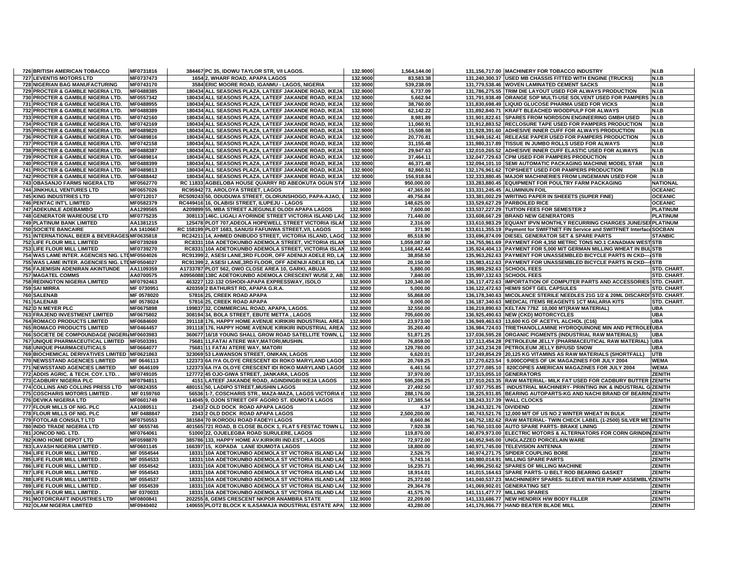| 726 | BRITISH AMERICAN TOBACCO | MF0731816 | 384467 | PC 35, IDOWU TAYLOR STR, V/I LAGOS. | 132.9000 | 1,564,144.00 | 131,156,717.00 | MACHINERY FOR TOBACCO INDUSTRY | N.I.B |
|---|---|---|---|---|---|---|---|---|---|
| 727 | LEVENTIS MOTORS LTD | MF0737473 | 1654 | 2, WHARF ROAD, APAPA LAGOS | 132.9000 | 83,583.38 | 131,240,300.37 | USED MB CHASSIS FITTED WITH ENGINE (TRUCKS) | N.I.B |
| 728 | NIGERIAN BAG MANUFACTURING | MF0743170 | 3584 | ERIC MOORE ROAD, IGANMU - LAGOS, NIGERIA | 132.9000 | 539,238.09 | 131,779,538.46 | WOVEN LAMINATED CEMENT SACKS | N.I.B |
| 729 | PROCTER & GAMBLE NIGERIA LTD. | MF0488385 | 180434 | ALL SEASONS PLAZA, LATEEF JAKANDE ROAD, IKEJA | 132.9000 | 6,737.09 | 131,786,275.55 | TRIM DIE LAYOUT USED FOR ALWAYS PRODUCTION | N.I.B |
| 730 | PROCTER & GAMBLE NIGERIA LTD. | MF0557342 | 180434 | ALL SEASONS PLAZA, LATEEF JAKANDE ROAD, IKEJA | 132.9000 | 5,662.94 | 131,791,938.49 | ORANGE SOP MULTI-USE SOLVENT USED FOR PAMPERS | N.I.B |
| 731 | PROCTER & GAMBLE NIGERIA LTD. | MF0488955 | 180434 | ALL SEASONS PLAZA, LATEEF JAKANDE ROAD, IKEJA | 132.9000 | 38,760.00 | 131,830,698.49 | LIQUID GLUCOSE PHARMA USED FOR VICKS | N.I.B |
| 732 | PROCTER & GAMBLE NIGERIA LTD. | MF0488389 | 180434 | ALL SEASONS PLAZA, LATEEF JAKANDE ROAD, IKEJA | 132.9000 | 62,142.22 | 131,892,840.71 | KRAFT BLEACHED WOODPULP FOR ALWAYS | N.I.B |
| 733 | PROCTER & GAMBLE NIGERIA LTD. | MF0742160 | 180434 | ALL SEASONS PLAZA, LATEEF JAKANDE ROAD, IKEJA | 132.9000 | 8,981.89 | 131,901,822.61 | SPARES FROM NORDSON ENGINEERING GMBH USED | N.I.B |
| 734 | PROCTER & GAMBLE NIGERIA LTD. | MF0742169 | 180434 | ALL SEASONS PLAZA, LATEEF JAKANDE ROAD, IKEJA | 132.9000 | 11,060.91 | 131,912,883.52 | RECLOSURE TAPE USED FOR PAMPERS PRODUCTION | N.I.B |
| 735 | PROCTER & GAMBLE NIGERIA LTD. | MF0489820 | 180434 | ALL SEASONS PLAZA, LATEEF JAKANDE ROAD, IKEJA | 132.9000 | 15,508.08 | 131,928,391.60 | ADHESIVE INNER CUFF FOR ALWAYS PRODUCTION | N.I.B |
| 736 | PROCTER & GAMBLE NIGERIA LTD. | MF0489816 | 180434 | ALL SEASONS PLAZA, LATEEF JAKANDE ROAD, IKEJA | 132.9000 | 20,770.81 | 131,949,162.41 | RELEASE PAPER USED FOR PAMPERS PRODUCTION | N.I.B |
| 737 | PROCTER & GAMBLE NIGERIA LTD. | MF0742158 | 180434 | ALL SEASONS PLAZA, LATEEF JAKANDE ROAD, IKEJA | 132.9000 | 31,155.48 | 131,980,317.89 | TISSUE IN JUMBO ROLLS USED FOR ALWAYS | N.I.B |
| 738 | PROCTER & GAMBLE NIGERIA LTD. | MF0488387 | 180434 | ALL SEASONS PLAZA, LATEEF JAKANDE ROAD, IKEJA | 132.9000 | 29,947.63 | 132,010,265.52 | ADHESIVE INNER CUFF ELASTIC USED FOR ALWAYS | N.I.B |
| 739 | PROCTER & GAMBLE NIGERIA LTD. | MF0489814 | 180434 | ALL SEASONS PLAZA, LATEEF JAKANDE ROAD, IKEJA | 132.9000 | 37,464.11 | 132,047,729.63 | CPM USED FOR PAMPERS PRODUCTION | N.I.B |
| 740 | PROCTER & GAMBLE NIGERIA LTD. | MF0488399 | 180434 | ALL SEASONS PLAZA, LATEEF JAKANDE ROAD, IKEJA | 132.9000 | 46,371.48 | 132,094,101.10 | SEMI AUTOMATIC PACKAGING MACHINE MODEL STAR | N.I.B |
| 741 | PROCTER & GAMBLE NIGERIA LTD. | MF0489813 | 180434 | ALL SEASONS PLAZA, LATEEF JAKANDE ROAD, IKEJA | 132.9000 | 82,860.51 | 132,176,961.62 | TOPSHEET USED FOR PAMPERS PRODUCTION | N.I.B |
| 742 | PROCTER & GAMBLE NIGERIA LTD. | MF0488442 | 180434 | ALL SEASONS PLAZA, LATEEF JAKANDE ROAD, IKEJA | 132.9000 | 156,918.84 | 132,333,880.45 | MAJOR MACHINERIES FROM LINGEMANN USED FOR | N.I.B |
| 743 | OBASANJO FARMS NIGERA LTD | MF0562770 | RC 11833 | AGBELOBA HOUSE QUARRY RD ABEOKUTA OGUN STA | 132.9000 | 950,000.00 | 133,283,880.45 | EQUIPMENT FOR POULTRY FARM PACKAGING | NATIONAL |
| 744 | JINKHULL VENTURES LTD | MF0657026 | RC95942 | 73, AROLOYA STREET, LAGOS | 132.9000 | 47,365.00 | 133,331,245.45 | ALUMINIUN FOIL | OCEANIC |
| 745 | KING INDUSTRIES LTD | MF0712017 | RC509243 | 50, ODUDUWA STREET, OLORUNSHOGO, PAPA-AJAO, L | 132.9000 | 49,756.84 | 133,381,002.29 | WRITING PAPER IN SHEEETS (SUPER FINE) | OCEANIC |
| 746 | PENTAC INT'L LIMITED | MF0582379 | RC449416 | 16, OLABISI STREET, ILUPEJU - LAGOS | 132.9000 | 148,625.00 | 133,529,627.29 | PARBOILED RICE | OCEANIC |
| 747 | ADEKUNLE ADEBAMBO | AA1299565 | A209899 | 55, MBA STREET AJEGUNLE OLODI APAPA LAGOS | 132.9000 | 7,600.00 | 133,537,227.29 | TUITION FEES FOR SEMESTER 2 | PLATINUM |
| 748 | GENERATOR WAREOUSE LTD | MF0775235 | 308113 | 146C, LIGALI AYORINDE STREET VICTORIA ISLAND LAG | 132.9000 | 71,440.00 | 133,608,667.29 | BRAND NEW GENERATORS | PLATINUM |
| 749 | PLATINUM BANK LIMITED | AA1381215 | 125478 | PLOT 707,ADEOLA HOPEWELL STREET VICTORIA ISLAN | 132.9000 | 2,316.00 | 133,610,983.29 | EQUANT IPVN MONTHLY RECURRING CHARGES JUNE/SEP | PLATINUM |
| 750 | SOCIETE BANCAIRE | AA 1410667 | RC 158199 | PLOT 1683, SANUSI FAFUNWA STREET,V/I, LAGOS | 132.9000 | 371.90 | 133,611,355.19 | Payment for SWIFTNET FIN Service and SWITFNET Interface | SOCBAN |
| 751 | INTERNATIONAL BEER & BEVERAGES | MF0635818 | RC24211 | 14, AHMED ONIBUDO STREET, VICTORIA ISLAND, LAGO | 132.9000 | 85,518.90 | 133,696,874.09 | DIESEL GENERATOR SET & SPARE PARTS | STANBIC |
| 752 | LIFE FLOUR MILL LIMITED | MF0739269 | RC8331 | 10A ADETOKUNBO ADEMOLA STREET, VICTORIA ISLAN | 132.9000 | 1,059,087.60 | 134,755,961.69 | PAYMENT FOR 4,350 METRIC TONS NO.1 CANADIAN WEST | STB |
| 753 | LIFE FLOUR MILL LIMITED | MF0739270 | RC8331 | 10A ADETOKUNBO ADEMOLA STREET, VICTORIA ISLAN | 132.9000 | 1,168,442.44 | 135,924,404.13 | PAYMENT FOR 5,000 M/T GERMAN MILLING WHEAT IN BUL | STB |
| 754 | WAS LAME INTER. AGENCIES NIG. LTD | MF0504026 | RC91399 | 2, ASESI LANE,3RD FLOOR, OFF ADENIJI ADELE RD, LA | 132.9000 | 38,858.50 | 135,963,262.63 | PAYMENT FOR UNASSEMBLED BICYCLE PARTS IN CKD--- | STB |
| 755 | WAS LAME INTER. AGENCIES NIG. LTD | MF0504027 | RC91399 | 2, ASESI LANE,3RD FLOOR, OFF ADENIJI ADELE RD, LA | 132.9000 | 20,150.00 | 135,983,412.63 | PAYMENT FOR UNASSEMBLED BICYCLE PARTS IN CKD--- | STB |
| 756 | FAJEMISIN ADENIRAN AKINTUNDE | AA1109359 | A1733787 | PLOT 562, OWO CLOSE AREA 10, GARKI, ABUJA | 132.9000 | 5,880.00 | 135,989,292.63 | SCHOOL FEES | STD. CHART. |
| 757 | MAGATEL COMMS | AA0700575 | A0956088 | 138C ADETOKUNBO ADEMOLA CRESCENT WUSE 2, AB | 132.9000 | 7,840.00 | 135,997,132.63 | SCHOOL FEES | STD. CHART. |
| 758 | REDINGTON NIGERIA LIMITED | MF0792463 | 463227 | 122-132 OSHODI-APAPA EXPRESSWAY, ISOLO | 132.9000 | 120,340.00 | 136,117,472.63 | IMPORTATION OF COMPUTER PARTS AND ACCESSORIES | STD. CHART. |
| 759 | SAI MIRRA | MF 0730951 | 420359 | 2 BATHURST RD, APAPA G.R.A. | 132.9000 | 5,000.00 | 136,122,472.63 | HEM/9 SOFT GEL CAPSULES | STD. CHART. |
| 760 | SALENAB | MF 0578020 | 57816 | 25, CREEK ROAD APAPA | 132.9000 | 55,868.00 | 136,178,340.63 | MICOLANCE STERILE NEEDLES 21G 1/2 & 20ML DISCARDI | STD. CHART. |
| 761 | SALENAB | MF 0578024 | 57816 | 25, CREEK ROAD APAPA | 132.9000 | 9,000.00 | 136,187,340.63 | MEDICAL ITEMS REAGENTS 1CT MALARIA KITS | STD. CHART. |
| 762 | D N MEYER PLC | MF0675898 | 199837 | 32, COMMERCIAL ROAD, APAPA, LAGOS. | 132.9000 | 32,550.00 | 136,219,890.63 | KELTAN 778Z 10,000 MT(RAW MATERIAL) | UBA |
| 763 | FRAJEND INVESTMENT LIMITED | MF0675802 | 308194 | 34, BOLA STREET, EBUTE METTA , LAGOS | 132.9000 | 705,600.00 | 136,925,490.63 | NEW (CKD) MOTORCYCLES | UBA |
| 764 | ROMACO PRODUCTS LIMITED | MF0684600 | 391118 | 176, HAPPY HOME AVENUE KIRIKIRI INDUSTRIAL AREA | 132.9000 | 23,973.00 | 136,949,463.63 | 13,600 KG OF ACETYL ALCHOL (C16) | UBA |
| 765 | ROMACO PRODUCTS LIMITED | MF0464457 | 391118 | 176, HAPPY HOME AVENUE KIRIKIRI INDUSTRIAL AREA | 132.9000 | 35,260.40 | 136,984,724.03 | TRIETHANOLLAMINE HYDROQUINONE MIN AND PETROLE | UBA |
| 766 | SOCIETE DE COMPOUNDAGE (NIGERI | MF0603983 | 360677 | 16/18 YOUNG SHALL GROW ROAD SATELLITE TOWN, L | 132.9000 | 51,871.25 | 137,036,595.28 | ORGANIC PIGMENTS (INDUSTRIAL RAW MATERIALS) | UBA |
| 767 | UNIQUE PHARMACEUTICAL LIMITED | MF0503391 | 75681 | 11,FATAI ATERE WAY,MATORI,MUSHIN. | 132.9000 | 76,859.00 | 137,113,454.28 | PETROLEUM JELLY (PHARMACEUTICAL RAW MATERIAL) | UBA |
| 768 | UNIQUE PHARMACEUTICALS | MF0664077 | 75681 | 11 FATAI ATERE WAY, MATORI | 132.9000 | 129,780.00 | 137,243,234.28 | PETROLEUM JELLY BP/USD SNOW | UBA |
| 769 | BIOCHEMICAL DERIVATIVES LIMITED | MF0621863 | 323069 | 53 LAWANSON STREET, ONIKAN, LAGOS | 132.9000 | 6,620.01 | 137,249,854.29 | 20,125 KG VITAMINS AS RAW MATERIALS (SHORTFALL) | UTB |
| 770 | NEWSSTAND AGENCIES LIMITED | MF 0646113 | 122373 | 6A IYA OLOYE CRESCENT IDI ROKO MARYLAND LAGOS | 132.9000 | 20,769.25 | 137,270,623.54 | 9,000COPIES OF UK MAGAZINES FOR JULY 2004 | WEMA |
| 771 | NEWSSTAND AGENCIES LIMITED | MF 0646109 | 122373 | 6A IYA OLOYE CRESCENT IDI ROKO MARYLAND LAGOS | 132.9000 | 6,461.56 | 137,277,085.10 | 820COPIES AMERICAN MAGAZINES FOR JULY 2004 | WEMA |
| 772 | ADDIS AGRIC. & TECH. COY. LTD. . | MF0749105 | 127772 | 45 OJO-GIWA STREET, JANKARA, LAGOS | 132.9000 | 37,970.00 | 137,315,055.10 | GENERATORS | ZENITH |
| 773 | CADBURY NIGERIA PLC | MF0794811 | 4151 | LATEEF JAKANDE ROAD, AGINDINGBI IKEJA LAGOS | 132.9000 | 595,208.25 | 137,910,263.35 | RAW MATERIAL- MILK FAT USED FOR CADBURY BUTTER | ZENITH |
| 774 | COLLINS AND COLLINS PRESS LTD | MF0824355 | 480151 | 50, LADIPO STREET,MUSHIN LAGOS | 132.9000 | 27,492.50 | 137,937,755.85 | INDUSTRIAL MACHINERY- PRINTING INK & INDUSTRIAL G | ZENITH |
| 775 | COSCHARIS MOTORS LIMITED . | MF 0159760 | 56536 | 1-7, COSCHARIS STR., MAZA-MAZA, LAGOS VICTORIA IS | 132.9000 | 288,176.00 | 138,225,931.85 | BEARING AUTOPARTS-KG AND NACHI BRAND OF BEARIN | ZENITH |
| 776 | DEVIKA NIGERIA LTD | MF0601749 | 114045 | 9, OJON STREET OFF AGORO ST. IDUMOTA LAGOS | 132.9000 | 17,385.54 | 138,243,317.39 | WALL CLOCKS | ZENITH |
| 777 | FLOUR MILLS OF NIG. PLC | AA1080511 | 2343 | 2 OLD DOCK ROAD APAPA LAGOS | 132.9000 | 4.37 | 138,243,321.76 | DIVIDEND | ZENITH |
| 778 | FLOUR MILLS OF NIG. PLC | MF 0488847 | 2343 | 2 OLD DOCK ROAD APAPA LAGOS | 132.9000 | 2,500,200.00 | 140,743,521.76 | 12,000 M/T OF US NO 2 WINTER WHEAT IN BULK | ZENITH |
| 779 | FOTOLAB CONSULT LTD | MF0750553 | 381584 | 70 IKORODU ROAD FADEYI LAGOS | 132.9000 | 8,660.86 | 140,752,182.62 | RAW MATERIAL- TWIN CHECK LABEL (1-2500) SILVER MET | ZENITH |
| 780 | INDO TRADE NIGERIA LTD | MF 0655746 | 401565 | 721 ROAD, B CLOSE BLOCK 1, FLAT 5 FESTAC TOWN L | 132.9000 | 7,920.38 | 140,760,103.00 | AUTO SPARE PARTS- BRAKE LINING | ZENITH |
| 781 | JONCOD NIG. LTD. | MF0764061 | 51000 | 22, OJUELEGBA ROAD SURULERE, LAGOS | 132.9000 | 119,870.00 | 140,879,973.00 | ELECTRIC MOTORS & ALTERNATORS FOR CORN GRINDIN | ZENITH |
| 782 | KIMO HOME DEPOT LTD | MF0598870 | 385786 | 133, HAPPY HOME AV.KIRIKIRI IND.EST., LAGOS | 132.9000 | 72,972.00 | 140,952,945.00 | UNGLAZZED PORCELAIN WARE | ZENITH |
| 783 | LAVASH NIGERIA LIMITED . | MF0601145 | 166397 | 15, KOPADA LANE IDUMOTA LAGOS | 132.9000 | 18,800.00 | 140,971,745.00 | TELEVISION ANTENNA | ZENITH |
| 784 | LIFE FLOUR MILL LIMITED . | MF 0554544 | 18331 | 10A ADETOKUNBO ADEMOLA ST VICTORIA ISLAND LAG | 132.9000 | 2,526.75 | 140,974,271.75 | SPIDER COUPLING BORE | ZENITH |
| 785 | LIFE FLOUR MILL LIMITED . | MF 0554533 | 18331 | 10A ADETOKUNBO ADEMOLA ST VICTORIA ISLAND LAG | 132.9000 | 5,743.16 | 140,980,014.91 | MILLING SPARE PARTS | ZENITH |
| 786 | LIFE FLOUR MILL LIMITED . | MF 0554542 | 18331 | 10A ADETOKUNBO ADEMOLA ST VICTORIA ISLAND LAG | 132.9000 | 16,235.71 | 140,996,250.62 | SPARES OF MILLING MACHINE | ZENITH |
| 787 | LIFE FLOUR MILL LIMITED . | MF 0554543 | 18331 | 10A ADETOKUNBO ADEMOLA ST VICTORIA ISLAND LAG | 132.9000 | 18,914.01 | 141,015,164.63 | SPARE PARTS- U BELT ROD BEARING GASKET | ZENITH |
| 788 | LIFE FLOUR MILL LIMITED . | MF 0554537 | 18331 | 10A ADETOKUNBO ADEMOLA ST VICTORIA ISLAND LAG | 132.9000 | 25,372.60 | 141,040,537.23 | MACHNINERY SPARES- SLEEVE WATER PUMP ASSEMBLY | ZENITH |
| 789 | LIFE FLOUR MILL LIMITED . | MF 0554539 | 18331 | 10A ADETOKUNBO ADEMOLA ST VICTORIA ISLAND LAG | 132.9000 | 29,364.78 | 141,069,902.01 | GENERATING SET | ZENITH |
| 790 | LIFE FLOUR MILL LIMITED . | MF 0370033 | 18331 | 10A ADETOKUNBO ADEMOLA ST VICTORIA ISLAND LAG | 132.9000 | 41,575.76 | 141,111,477.77 | MILLING SPARES | ZENITH |
| 791 | MOTORCRAFT INDUSTRIES LTD | MF0800841 | 202255 | 8, GEMS CRESCENT NKPOR ANAMBRA STATE | 132.9000 | 22,209.00 | 141,133,686.77 | NEW HENDRIX H/W BODY FILLER | ZENITH |
| 792 | OLAM NIGERIA LIMITED | MF0940402 | 140655 | PLOT2 BLOCK K ILASAMAJA INDUSTRIAL ESTATE APA | 132.9000 | 43,280.00 | 141,176,966.77 | HAND BEATER BLADE MILL | ZENITH |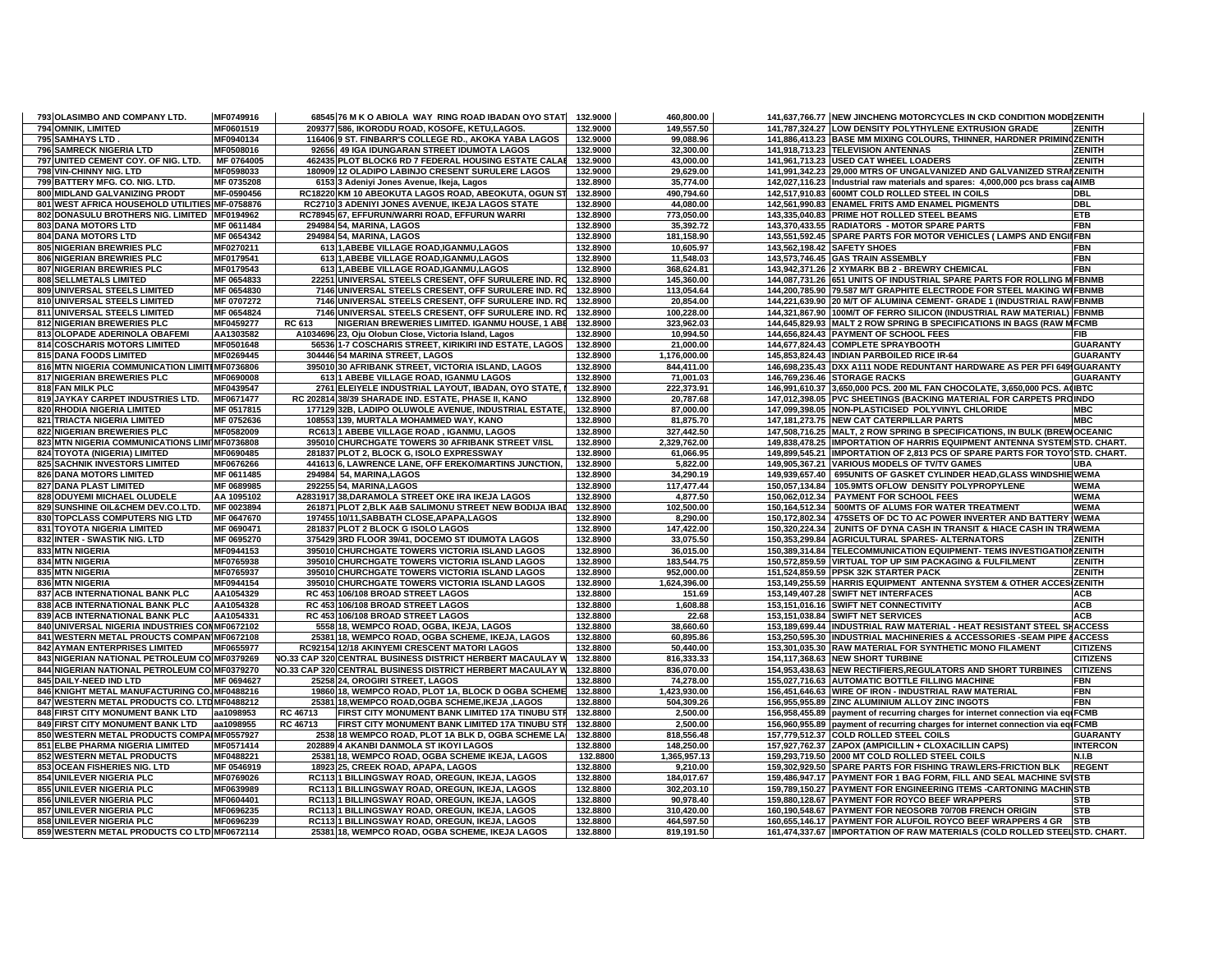| | | | | | | | | |
|---|---|---|---|---|---|---|---|---|
| 793 | OLASIMBO AND COMPANY LTD. | MF0749916 | 68545 | 76 M K O ABIOLA WAY RING ROAD IBADAN OYO STAT | 132.9000 | 460,800.00 | 141,637,766.77 | NEW JINCHENG MOTORCYCLES IN CKD CONDITION MODE | ZENITH |
| 794 | OMNIK, LIMITED | MF0601519 | 209377 | 586, IKORODU ROAD, KOSOFE, KETU,LAGOS. | 132.9000 | 149,557.50 | 141,787,324.27 | LOW DENSITY POLYTHYLENE EXTRUSION GRADE | ZENITH |
| 795 | SAMHAYS LTD . | MF0940134 | 116406 | 9 ST. FINBARR'S COLLEGE RD., AKOKA YABA LAGOS | 132.9000 | 99,088.96 | 141,886,413.23 | BASE MM MIXING COLOURS, THINNER, HARDNER PRIMING | ZENITH |
| 796 | SAMRECK NIGERIA LTD | MF0508016 | 92656 | 49 IGA IDUNGARAN STREET IDUMOTA LAGOS | 132.9000 | 32,300.00 | 141,918,713.23 | TELEVISION ANTENNAS | ZENITH |
| 797 | UNITED CEMENT COY. OF NIG. LTD. | MF 0764005 | 462435 | PLOT BLOCK6 RD 7 FEDERAL HOUSING ESTATE CALAB | 132.9000 | 43,000.00 | 141,961,713.23 | USED CAT WHEEL LOADERS | ZENITH |
| 798 | VIN-CHINNY NIG. LTD | MF0598033 | 180909 | 12 OLADIPO LABINJO CRESENT SURULERE LAGOS | 132.9000 | 29,629.00 | 141,991,342.23 | 29,000 MTRS OF UNGALVANIZED AND GALVANIZED STRAI | ZENITH |
| 799 | BATTERY MFG. CO. NIG. LTD. | MF 0735208 | 6153 | 3 Adeniyi Jones Avenue, Ikeja, Lagos | 132.8900 | 35,774.00 | 142,027,116.23 | Industrial raw materials and spares: 4,000,000 pcs brass ca | AIMB |
| 800 | MIDLAND GALVANIZING PRODT | MF-0590456 | RC18220 | KM 10 ABEOKUTA LAGOS ROAD, ABEOKUTA, OGUN ST | 132.8900 | 490,794.60 | 142,517,910.83 | 600MT COLD ROLLED STEEL IN COILS | DBL |
| 801 | WEST AFRICA HOUSEHOLD UTILITIES | MF-0758876 | RC2710 | 3 ADENIYI JONES AVENUE, IKEJA LAGOS STATE | 132.8900 | 44,080.00 | 142,561,990.83 | ENAMEL FRITS AMD ENAMEL PIGMENTS | DBL |
| 802 | DONASULU BROTHERS NIG. LIMITED | MF0194962 | RC78945 | 67, EFFURUN/WARRI ROAD, EFFURUN WARRI | 132.8900 | 773,050.00 | 143,335,040.83 | PRIME HOT ROLLED STEEL BEAMS | ETB |
| 803 | DANA MOTORS LTD | MF 0611484 | 294984 | 54, MARINA, LAGOS | 132.8900 | 35,392.72 | 143,370,433.55 | RADIATORS - MOTOR SPARE PARTS | FBN |
| 804 | DANA MOTORS LTD | MF 0654342 | 294984 | 54, MARINA, LAGOS | 132.8900 | 181,158.90 | 143,551,592.45 | SPARE PARTS FOR MOTOR VEHICLES ( LAMPS AND ENGI | FBN |
| 805 | NIGERIAN BREWERIES PLC | MF0270211 | 613 | 1,ABEBE VILLAGE ROAD,IGANMU,LAGOS | 132.8900 | 10,605.97 | 143,562,198.42 | SAFETY SHOES | FBN |
| 806 | NIGERIAN BREWERIES PLC | MF0179541 | 613 | 1,ABEBE VILLAGE ROAD,IGANMU,LAGOS | 132.8900 | 11,548.03 | 143,573,746.45 | GAS TRAIN ASSEMBLY | FBN |
| 807 | NIGERIAN BREWERIES PLC | MF0179543 | 613 | 1,ABEBE VILLAGE ROAD,IGANMU,LAGOS | 132.8900 | 368,624.81 | 143,942,371.26 | 2 XYMARK BB 2 - BREWRY CHEMICAL | FBN |
| 808 | SELLMETALS LIMITED | MF 0654833 | 22251 | UNIVERSAL STEELS CRESENT, OFF SURULERE IND. RO | 132.8900 | 145,360.00 | 144,087,731.26 | 651 UNITS OF INDUSTRIAL SPARE PARTS FOR ROLLING M | FBNMB |
| 809 | UNIVERSAL STEELS LIMITED | MF 0654830 | 7146 | UNIVERSAL STEELS CRESENT, OFF SURULERE IND. RO | 132.8900 | 113,054.64 | 144,200,785.90 | 79.587 M/T GRAPHITE ELECTRODE FOR STEEL MAKING W | FBNMB |
| 810 | UNIVERSAL STEELS LIMITED | MF 0707272 | 7146 | UNIVERSAL STEELS CRESENT, OFF SURULERE IND. RO | 132.8900 | 20,854.00 | 144,221,639.90 | 20 M/T OF ALUMINA CEMENT- GRADE 1 (INDUSTRIAL RAW | FBNMB |
| 811 | UNIVERSAL STEELS LIMITED | MF 0654824 | 7146 | UNIVERSAL STEELS CRESENT, OFF SURULERE IND. RO | 132.8900 | 100,228.00 | 144,321,867.90 | 100M/T OF FERRO SILICON (INDUSTRIAL RAW MATERIAL) | FBNMB |
| 812 | NIGERIAN BREWERIES PLC | MF0459277 | RC 613 | NIGERIAN BREWERIES LIMITED. IGANMU HOUSE, 1 ABE | 132.8900 | 323,962.03 | 144,645,829.93 | MALT 2 ROW SPRING B SPECIFICATIONS IN BAGS (RAW M | FCMB |
| 813 | OLOPADE ADERINOLA OBAFEMI | AA1303582 | A1034696 | 23, Oju Olobun Close, Victoria Island, Lagos | 132.8900 | 10,994.50 | 144,656,824.43 | PAYMENT OF SCHOOL FEES | FIB |
| 814 | COSCHARIS MOTORS LIMITED | MF0501648 | 56536 | 1-7 COSCHARIS STREET, KIRIKIRI IND ESTATE, LAGOS | 132.8900 | 21,000.00 | 144,677,824.43 | COMPLETE SPRAYBOOTH | GUARANTY |
| 815 | DANA FOODS LIMITED | MF0269445 | 304446 | 54 MARINA STREET, LAGOS | 132.8900 | 1,176,000.00 | 145,853,824.43 | INDIAN PARBOILED RICE IR-64 | GUARANTY |
| 816 | MTN NIGERIA COMMUNICATION LIMITE | MF0736806 | 395010 | 30 AFRIBANK STREET, VICTORIA ISLAND, LAGOS | 132.8900 | 844,411.00 | 146,698,235.43 | DXX A111 NODE REDUNTANT HARDWARE AS PER PFI 649 | GUARANTY |
| 817 | NIGERIAN BREWERIES PLC | MF0690008 | 613 | 1 ABEBE VILLAGE ROAD, IGANMU LAGOS | 132.8900 | 71,001.03 | 146,769,236.46 | STORAGE RACKS | GUARANTY |
| 818 | FAN MILK PLC | MF0439547 | 2761 | ELEIYELE INDUSTRIAL LAYOUT, IBADAN, OYO STATE, | 132.8900 | 222,373.91 | 146,991,610.37 | 3,650,000 PCS. 200 ML FAN CHOCOLATE, 3,650,000 PCS. A | IBTC |
| 819 | JAYKAY CARPET INDUSTRIES LTD. | MF0671477 | RC 202814 | 38/39 SHARADE IND. ESTATE, PHASE II, KANO | 132.8900 | 20,787.68 | 147,012,398.05 | PVC SHEETINGS (BACKING MATERIAL FOR CARPETS PRO | INDO |
| 820 | RHODIA NIGERIA LIMITED | MF 0517815 | 177129 | 32B, LADIPO OLUWOLE AVENUE, INDUSTRIAL ESTATE, | 132.8900 | 87,000.00 | 147,099,398.05 | NON-PLASTICISED POLYVINYL CHLORIDE | MBC |
| 821 | TRIACTA NIGERIA LIMITED | MF 0752636 | 108553 | 139, MURTALA MOHAMMED WAY, KANO | 132.8900 | 81,875.70 | 147,181,273.75 | NEW CAT CATERPILLAR PARTS | MBC |
| 822 | NIGERIAN BREWERIES PLC | MF0582009 | RC613 | 1 ABEBE VILLAGE ROAD , IGANMU, LAGOS | 132.8900 | 327,442.50 | 147,508,716.25 | MALT, 2 ROW SPRING B SPECIFICATIONS, IN BULK (BREW | OCEANIC |
| 823 | MTN NIGERIA COMMUNICATIONS LIMI | MF0736808 | 395010 | CHURCHGATE TOWERS 30 AFRIBANK STREET V/ISL | 132.8900 | 2,329,762.00 | 149,838,478.25 | IMPORTATION OF HARRIS EQUIPMENT ANTENNA SYSTEM | STD. CHART. |
| 824 | TOYOTA (NIGERIA) LIMITED | MF0690485 | 281837 | PLOT 2, BLOCK G, ISOLO EXPRESSWAY | 132.8900 | 61,066.95 | 149,899,545.21 | IMPORTATION OF 2,813 PCS OF SPARE PARTS FOR TOYO | STD. CHART. |
| 825 | SACHNIK INVESTORS LIMITED | MF0676266 | 441613 | 6, LAWRENCE LANE, OFF EREKO/MARTINS JUNCTION, | 132.8900 | 5,822.00 | 149,905,367.21 | VARIOUS MODELS OF TV/TV GAMES | UBA |
| 826 | DANA MOTORS LIMITED | MF 0611485 | 294984 | 54, MARINA,LAGOS | 132.8900 | 34,290.19 | 149,939,657.40 | 695UNITS OF GASKET CYLINDER HEAD,GLASS WINDSHIE | WEMA |
| 827 | DANA PLAST LIMITED | MF 0689985 | 292255 | 54, MARINA,LAGOS | 132.8900 | 117,477.44 | 150,057,134.84 | 105.9MTS OFLOW DENSITY POLYPROPYLENE | WEMA |
| 828 | ODUYEMI MICHAEL OLUDELE | AA 1095102 | A2831917 | 38,DARAMOLA STREET OKE IRA IKEJA LAGOS | 132.8900 | 4,877.50 | 150,062,012.34 | PAYMENT FOR SCHOOL FEES | WEMA |
| 829 | SUNSHINE OIL&CHEM DEV.CO.LTD. | MF 0023894 | 261871 | PLOT 2,BLK A&B SALIMONU STREET NEW BODIJA IBAD | 132.8900 | 102,500.00 | 150,164,512.34 | 500MTS OF ALUMS FOR WATER TREATMENT | WEMA |
| 830 | TOPCLASS COMPUTERS NIG LTD | MF 0647670 | 197455 | 10/11,SABBATH CLOSE,APAPA,LAGOS | 132.8900 | 8,290.00 | 150,172,802.34 | 475SETS OF DC TO AC POWER INVERTER AND BATTERY | WEMA |
| 831 | TOYOTA NIGERIA LIMITED | MF 0690471 | 281837 | PLOT 2 BLOCK G ISOLO LAGOS | 132.8900 | 147,422.00 | 150,320,224.34 | 2UNITS OF DYNA CASH IN TRANSIT & HIACE CASH IN TRA | WEMA |
| 832 | INTER - SWASTIK NIG. LTD | MF 0695270 | 375429 | 3RD FLOOR 39/41, DOCEMO ST IDUMOTA LAGOS | 132.8900 | 33,075.50 | 150,353,299.84 | AGRICULTURAL SPARES- ALTERNATORS | ZENITH |
| 833 | MTN NIGERIA | MF0944153 | 395010 | CHURCHGATE TOWERS VICTORIA ISLAND LAGOS | 132.8900 | 36,015.00 | 150,389,314.84 | TELECOMMUNICATION EQUIPMENT- TEMS INVESTIGATIO | ZENITH |
| 834 | MTN NIGERIA | MF0765938 | 395010 | CHURCHGATE TOWERS VICTORIA ISLAND LAGOS | 132.8900 | 183,544.75 | 150,572,859.59 | VIRTUAL TOP UP SIM PACKAGING & FULFILMENT | ZENITH |
| 835 | MTN NIGERIA | MF0765937 | 395010 | CHURCHGATE TOWERS VICTORIA ISLAND LAGOS | 132.8900 | 952,000.00 | 151,524,859.59 | PPSK 32K STARTER PACK | ZENITH |
| 836 | MTN NIGERIA | MF0944154 | 395010 | CHURCHGATE TOWERS VICTORIA ISLAND LAGOS | 132.8900 | 1,624,396.00 | 153,149,255.59 | HARRIS EQUIPMENT ANTENNA SYSTEM & OTHER ACCES | ZENITH |
| 837 | ACB INTERNATIONAL BANK PLC | AA1054329 | RC 453 | 106/108 BROAD STREET LAGOS | 132.8800 | 151.69 | 153,149,407.28 | SWIFT NET INTERFACES | ACB |
| 838 | ACB INTERNATIONAL BANK PLC | AA1054328 | RC 453 | 106/108 BROAD STREET LAGOS | 132.8800 | 1,608.88 | 153,151,016.16 | SWIFT NET CONNECTIVITY | ACB |
| 839 | ACB INTERNATIONAL BANK PLC | AA1054331 | RC 453 | 106/108 BROAD STREET LAGOS | 132.8800 | 22.68 | 153,151,038.84 | SWIFT NET SERVICES | ACB |
| 840 | UNIVERSAL NIGERIA INDUSTRIES CO | MF0672102 | 5558 | 18, WEMPCO ROAD, OGBA, IKEJA, LAGOS | 132.8800 | 38,660.60 | 153,189,699.44 | INDUSTRIAL RAW MATERIAL - HEAT RESISTANT STEEL SH | ACCESS |
| 841 | WESTERN METAL PROUCTS COMPAN | MF0672108 | 25381 | 18, WEMPCO ROAD, OGBA SCHEME, IKEJA, LAGOS | 132.8800 | 60,895.86 | 153,250,595.30 | INDUSTRIAL MACHINERIES & ACCESSORIES -SEAM PIPE & | ACCESS |
| 842 | AYMAN ENTERPRISES LIMITED | MF0655977 | RC92154 | 12/18 AKINYEMI CRESCENT MATORI LAGOS | 132.8800 | 50,440.00 | 153,301,035.30 | RAW MATERIAL FOR SYNTHETIC MONO FILAMENT | CITIZENS |
| 843 | NIGERIAN NATIONAL PETROLEUM CO | MF0379269 | NO.33 CAP 320 | CENTRAL BUSINESS DISTRICT HERBERT MACAULAY W | 132.8800 | 816,333.33 | 154,117,368.63 | NEW SHORT TURBINE | CITIZENS |
| 844 | NIGERIAN NATIONAL PETROLEUM CO | MF0379270 | NO.33 CAP 320 | CENTRAL BUSINESS DISTRICT HERBERT MACAULAY W | 132.8800 | 836,070.00 | 154,953,438.63 | NEW RECTIFIERS,REGULATORS AND SHORT TURBINES | CITIZENS |
| 845 | DAILY-NEED IND LTD | MF 0694627 | 25258 | 24, OROGIRI STREET, LAGOS | 132.8800 | 74,278.00 | 155,027,716.63 | AUTOMATIC BOTTLE FILLING MACHINE | FBN |
| 846 | KNIGHT METAL MANUFACTURING CO. | MF0488216 | 19860 | 18, WEMPCO ROAD, PLOT 1A, BLOCK D OGBA SCHEME | 132.8800 | 1,423,930.00 | 156,451,646.63 | WIRE OF IRON - INDUSTRIAL RAW MATERIAL | FBN |
| 847 | WESTERN METAL PRODUCTS CO. LTD | MF0488212 | 25381 | 18,WEMPCO ROAD,OGBA SCHEME,IKEJA ,LAGOS | 132.8800 | 504,309.26 | 156,955,955.89 | ZINC ALUMINIUM ALLOY ZINC INGOTS | FBN |
| 848 | FIRST CITY MONUMENT BANK LTD | aa1098953 | RC 46713 | FIRST CITY MONUMENT BANK LIMITED 17A TINUBU STR | 132.8800 | 2,500.00 | 156,958,455.89 | payment of recurring charges for internet connection via eq | FCMB |
| 849 | FIRST CITY MONUMENT BANK LTD | aa1098955 | RC 46713 | FIRST CITY MONUMENT BANK LIMITED 17A TINUBU STR | 132.8800 | 2,500.00 | 156,960,955.89 | payment of recurring charges for internet connection via eq | FCMB |
| 850 | WESTERN METAL PRODUCTS COMPA | MF0557927 | 2538 | 18 WEMPCO ROAD, PLOT 1A BLK D, OGBA SCHEME LA | 132.8800 | 818,556.48 | 157,779,512.37 | COLD ROLLED STEEL COILS | GUARANTY |
| 851 | ELBE PHARMA NIGERIA LIMITED | MF0571414 | 202889 | 4 AKANBI DANMOLA ST IKOYI LAGOS | 132.8800 | 148,250.00 | 157,927,762.37 | ZAPOX (AMPICILLIN + CLOXACILLIN CAPS) | INTERCON |
| 852 | WESTERN METAL PRODUCTS | MF0488221 | 25381 | 18, WEMPCO ROAD, OGBA SCHEME IKEJA, LAGOS | 132.8800 | 1,365,957.13 | 159,293,719.50 | 2000 MT COLD ROLLED STEEL COILS | N.I.B |
| 853 | OCEAN FISHERIES NIG. LTD | MF 0546919 | 18923 | 25, CREEK ROAD, APAPA, LAGOS | 132.8800 | 9,210.00 | 159,302,929.50 | SPARE PARTS FOR FISHING TRAWLERS-FRICTION BLK | REGENT |
| 854 | UNILEVER NIGERIA PLC | MF0769026 | RC113 | 1 BILLINGSWAY ROAD, OREGUN, IKEJA, LAGOS | 132.8800 | 184,017.67 | 159,486,947.17 | PAYMENT FOR 1 BAG FORM, FILL AND SEAL MACHINE SV | STB |
| 855 | UNILEVER NIGERIA PLC | MF0639989 | RC113 | 1 BILLINGSWAY ROAD, OREGUN, IKEJA, LAGOS | 132.8800 | 302,203.10 | 159,789,150.27 | PAYMENT FOR ENGINEERING ITEMS -CARTONING MACHIN | STB |
| 856 | UNILEVER NIGERIA PLC | MF0604401 | RC113 | 1 BILLINGSWAY ROAD, OREGUN, IKEJA, LAGOS | 132.8800 | 90,978.40 | 159,880,128.67 | PAYMENT FOR ROYCO BEEF WRAPPERS | STB |
| 857 | UNILEVER NIGERIA PLC | MF0696235 | RC113 | 1 BILLINGSWAY ROAD, OREGUN, IKEJA, LAGOS | 132.8800 | 310,420.00 | 160,190,548.67 | PAYMENT FOR NEOSORB 70/70B FRENCH ORIGIN | STB |
| 858 | UNILEVER NIGERIA PLC | MF0696239 | RC113 | 1 BILLINGSWAY ROAD, OREGUN, IKEJA, LAGOS | 132.8800 | 464,597.50 | 160,655,146.17 | PAYMENT FOR ALUFOIL ROYCO BEEF WRAPPERS 4 GR | STB |
| 859 | WESTERN METAL PRODUCTS CO LTD | MF0672114 | 25381 | 18, WEMPCO ROAD, OGBA SCHEME, IKEJA LAGOS | 132.8800 | 819,191.50 | 161,474,337.67 | IMPORTATION OF RAW MATERIALS (COLD ROLLED STEEL | STD. CHART. |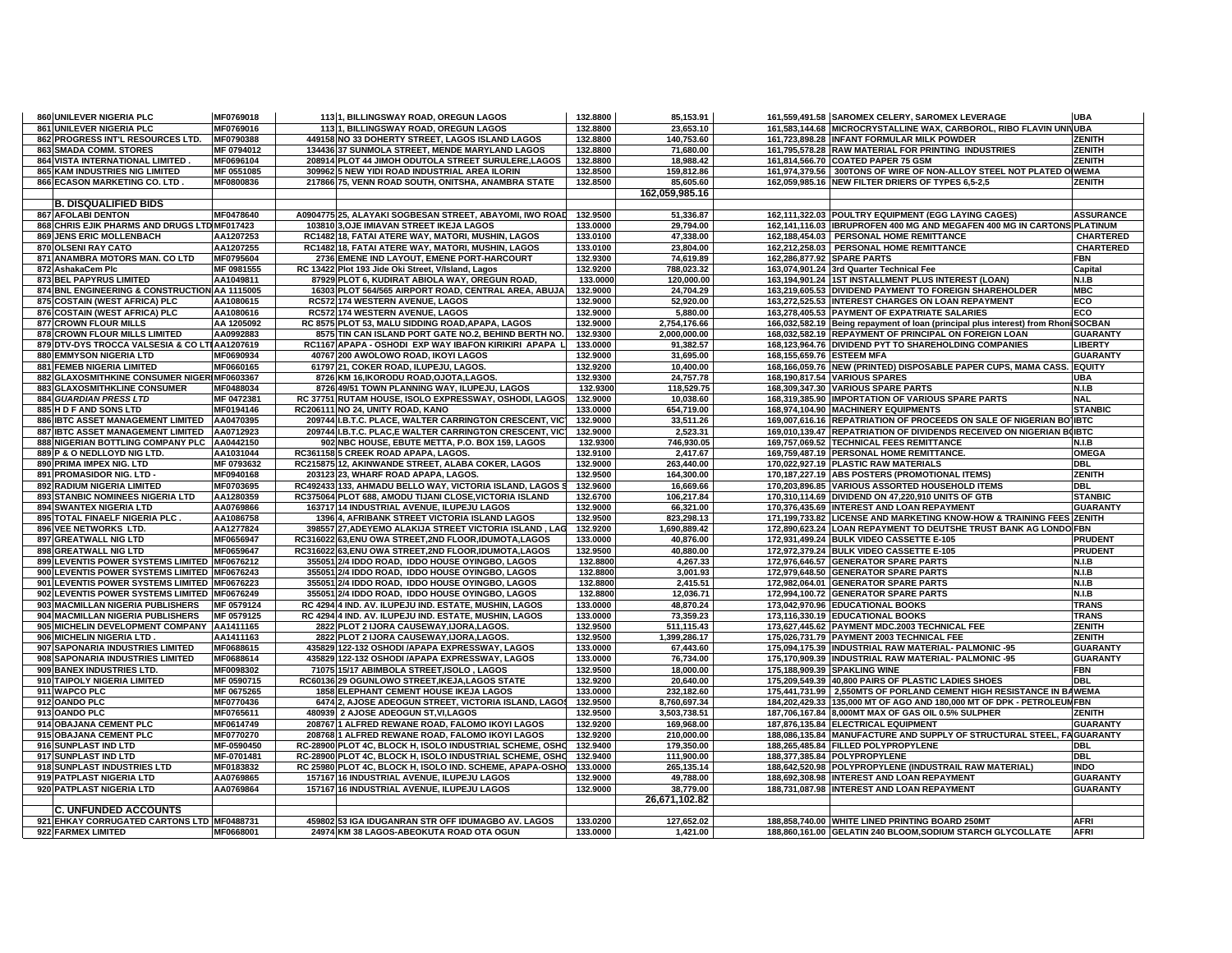| | | | | | | | | |
|---|---|---|---|---|---|---|---|---|
| 860 | UNILEVER NIGERIA PLC | MF0769018 | 113 | 1, BILLINGSWAY ROAD, OREGUN LAGOS | 132.8800 | 85,153.91 | 161,559,491.58 SAROMEX CELERY, SAROMEX LEVERAGE | UBA |
| 861 | UNILEVER NIGERIA PLC | MF0769016 | 113 | 1, BILLINGSWAY ROAD, OREGUN LAGOS | 132.8800 | 23,653.10 | 161,583,144.68 MICROCRYSTALLINE WAX, CARBOROL, RIBO FLAVIN UNI | UBA |
| 862 | PROGRESS INT'L RESOURCES LTD. | MF0790388 | 449158 | NO 33 DOHERTY STREET, LAGOS ISLAND LAGOS | 132.8800 | 140,753.60 | 161,723,898.28 INFANT FORMULAR MILK POWDER | ZENITH |
| 863 | SMADA COMM. STORES | MF 0794012 | 134436 | 37 SUNMOLA STREET, MENDE MARYLAND LAGOS | 132.8800 | 71,680.00 | 161,795,578.28 RAW MATERIAL FOR PRINTING INDUSTRIES | ZENITH |
| 864 | VISTA INTERNATIONAL LIMITED . | MF0696104 | 208914 | PLOT 44 JIMOH ODUTOLA STREET SURULERE,LAGOS | 132.8800 | 18,988.42 | 161,814,566.70 COATED PAPER 75 GSM | ZENITH |
| 865 | KAM INDUSTRIES NIG LIMITED | MF 0551085 | 309962 | 5 NEW YIDI ROAD INDUSTRIAL AREA ILORIN | 132.8500 | 159,812.86 | 161,974,379.56 300TONS OF WIRE OF NON-ALLOY STEEL NOT PLATED O | WEMA |
| 866 | ECASON MARKETING CO. LTD . | MF0800836 | 217866 | 75, VENN ROAD SOUTH, ONITSHA, ANAMBRA STATE | 132.8500 | 85,605.60 | 162,059,985.16 NEW FILTER DRIERS OF TYPES 6,5-2,5 | ZENITH |
| | | | | | | 162,059,985.16 | | |
| | **B. DISQUALIFIED BIDS** | | | | | | | |
| 867 | AFOLABI DENTON | MF0478640 | A0904775 | 25, ALAYAKI SOGBESAN STREET, ABAYOMI, IWO ROAD | 132.9500 | 51,336.87 | 162,111,322.03 POULTRY EQUIPMENT (EGG LAYING CAGES) | ASSURANCE |
| 868 | CHRIS EJIK PHARMS AND DRUGS LTD | MF017423 | 103810 | 3,OJE IMIAVAN STREET IKEJA LAGOS | 133.0000 | 29,794.00 | 162,141,116.03 IBRUPROFEN 400 MG AND MEGAFEN 400 MG IN CARTONS | PLATINUM |
| 869 | JENS ERIC MOLLENBACH | AA1207253 | RC1482 | 18, FATAI ATERE WAY, MATORI, MUSHIN, LAGOS | 133.0100 | 47,338.00 | 162,188,454.03 PERSONAL HOME REMITTANCE | CHARTERED |
| 870 | OLSENI RAY CATO | AA1207255 | RC1482 | 18, FATAI ATERE WAY, MATORI, MUSHIN, LAGOS | 133.0100 | 23,804.00 | 162,212,258.03 PERSONAL HOME REMITTANCE | CHARTERED |
| 871 | ANAMBRA MOTORS MAN. CO LTD | MF0795604 | 2736 | EMENE IND LAYOUT, EMENE PORT-HARCOURT | 132.9300 | 74,619.89 | 162,286,877.92 SPARE PARTS | FBN |
| 872 | AshakaCem Plc | MF 0981555 | RC 13422 | Plot 193 Jide Oki Street, V/Island, Lagos | 132.9200 | 788,023.32 | 163,074,901.24 3rd Quarter Technical Fee | Capital |
| 873 | BEL PAPYRUS LIMITED | AA1049811 | 87929 | PLOT 6, KUDIRAT ABIOLA WAY, OREGUN ROAD, | 133.0000 | 120,000.00 | 163,194,901.24 1ST INSTALLMENT PLUS INTEREST (LOAN) | N.I.B |
| 874 | BNL ENGINEERING & CONSTRUCTION | AA 1115005 | 16303 | PLOT 564/565 AIRPORT ROAD, CENTRAL AREA, ABUJA | 132.9000 | 24,704.29 | 163,219,605.53 DIVIDEND PAYMENT TO FOREIGN SHAREHOLDER | MBC |
| 875 | COSTAIN (WEST AFRICA) PLC | AA1080615 | RC572 | 174 WESTERN AVENUE, LAGOS | 132.9000 | 52,920.00 | 163,272,525.53 INTEREST CHARGES ON LOAN REPAYMENT | ECO |
| 876 | COSTAIN (WEST AFRICA) PLC | AA1080616 | RC572 | 174 WESTERN AVENUE, LAGOS | 132.9000 | 5,880.00 | 163,278,405.53 PAYMENT OF EXPATRIATE SALARIES | ECO |
| 877 | CROWN FLOUR MILLS | AA 1205092 | RC 8575 | PLOT 53, MALU SIDDING ROAD,APAPA, LAGOS | 132.9000 | 2,754,176.66 | 166,032,582.19 Being repayment of loan (principal plus interest) from Rhon | SOCBAN |
| 878 | CROWN FLOUR MILLS LIMITED | AA0992883 | 8575 | TIN CAN ISLAND PORT GATE NO.2, BEHIND BERTH NO. | 132.9300 | 2,000,000.00 | 168,032,582.19 REPAYMENT OF PRINCIPAL ON FOREIGN LOAN | GUARANTY |
| 879 | DTV-DYS TROCCA VALSESIA & CO LTD | AA1207619 | RC1167 | APAPA - OSHODI EXP WAY IBAFON KIRIKIRI APAPA L | 133.0000 | 91,382.57 | 168,123,964.76 DIVIDEND PYT TO SHAREHOLDING COMPANIES | LIBERTY |
| 880 | EMMYSON NIGERIA LTD | MF0690934 | 40767 | 200 AWOLOWO ROAD, IKOYI LAGOS | 132.9000 | 31,695.00 | 168,155,659.76 ESTEEM MFA | GUARANTY |
| 881 | FEMEB NIGERIA LIMITED | MF0660165 | 61797 | 21, COKER ROAD, ILUPEJU, LAGOS. | 132.9200 | 10,400.00 | 168,166,059.76 NEW (PRINTED) DISPOSABLE PAPER CUPS, MAMA CASS. | EQUITY |
| 882 | GLAXOSMITHKINE CONSUMER NIGERI | MF0603367 | 8726 | KM 16,IKORODU ROAD,OJOTA,LAGOS. | 132.9300 | 24,757.78 | 168,190,817.54 VARIOUS SPARES | UBA |
| 883 | GLAXOSMITHKLINE CONSUMER | MF0488034 | 8726 | 49/51 TOWN PLANNING WAY, ILUPEJU, LAGOS | 132.9300 | 118,529.75 | 168,309,347.30 VARIOUS SPARE PARTS | N.I.B |
| 884 | *GUARDIAN PRESS LTD* | MF 0472381 | RC 37751 | RUTAM HOUSE, ISOLO EXPRESSWAY, OSHODI, LAGOS | 132.9000 | 10,038.60 | 168,319,385.90 IMPORTATION OF VARIOUS SPARE PARTS | NAL |
| 885 | H D F AND SONS LTD | MF0194146 | RC206111 | NO 24, UNITY ROAD, KANO | 133.0000 | 654,719.00 | 168,974,104.90 MACHINERY EQUIPMENTS | STANBIC |
| 886 | IBTC ASSET MANAGEMENT LIMITED | AA0470395 | 209744 | I.B.T.C. PLACE, WALTER CARRINGTON CRESCENT, VIC | 132.9000 | 33,511.26 | 169,007,616.16 REPATRIATION OF PROCEEDS ON SALE OF NIGERIAN BO | IBTC |
| 887 | IBTC ASSET MANAGEMENT LIMITED | AA0712923 | 209744 | I.B.T.C. PLAC,E WALTER CARRINGTON CRESCENT, VIC | 132.9000 | 2,523.31 | 169,010,139.47 REPATRIATION OF DIVIDENDS RECEIVED ON NIGERIAN B | IBTC |
| 888 | NIGERIAN BOTTLING COMPANY PLC | AA0442150 | 902 | NBC HOUSE, EBUTE METTA, P.O. BOX 159, LAGOS | 132.9300 | 746,930.05 | 169,757,069.52 TECHNICAL FEES REMITTANCE | N.I.B |
| 889 | P & O NEDLLOYD NIG LTD. | AA1031044 | RC361158 | 5 CREEK ROAD APAPA, LAGOS. | 132.9100 | 2,417.67 | 169,759,487.19 PERSONAL HOME REMITTANCE. | OMEGA |
| 890 | PRIMA IMPEX NIG. LTD | MF 0793632 | RC215875 | 12, AKINWANDE STREET, ALABA COKER, LAGOS | 132.9000 | 263,440.00 | 170,022,927.19 PLASTIC RAW MATERIALS | DBL |
| 891 | PROMASIDOR NIG. LTD - | MF0940168 | 203123 | 23, WHARF ROAD APAPA, LAGOS. | 132.9500 | 164,300.00 | 170,187,227.19 ABS POSTERS (PROMOTIONAL ITEMS) | ZENITH |
| 892 | RADIUM NIGERIA LIMITED | MF0703695 | RC492433 | 133, AHMADU BELLO WAY, VICTORIA ISLAND, LAGOS S | 132.9600 | 16,669.66 | 170,203,896.85 VARIOUS ASSORTED HOUSEHOLD ITEMS | DBL |
| 893 | STANBIC NOMINEES NIGERIA LTD | AA1280359 | RC375064 | PLOT 688, AMODU TIJANI CLOSE,VICTORIA ISLAND | 132.6700 | 106,217.84 | 170,310,114.69 DIVIDEND ON 47,220,910 UNITS OF GTB | STANBIC |
| 894 | SWANTEX NIGERIA LTD | AA0769866 | 163717 | 14 INDUSTRIAL AVENUE, ILUPEJU LAGOS | 132.9000 | 66,321.00 | 170,376,435.69 INTEREST AND LOAN REPAYMENT | GUARANTY |
| 895 | TOTAL FINAELF NIGERIA PLC . | AA1086758 | 1396 | 4, AFRIBANK STREET VICTORIA ISLAND LAGOS | 132.9500 | 823,298.13 | 171,199,733.82 LICENSE AND MARKETING KNOW-HOW & TRAINING FEES | ZENITH |
| 896 | VEE NETWORKS LTD. | AA1277824 | 398557 | 27,ADEYEMO ALAKIJA STREET VICTORIA ISLAND , LAG | 132.9200 | 1,690,889.42 | 172,890,623.24 LOAN REPAYMENT TO DEUTSHE TRUST BANK AG LONDO | FBN |
| 897 | GREATWALL NIG LTD | MF0656947 | RC316022 | 63,ENU OWA STREET,2ND FLOOR,IDUMOTA,LAGOS | 133.0000 | 40,876.00 | 172,931,499.24 BULK VIDEO CASSETTE E-105 | PRUDENT |
| 898 | GREATWALL NIG LTD | MF0659647 | RC316022 | 63,ENU OWA STREET,2ND FLOOR,IDUMOTA,LAGOS | 132.9500 | 40,880.00 | 172,972,379.24 BULK VIDEO CASSETTE E-105 | PRUDENT |
| 899 | LEVENTIS POWER SYSTEMS LIMITED | MF0676212 | 355051 | 2/4 IDDO ROAD, IDDO HOUSE OYINGBO, LAGOS | 132.8800 | 4,267.33 | 172,976,646.57 GENERATOR SPARE PARTS | N.I.B |
| 900 | LEVENTIS POWER SYSTEMS LIMITED | MF0676243 | 355051 | 2/4 IDDO ROAD, IDDO HOUSE OYINGBO, LAGOS | 132.8800 | 3,001.93 | 172,979,648.50 GENERATOR SPARE PARTS | N.I.B |
| 901 | LEVENTIS POWER SYSTEMS LIMITED | MF0676223 | 355051 | 2/4 IDDO ROAD, IDDO HOUSE OYINGBO, LAGOS | 132.8800 | 2,415.51 | 172,982,064.01 GENERATOR SPARE PARTS | N.I.B |
| 902 | LEVENTIS POWER SYSTEMS LIMITED | MF0676249 | 355051 | 2/4 IDDO ROAD, IDDO HOUSE OYINGBO, LAGOS | 132.8800 | 12,036.71 | 172,994,100.72 GENERATOR SPARE PARTS | N.I.B |
| 903 | MACMILLAN NIGERIA PUBLISHERS | MF 0579124 | RC 4294 | 4 IND. AV. ILUPEJU IND. ESTATE, MUSHIN, LAGOS | 133.0000 | 48,870.24 | 173,042,970.96 EDUCATIONAL BOOKS | TRANS |
| 904 | MACMILLAN NIGERIA PUBLISHERS | MF 0579125 | RC 4294 | 4 IND. AV. ILUPEJU IND. ESTATE, MUSHIN, LAGOS | 133.0000 | 73,359.23 | 173,116,330.19 EDUCATIONAL BOOKS | TRANS |
| 905 | MICHELIN DEVELOPMENT COMPANY | AA1411165 | 2822 | PLOT 2 IJORA CAUSEWAY,IJORA,LAGOS. | 132.9500 | 511,115.43 | 173,627,445.62 PAYMENT MDC.2003 TECHNICAL FEE | ZENITH |
| 906 | MICHELIN NIGERIA LTD . | AA1411163 | 2822 | PLOT 2 IJORA CAUSEWAY,IJORA,LAGOS. | 132.9500 | 1,399,286.17 | 175,026,731.79 PAYMENT 2003 TECHNICAL FEE | ZENITH |
| 907 | SAPONARIA INDUSTRIES LIMITED | MF0688615 | 435829 | 122-132 OSHODI /APAPA EXPRESSWAY, LAGOS | 133.0000 | 67,443.60 | 175,094,175.39 INDUSTRIAL RAW MATERIAL- PALMONIC -95 | GUARANTY |
| 908 | SAPONARIA INDUSTRIES LIMITED | MF0688614 | 435829 | 122-132 OSHODI /APAPA EXPRESSWAY, LAGOS | 133.0000 | 76,734.00 | 175,170,909.39 INDUSTRIAL RAW MATERIAL- PALMONIC -95 | GUARANTY |
| 909 | BANEX INDUSTRIES LTD. | MF0098302 | 71075 | 15/17 ABIMBOLA STREET,ISOLO , LAGOS | 132.9500 | 18,000.00 | 175,188,909.39 SPAKLING WINE | FBN |
| 910 | TAIPOLY NIGERIA LIMITED | MF 0590715 | RC60136 | 29 OGUNLOWO STREET,IKEJA,LAGOS STATE | 132.9200 | 20,640.00 | 175,209,549.39 40,800 PAIRS OF PLASTIC LADIES SHOES | DBL |
| 911 | WAPCO PLC | MF 0675265 | 1858 | ELEPHANT CEMENT HOUSE IKEJA LAGOS | 133.0000 | 232,182.60 | 175,441,731.99 2,550MTS OF PORLAND CEMENT HIGH RESISTANCE IN B | WEMA |
| 912 | OANDO PLC | MF0770436 | 6474 | 2, AJOSE ADEOGUN STREET, VICTORIA ISLAND, LAGOS | 132.9500 | 8,760,697.34 | 184,202,429.33 135,000 MT OF AGO AND 180,000 MT OF DPK - PETROLEUM | FBN |
| 913 | OANDO PLC | MF0765611 | 480939 | 2 AJOSE ADEOGUN ST,VI,LAGOS | 132.9500 | 3,503,738.51 | 187,706,167.84 8,000MT MAX OF GAS OIL 0.5% SULPHER | ZENITH |
| 914 | OBAJANA CEMENT PLC | MF0614749 | 208767 | 1 ALFRED REWANE ROAD, FALOMO IKOYI LAGOS | 132.9200 | 169,968.00 | 187,876,135.84 ELECTRICAL EQUIPMENT | GUARANTY |
| 915 | OBAJANA CEMENT PLC | MF0770270 | 208768 | 1 ALFRED REWANE ROAD, FALOMO IKOYI LAGOS | 132.9200 | 210,000.00 | 188,086,135.84 MANUFACTURE AND SUPPLY OF STRUCTURAL STEEL, FA | GUARANTY |
| 916 | SUNPLAST IND LTD | MF-0590450 | RC-28900 | PLOT 4C, BLOCK H, ISOLO INDUSTRIAL SCHEME, OSHO | 132.9400 | 179,350.00 | 188,265,485.84 FILLED POLYPROPYLENE | DBL |
| 917 | SUNPLAST IND LTD | MF-0701481 | RC-28900 | PLOT 4C, BLOCK H, ISOLO INDUSTRIAL SCHEME, OSHO | 132.9400 | 111,900.00 | 188,377,385.84 POLYPROPYLENE | DBL |
| 918 | SUNPLAST INDUSTRIES LTD | MF0183832 | RC 25980 | PLOT 4C, BLOCK H, ISOLO IND. SCHEME, APAPA-OSHO | 133.0000 | 265,135.14 | 188,642,520.98 POLYPROPYLENE (INDUSTRAIL RAW MATERIAL) | INDO |
| 919 | PATPLAST NIGERIA LTD | AA0769865 | 157167 | 16 INDUSTRIAL AVENUE, ILUPEJU LAGOS | 132.9000 | 49,788.00 | 188,692,308.98 INTEREST AND LOAN REPAYMENT | GUARANTY |
| 920 | PATPLAST NIGERIA LTD | AA0769864 | 157167 | 16 INDUSTRIAL AVENUE, ILUPEJU LAGOS | 132.9000 | 38,779.00 | 188,731,087.98 INTEREST AND LOAN REPAYMENT | GUARANTY |
| | | | | | | 26,671,102.82 | | |
| | **C. UNFUNDED ACCOUNTS** | | | | | | | |
| 921 | EHKAY CORRUGATED CARTONS LTD | MF0488731 | 459802 | 53 IGA IDUGANRAN STR OFF IDUMAGBO AV. LAGOS | 133.0200 | 127,652.02 | 188,858,740.00 WHITE LINED PRINTING BOARD 250MT | AFRI |
| 922 | FARMEX LIMITED | MF0668001 | 24974 | KM 38 LAGOS-ABEOKUTA ROAD OTA OGUN | 133.0000 | 1,421.00 | 188,860,161.00 GELATIN 240 BLOOM,SODIUM STARCH GLYCOLLATE | AFRI |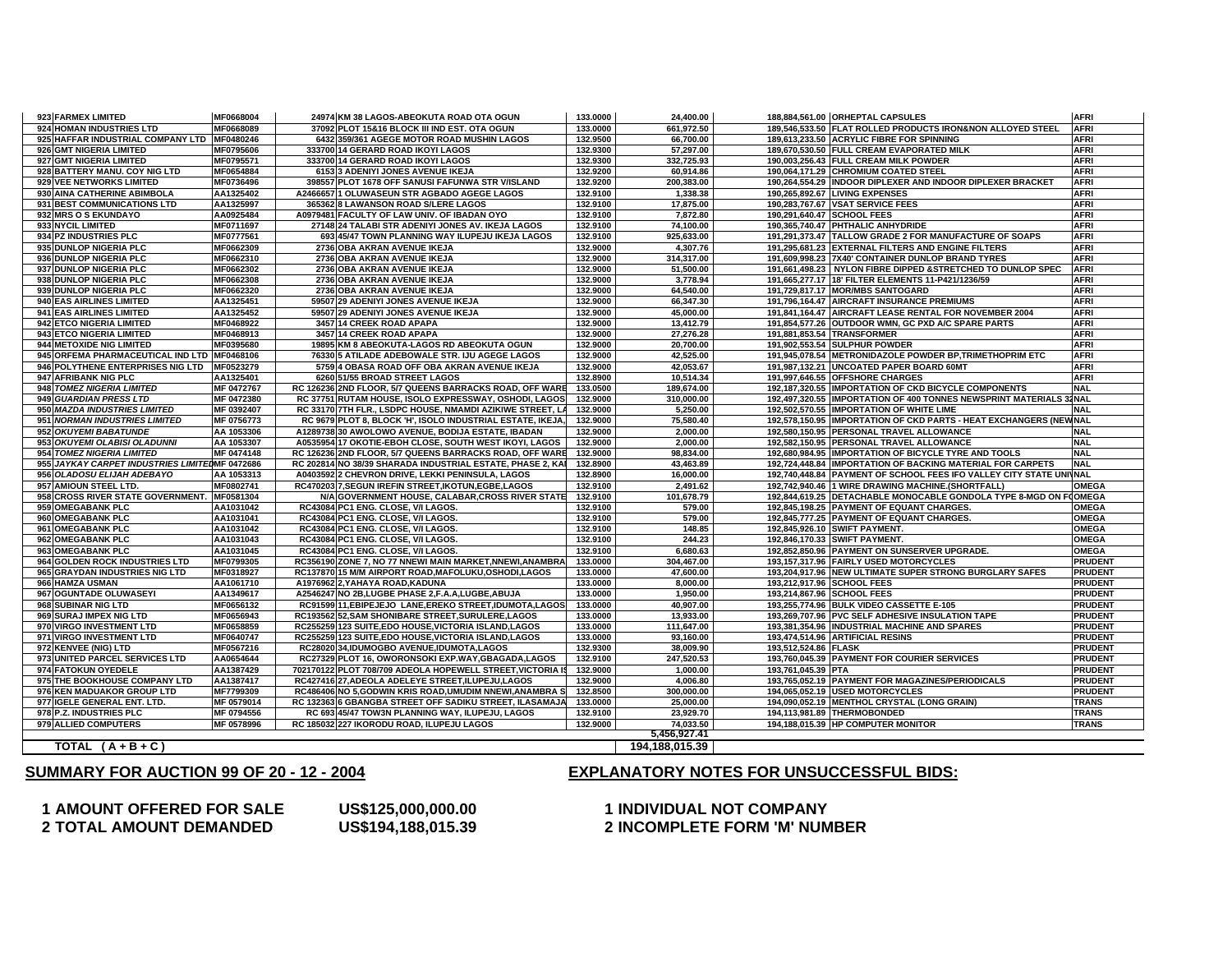| | | | | | | | | |
|---|---|---|---|---|---|---|---|---|
| 923 | FARMEX LIMITED | MF0668004 | 24974 KM 38 LAGOS-ABEOKUTA ROAD OTA OGUN | 133.0000 | 24,400.00 | 188,884,561.00 | ORHEPTAL CAPSULES | AFRI |
| 924 | HOMAN INDUSTRIES LTD | MF0668089 | 37092 PLOT 15&16 BLOCK III IND EST. OTA OGUN | 133.0000 | 661,972.50 | 189,546,533.50 | FLAT ROLLED PRODUCTS IRON&NON ALLOYED STEEL | AFRI |
| 925 | HAFFAR INDUSTRIAL COMPANY LTD | MF0480246 | 6432 359/361 AGEGE MOTOR ROAD MUSHIN LAGOS | 132.9500 | 66,700.00 | 189,613,233.50 | ACRYLIC FIBRE FOR SPINNING | AFRI |
| 926 | GMT NIGERIA LIMITED | MF0795606 | 333700 14 GERARD ROAD IKOYI LAGOS | 132.9300 | 57,297.00 | 189,670,530.50 | FULL CREAM EVAPORATED MILK | AFRI |
| 927 | GMT NIGERIA LIMITED | MF0795571 | 333700 14 GERARD ROAD IKOYI LAGOS | 132.9300 | 332,725.93 | 190,003,256.43 | FULL CREAM MILK POWDER | AFRI |
| 928 | BATTERY MANU. COY NIG LTD | MF0654884 | 6153 3 ADENIYI JONES AVENUE IKEJA | 132.9200 | 60,914.86 | 190,064,171.29 | CHROMIUM COATED STEEL | AFRI |
| 929 | VEE NETWORKS LIMITED | MF0736496 | 398557 PLOT 1678 OFF SANUSI FAFUNWA STR V/ISLAND | 132.9200 | 200,383.00 | 190,264,554.29 | INDOOR DIPLEXER AND INDOOR DIPLEXER BRACKET | AFRI |
| 930 | AINA CATHERINE ABIMBOLA | AA1325402 | A2466657 1 OLUWASEUN STR AGBADO AGEGE LAGOS | 132.9100 | 1,338.38 | 190,265,892.67 | LIVING EXPENSES | AFRI |
| 931 | BEST COMMUNICATIONS LTD | AA1325997 | 365362 8 LAWANSON ROAD S/LERE LAGOS | 132.9100 | 17,875.00 | 190,283,767.67 | VSAT SERVICE FEES | AFRI |
| 932 | MRS O S EKUNDAYO | AA0925484 | A0979481 FACULTY OF LAW UNIV. OF IBADAN OYO | 132.9100 | 7,872.80 | 190,291,640.47 | SCHOOL FEES | AFRI |
| 933 | NYCIL LIMITED | MF0711697 | 27148 24 TALABI STR ADENIYI JONES AV. IKEJA LAGOS | 132.9100 | 74,100.00 | 190,365,740.47 | PHTHALIC ANHYDRIDE | AFRI |
| 934 | PZ INDUSTRIES PLC | MF0777561 | 693 45/47 TOWN PLANNING WAY ILUPEJU IKEJA LAGOS | 132.9100 | 925,633.00 | 191,291,373.47 | TALLOW GRADE 2 FOR MANUFACTURE OF SOAPS | AFRI |
| 935 | DUNLOP NIGERIA PLC | MF0662309 | 2736 OBA AKRAN AVENUE IKEJA | 132.9000 | 4,307.76 | 191,295,681.23 | EXTERNAL FILTERS AND ENGINE FILTERS | AFRI |
| 936 | DUNLOP NIGERIA PLC | MF0662310 | 2736 OBA AKRAN AVENUE IKEJA | 132.9000 | 314,317.00 | 191,609,998.23 | 7X40' CONTAINER DUNLOP BRAND TYRES | AFRI |
| 937 | DUNLOP NIGERIA PLC | MF0662302 | 2736 OBA AKRAN AVENUE IKEJA | 132.9000 | 51,500.00 | 191,661,498.23 | NYLON FIBRE DIPPED &STRETCHED TO DUNLOP SPEC | AFRI |
| 938 | DUNLOP NIGERIA PLC | MF0662308 | 2736 OBA AKRAN AVENUE IKEJA | 132.9000 | 3,778.94 | 191,665,277.17 | 18' FILTER ELEMENTS 11-P421/1236/59 | AFRI |
| 939 | DUNLOP NIGERIA PLC | MF0662320 | 2736 OBA AKRAN AVENUE IKEJA | 132.9000 | 64,540.00 | 191,729,817.17 | MOR/MBS SANTOGARD | AFRI |
| 940 | EAS AIRLINES LIMITED | AA1325451 | 59507 29 ADENIYI JONES AVENUE IKEJA | 132.9000 | 66,347.30 | 191,796,164.47 | AIRCRAFT INSURANCE PREMIUMS | AFRI |
| 941 | EAS AIRLINES LIMITED | AA1325452 | 59507 29 ADENIYI JONES AVENUE IKEJA | 132.9000 | 45,000.00 | 191,841,164.47 | AIRCRAFT LEASE RENTAL FOR NOVEMBER 2004 | AFRI |
| 942 | ETCO NIGERIA LIMITED | MF0468922 | 3457 14 CREEK ROAD APAPA | 132.9000 | 13,412.79 | 191,854,577.26 | OUTDOOR WMN, GC PXD A/C SPARE PARTS | AFRI |
| 943 | ETCO NIGERIA LIMITED | MF0468913 | 3457 14 CREEK ROAD APAPA | 132.9000 | 27,276.28 | 191,881,853.54 | TRANSFORMER | AFRI |
| 944 | METOXIDE NIG LIMITED | MF0395680 | 19895 KM 8 ABEOKUTA-LAGOS RD ABEOKUTA OGUN | 132.9000 | 20,700.00 | 191,902,553.54 | SULPHUR POWDER | AFRI |
| 945 | ORFEMA PHARMACEUTICAL IND LTD | MF0468106 | 76330 5 ATILADE ADEBOWALE STR. IJU AGEGE LAGOS | 132.9000 | 42,525.00 | 191,945,078.54 | METRONIDAZOLE POWDER BP,TRIMETHOPRIM ETC | AFRI |
| 946 | POLYTHENE ENTERPRISES NIG LTD | MF0523279 | 5759 4 OBASA ROAD OFF OBA AKRAN AVENUE IKEJA | 132.9000 | 42,053.67 | 191,987,132.21 | UNCOATED PAPER BOARD 60MT | AFRI |
| 947 | AFRIBANK NIG PLC | AA1325401 | 6260 51/55 BROAD STREET LAGOS | 132.8900 | 10,514.34 | 191,997,646.55 | OFFSHORE CHARGES | AFRI |
| 948 | *TOMEZ NIGERIA LIMITED* | MF 0472767 | RC 126236 2ND FLOOR, 5/7 QUEENS BARRACKS ROAD, OFF WARE | 133.0500 | 189,674.00 | 192,187,320.55 | IMPORTATION OF CKD BICYCLE COMPONENTS | NAL |
| 949 | *GUARDIAN PRESS LTD* | MF 0472380 | RC 37751 RUTAM HOUSE, ISOLO EXPRESSWAY, OSHODI, LAGOS | 132.9000 | 310,000.00 | 192,497,320.55 | IMPORTATION OF 400 TONNES NEWSPRINT MATERIALS 32 | NAL |
| 950 | *MAZDA INDUSTRIES LIMITED* | MF 0392407 | RC 33170 7TH FLR., LSDPC HOUSE, NMAMDI AZIKIWE STREET, LA | 132.9000 | 5,250.00 | 192,502,570.55 | IMPORTATION OF WHITE LIME | NAL |
| 951 | *NORMAN INDUSTRIES LIMITED* | MF 0756773 | RC 9679 PLOT 8, BLOCK 'H', ISOLO INDUSTRIAL ESTATE, IKEJA, | 132.9000 | 75,580.40 | 192,578,150.95 | IMPORTATION OF CKD PARTS - HEAT EXCHANGERS (NEW | NAL |
| 952 | *OKUYEMI BABATUNDE* | AA 1053306 | A1289738 30 AWOLOWO AVENUE, BODIJA ESTATE, IBADAN | 132.9000 | 2,000.00 | 192,580,150.95 | PERSONAL TRAVEL ALLOWANCE | NAL |
| 953 | *OKUYEMI OLABISI OLADUNNI* | AA 1053307 | A0535954 17 OKOTIE-EBOH CLOSE, SOUTH WEST IKOYI, LAGOS | 132.9000 | 2,000.00 | 192,582,150.95 | PERSONAL TRAVEL ALLOWANCE | NAL |
| 954 | *TOMEZ NIGERIA LIMITED* | MF 0474148 | RC 126236 2ND FLOOR, 5/7 QUEENS BARRACKS ROAD, OFF WARE | 132.9000 | 98,834.00 | 192,680,984.95 | IMPORTATION OF BICYCLE TYRE AND TOOLS | NAL |
| 955 | *JAYKAY CARPET INDUSTRIES LIMITED* | MF 0472686 | RC 202814 NO 38/39 SHARADA INDUSTRIAL ESTATE, PHASE 2, KA | 132.8900 | 43,463.89 | 192,724,448.84 | IMPORTATION OF BACKING MATERIAL FOR CARPETS | NAL |
| 956 | *OLADOSU ELIJAH ADEBAYO* | AA 1053313 | A0403592 2 CHEVRON DRIVE, LEKKI PENINSULA, LAGOS | 132.8900 | 16,000.00 | 192,740,448.84 | PAYMENT OF SCHOOL FEES IFO VALLEY CITY STATE UNI | NAL |
| 957 | AMIOUN STEEL LTD. | MF0802741 | RC470203 7,SEGUN IREFIN STREET,IKOTUN,EGBE,LAGOS | 132.9100 | 2,491.62 | 192,742,940.46 | 1 WIRE DRAWING MACHINE.(SHORTFALL) | OMEGA |
| 958 | CROSS RIVER STATE GOVERNMENT. | MF0581304 | N/A GOVERNMENT HOUSE, CALABAR,CROSS RIVER STATE | 132.9100 | 101,678.79 | 192,844,619.25 | DETACHABLE MONOCABLE GONDOLA TYPE 8-MGD ON F | OMEGA |
| 959 | OMEGABANK PLC | AA1031042 | RC43084 PC1 ENG. CLOSE, V/I LAGOS. | 132.9100 | 579.00 | 192,845,198.25 | PAYMENT OF EQUANT CHARGES. | OMEGA |
| 960 | OMEGABANK PLC | AA1031041 | RC43084 PC1 ENG. CLOSE, V/I LAGOS. | 132.9100 | 579.00 | 192,845,777.25 | PAYMENT OF EQUANT CHARGES. | OMEGA |
| 961 | OMEGABANK PLC | AA1031042 | RC43084 PC1 ENG. CLOSE, V/I LAGOS. | 132.9100 | 148.85 | 192,845,926.10 | SWIFT PAYMENT. | OMEGA |
| 962 | OMEGABANK PLC | AA1031043 | RC43084 PC1 ENG. CLOSE, V/I LAGOS. | 132.9100 | 244.23 | 192,846,170.33 | SWIFT PAYMENT. | OMEGA |
| 963 | OMEGABANK PLC | AA1031045 | RC43084 PC1 ENG. CLOSE, V/I LAGOS. | 132.9100 | 6,680.63 | 192,852,850.96 | PAYMENT ON SUNSERVER UPGRADE. | OMEGA |
| 964 | GOLDEN ROCK INDUSTRIES LTD | MF0799305 | RC356190 ZONE 7, NO 77 NNEWI MAIN MARKET,NNEWI,ANAMBRA | 133.0000 | 304,467.00 | 193,157,317.96 | FAIRLY USED MOTORCYCLES | PRUDENT |
| 965 | GRAYDAN INDUSTRIES NIG LTD | MF0318927 | RC137870 15 M/M AIRPORT ROAD,MAFOLUKU,OSHODI,LAGOS | 133.0000 | 47,600.00 | 193,204,917.96 | NEW ULTIMATE SUPER STRONG BURGLARY SAFES | PRUDENT |
| 966 | HAMZA USMAN | AA1061710 | A1976962 2,YAHAYA ROAD,KADUNA | 133.0000 | 8,000.00 | 193,212,917.96 | SCHOOL FEES | PRUDENT |
| 967 | OGUNTADE OLUWASEYI | AA1349617 | A2546247 NO 2B,LUGBE PHASE 2,F.A.A,LUGBE,ABUJA | 133.0000 | 1,950.00 | 193,214,867.96 | SCHOOL FEES | PRUDENT |
| 968 | SUBINAR NIG LTD | MF0656132 | RC91599 11,EBIPEJEJO LANE,EREKO STREET,IDUMOTA,LAGOS | 133.0000 | 40,907.00 | 193,255,774.96 | BULK VIDEO CASSETTE E-105 | PRUDENT |
| 969 | SURAJ IMPEX NIG LTD | MF0656943 | RC193562 52,SAM SHONIBARE STREET,SURULERE,LAGOS | 133.0000 | 13,933.00 | 193,269,707.96 | PVC SELF ADHESIVE INSULATION TAPE | PRUDENT |
| 970 | VIRGO INVESTMENT LTD | MF0658859 | RC255259 123 SUITE,EDO HOUSE,VICTORIA ISLAND,LAGOS | 133.0000 | 111,647.00 | 193,381,354.96 | INDUSTRIAL MACHINE AND SPARES | PRUDENT |
| 971 | VIRGO INVESTMENT LTD | MF0640747 | RC255259 123 SUITE,EDO HOUSE,VICTORIA ISLAND,LAGOS | 133.0000 | 93,160.00 | 193,474,514.96 | ARTIFICIAL RESINS | PRUDENT |
| 972 | KENVEE (NIG) LTD | MF0567216 | RC28020 34,IDUMOGBO AVENUE,IDUMOTA,LAGOS | 132.9300 | 38,009.90 | 193,512,524.86 | FLASK | PRUDENT |
| 973 | UNITED PARCEL SERVICES LTD | AA0654644 | RC27329 PLOT 16, OWORONSOKI EXP.WAY,GBAGADA,LAGOS | 132.9100 | 247,520.53 | 193,760,045.39 | PAYMENT FOR COURIER SERVICES | PRUDENT |
| 974 | FATOKUN OYEDELE | AA1387429 | 702170122 PLOT 708/709 ADEOLA HOPEWELL STREET,VICTORIA IS | 132.9000 | 1,000.00 | 193,761,045.39 | PTA | PRUDENT |
| 975 | THE BOOKHOUSE COMPANY LTD | AA1387417 | RC427416 27,ADEOLA ADELEYE STREET,ILUPEJU,LAGOS | 132.9000 | 4,006.80 | 193,765,052.19 | PAYMENT FOR MAGAZINES/PERIODICALS | PRUDENT |
| 976 | KEN MADUAKOR GROUP LTD | MF7799309 | RC486406 NO 5,GODWIN KRIS ROAD,UMUDIM NNEWI,ANAMBRA S | 132.8500 | 300,000.00 | 194,065,052.19 | USED MOTORCYCLES | PRUDENT |
| 977 | IGELE GENERAL ENT. LTD. | MF 0579014 | RC 132363 6 GBANGBA STREET OFF SADIKU STREET, ILASAMAJA | 133.0000 | 25,000.00 | 194,090,052.19 | MENTHOL CRYSTAL (LONG GRAIN) | TRANS |
| 978 | P.Z. INDUSTRIES PLC | MF 0794556 | RC 693 45/47 TOW3N PLANNING WAY, ILUPEJU, LAGOS | 132.9100 | 23,929.70 | 194,113,981.89 | THERMOBONDED | TRANS |
| 979 | ALLIED COMPUTERS | MF 0578996 | RC 185032 227 IKORODU ROAD, ILUPEJU LAGOS | 132.9000 | 74,033.50 | 194,188,015.39 | HP COMPUTER MONITOR | TRANS |
| | | | | | 5,456,927.41 | | | |
| | **TOTAL (A + B + C)** | | | | **194,188,015.39** | | | |

## SUMMARY FOR AUCTION 99 OF 20 - 12 - 2004

1 AMOUNT OFFERED FOR SALE US$125,000,000.00

2 TOTAL AMOUNT DEMANDED US$194,188,015.39

## EXPLANATORY NOTES FOR UNSUCCESSFUL BIDS:

1 INDIVIDUAL NOT COMPANY

2 INCOMPLETE FORM 'M' NUMBER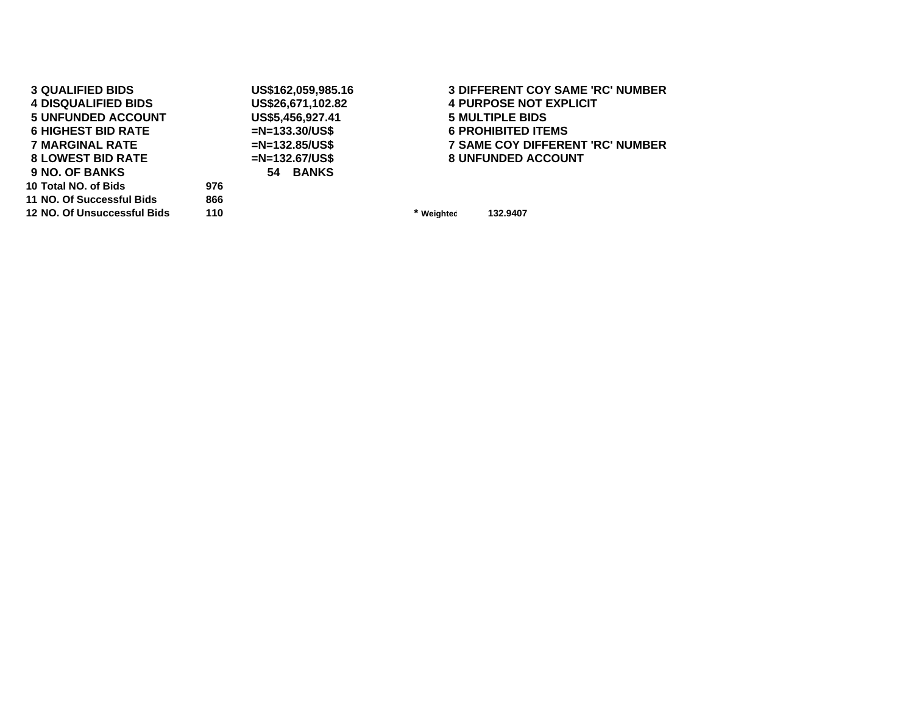| | | | |
|---|---|---|---|
| 3 QUALIFIED BIDS | | US$162,059,985.16 | 3 DIFFERENT COY SAME 'RC' NUMBER |
| 4 DISQUALIFIED BIDS | | US$26,671,102.82 | 4 PURPOSE NOT EXPLICIT |
| 5 UNFUNDED ACCOUNT | | US$5,456,927.41 | 5 MULTIPLE BIDS |
| 6 HIGHEST BID RATE | | =N=133.30/US$ | 6 PROHIBITED ITEMS |
| 7 MARGINAL RATE | | =N=132.85/US$ | 7 SAME COY DIFFERENT 'RC' NUMBER |
| 8 LOWEST BID RATE | | =N=132.67/US$ | 8 UNFUNDED ACCOUNT |
| 9 NO. OF BANKS | | 54 BANKS | |
| 10 Total NO. of Bids | 976 | | |
| 11 NO. Of Successful Bids | 866 | | |
| 12 NO. Of Unsuccessful Bids | 110 | | * Weighted 132.9407 |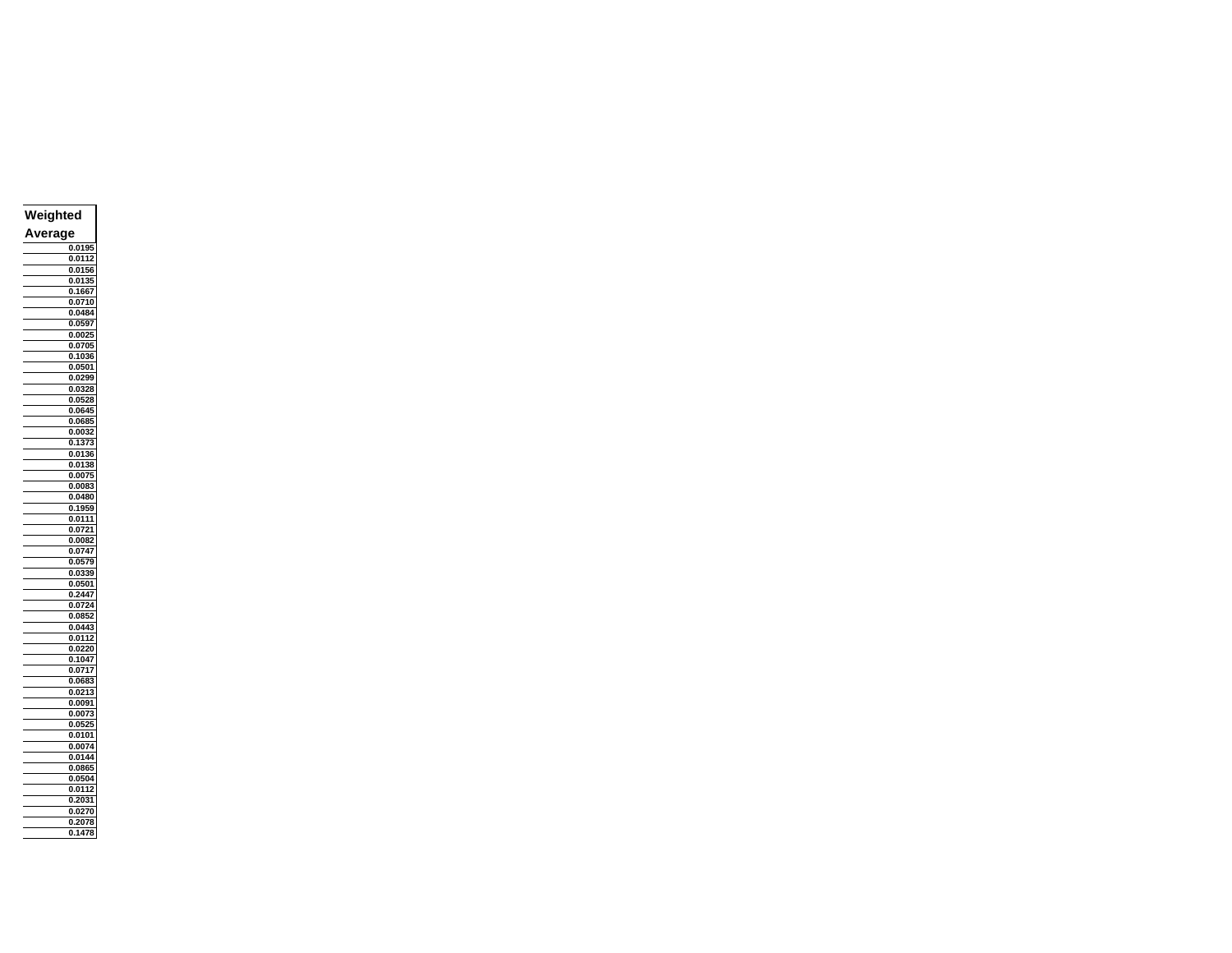| Weighted Average |
|---|
| 0.0195 |
| 0.0112 |
| 0.0156 |
| 0.0135 |
| 0.1667 |
| 0.0710 |
| 0.0484 |
| 0.0597 |
| 0.0025 |
| 0.0705 |
| 0.1036 |
| 0.0501 |
| 0.0299 |
| 0.0328 |
| 0.0528 |
| 0.0645 |
| 0.0685 |
| 0.0032 |
| 0.1373 |
| 0.0136 |
| 0.0138 |
| 0.0075 |
| 0.0083 |
| 0.0480 |
| 0.1959 |
| 0.0111 |
| 0.0721 |
| 0.0082 |
| 0.0747 |
| 0.0579 |
| 0.0339 |
| 0.0501 |
| 0.2447 |
| 0.0724 |
| 0.0852 |
| 0.0443 |
| 0.0112 |
| 0.0220 |
| 0.1047 |
| 0.0717 |
| 0.0683 |
| 0.0213 |
| 0.0091 |
| 0.0073 |
| 0.0525 |
| 0.0101 |
| 0.0074 |
| 0.0144 |
| 0.0865 |
| 0.0504 |
| 0.0112 |
| 0.2031 |
| 0.0270 |
| 0.2078 |
| 0.1478 |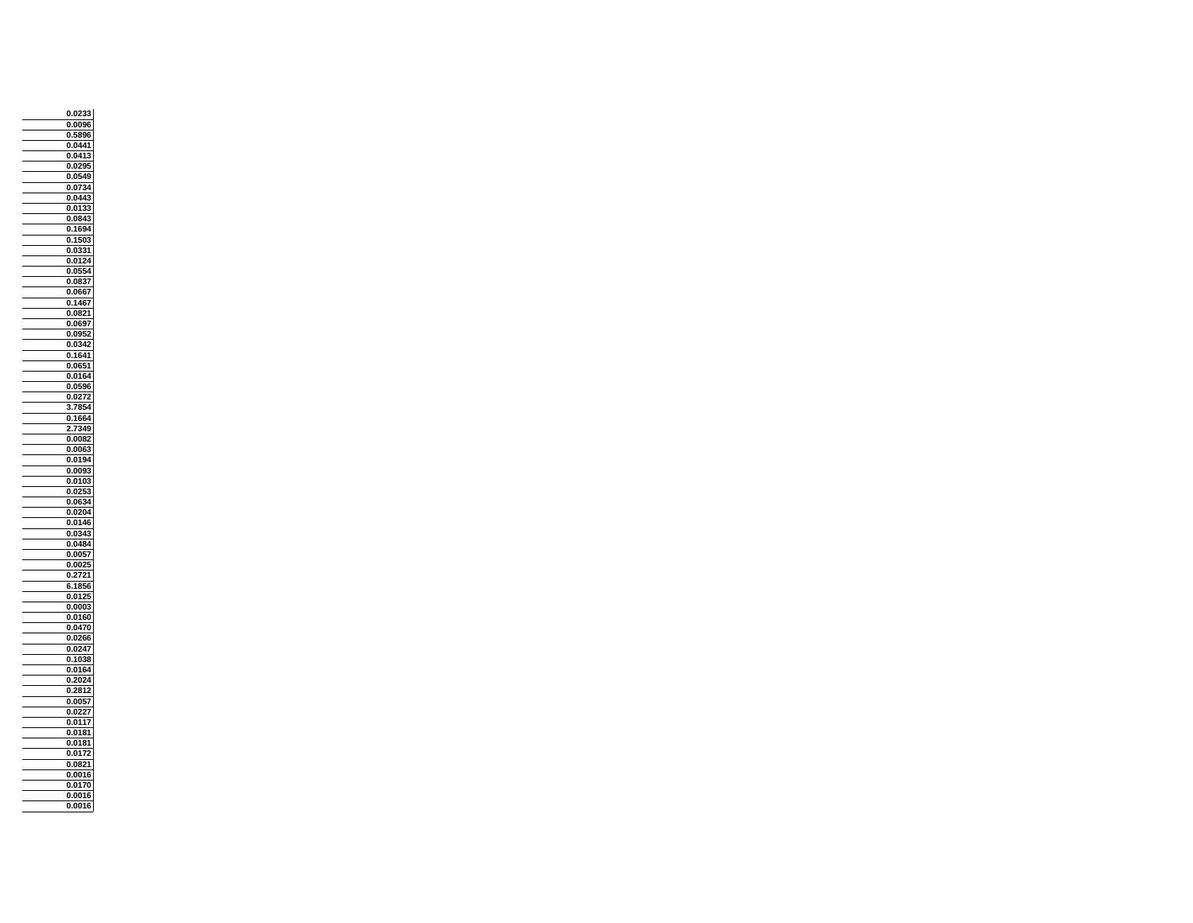| |
|---|
| 0.0233 |
| 0.0096 |
| 0.5896 |
| 0.0441 |
| 0.0413 |
| 0.0295 |
| 0.0549 |
| 0.0734 |
| 0.0443 |
| 0.0133 |
| 0.0843 |
| 0.1694 |
| 0.1503 |
| 0.0331 |
| 0.0124 |
| 0.0554 |
| 0.0837 |
| 0.0667 |
| 0.1467 |
| 0.0821 |
| 0.0697 |
| 0.0952 |
| 0.0342 |
| 0.1641 |
| 0.0651 |
| 0.0164 |
| 0.0596 |
| 0.0272 |
| 3.7854 |
| 0.1664 |
| 2.7349 |
| 0.0082 |
| 0.0063 |
| 0.0194 |
| 0.0093 |
| 0.0103 |
| 0.0253 |
| 0.0634 |
| 0.0204 |
| 0.0146 |
| 0.0343 |
| 0.0484 |
| 0.0057 |
| 0.0025 |
| 0.2721 |
| 6.1856 |
| 0.0125 |
| 0.0003 |
| 0.0160 |
| 0.0470 |
| 0.0266 |
| 0.0247 |
| 0.1038 |
| 0.0164 |
| 0.2024 |
| 0.2812 |
| 0.0057 |
| 0.0227 |
| 0.0117 |
| 0.0181 |
| 0.0181 |
| 0.0172 |
| 0.0821 |
| 0.0016 |
| 0.0170 |
| 0.0016 |
| 0.0016 |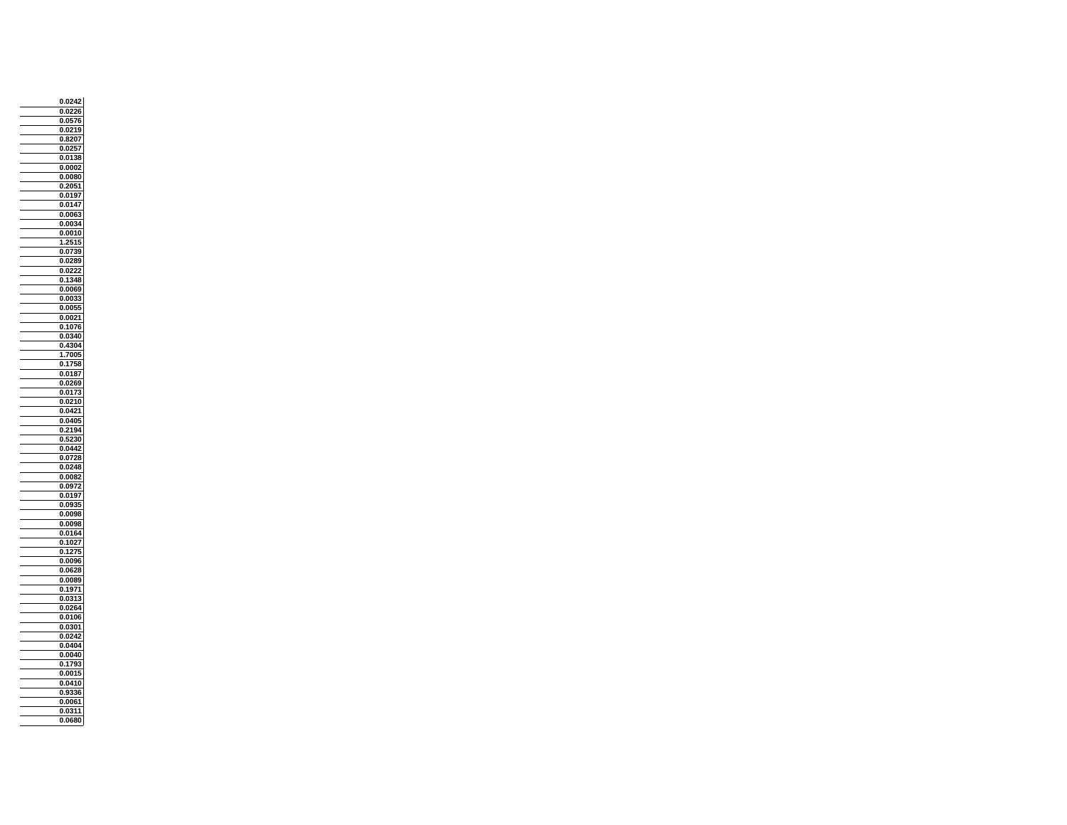| |
|---|
| 0.0242 |
| 0.0226 |
| 0.0576 |
| 0.0219 |
| 0.8207 |
| 0.0257 |
| 0.0138 |
| 0.0002 |
| 0.0080 |
| 0.2051 |
| 0.0197 |
| 0.0147 |
| 0.0063 |
| 0.0034 |
| 0.0010 |
| 1.2515 |
| 0.0739 |
| 0.0289 |
| 0.0222 |
| 0.1348 |
| 0.0069 |
| 0.0033 |
| 0.0055 |
| 0.0021 |
| 0.1076 |
| 0.0340 |
| 0.4304 |
| 1.7005 |
| 0.1758 |
| 0.0187 |
| 0.0269 |
| 0.0173 |
| 0.0210 |
| 0.0421 |
| 0.0405 |
| 0.2194 |
| 0.5230 |
| 0.0442 |
| 0.0728 |
| 0.0248 |
| 0.0082 |
| 0.0972 |
| 0.0197 |
| 0.0935 |
| 0.0098 |
| 0.0098 |
| 0.0164 |
| 0.1027 |
| 0.1275 |
| 0.0096 |
| 0.0628 |
| 0.0089 |
| 0.1971 |
| 0.0313 |
| 0.0264 |
| 0.0106 |
| 0.0301 |
| 0.0242 |
| 0.0404 |
| 0.0040 |
| 0.1793 |
| 0.0015 |
| 0.0410 |
| 0.9336 |
| 0.0061 |
| 0.0311 |
| 0.0680 |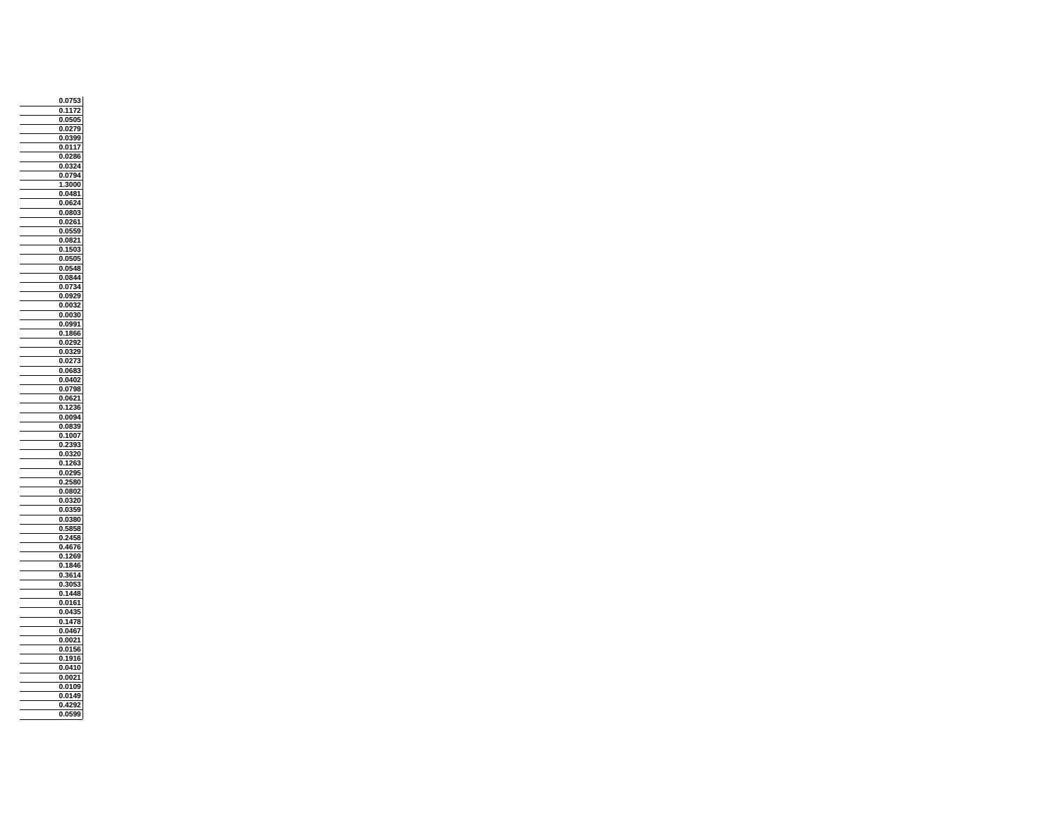| |
|---|
| 0.0753 |
| 0.1172 |
| 0.0505 |
| 0.0279 |
| 0.0399 |
| 0.0117 |
| 0.0286 |
| 0.0324 |
| 0.0794 |
| 1.3000 |
| 0.0481 |
| 0.0624 |
| 0.0803 |
| 0.0261 |
| 0.0559 |
| 0.0821 |
| 0.1503 |
| 0.0505 |
| 0.0548 |
| 0.0844 |
| 0.0734 |
| 0.0929 |
| 0.0032 |
| 0.0030 |
| 0.0991 |
| 0.1866 |
| 0.0292 |
| 0.0329 |
| 0.0273 |
| 0.0683 |
| 0.0402 |
| 0.0798 |
| 0.0621 |
| 0.1236 |
| 0.0094 |
| 0.0839 |
| 0.1007 |
| 0.2393 |
| 0.0320 |
| 0.1263 |
| 0.0295 |
| 0.2580 |
| 0.0802 |
| 0.0320 |
| 0.0359 |
| 0.0380 |
| 0.5858 |
| 0.2458 |
| 0.4676 |
| 0.1269 |
| 0.1846 |
| 0.3614 |
| 0.3053 |
| 0.1448 |
| 0.0161 |
| 0.0435 |
| 0.1478 |
| 0.0467 |
| 0.0021 |
| 0.0156 |
| 0.1916 |
| 0.0410 |
| 0.0021 |
| 0.0109 |
| 0.0149 |
| 0.4292 |
| 0.0599 |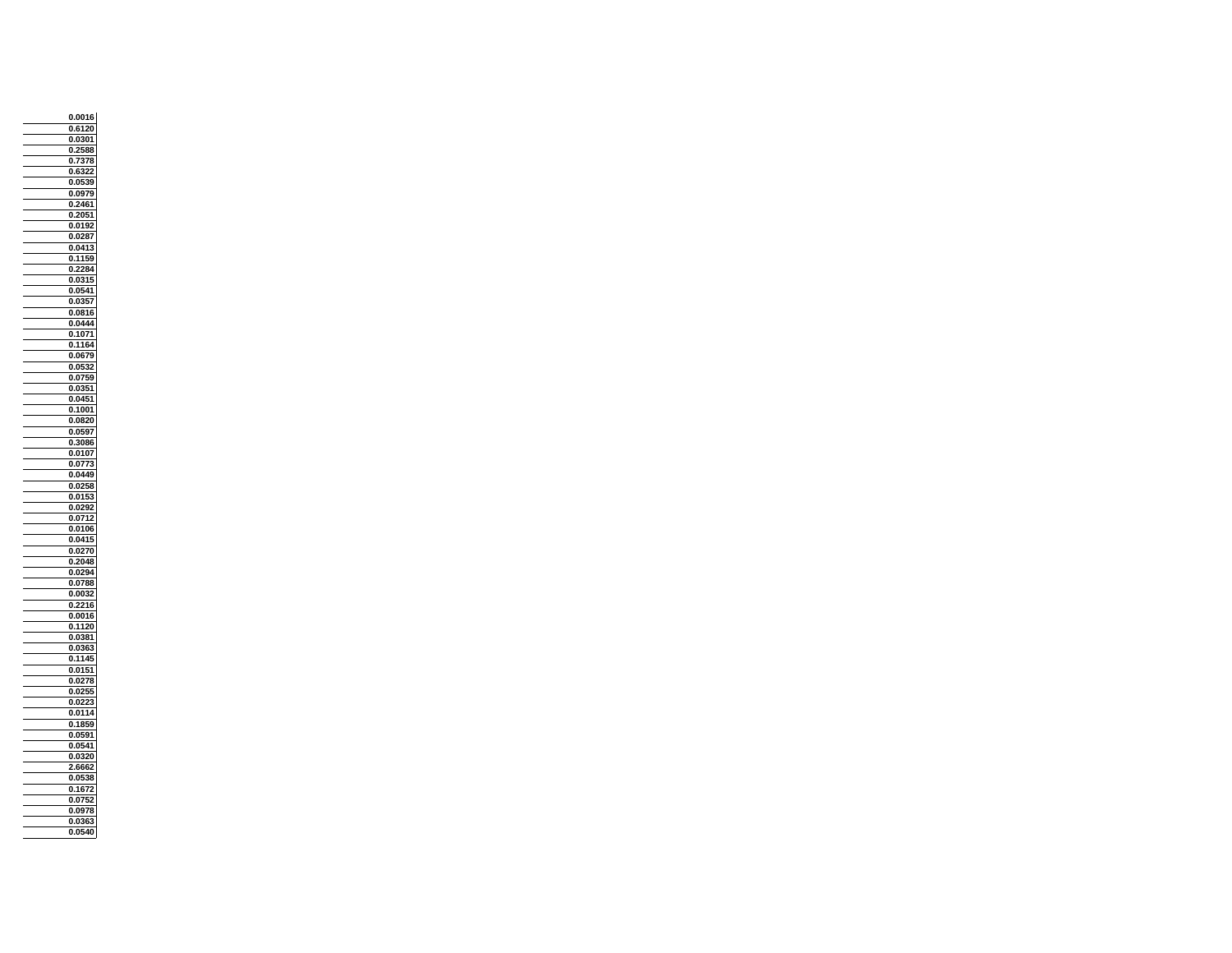| |
|---|
| 0.0016 |
| 0.6120 |
| 0.0301 |
| 0.2588 |
| 0.7378 |
| 0.6322 |
| 0.0539 |
| 0.0979 |
| 0.2461 |
| 0.2051 |
| 0.0192 |
| 0.0287 |
| 0.0413 |
| 0.1159 |
| 0.2284 |
| 0.0315 |
| 0.0541 |
| 0.0357 |
| 0.0816 |
| 0.0444 |
| 0.1071 |
| 0.1164 |
| 0.0679 |
| 0.0532 |
| 0.0759 |
| 0.0351 |
| 0.0451 |
| 0.1001 |
| 0.0820 |
| 0.0597 |
| 0.3086 |
| 0.0107 |
| 0.0773 |
| 0.0449 |
| 0.0258 |
| 0.0153 |
| 0.0292 |
| 0.0712 |
| 0.0106 |
| 0.0415 |
| 0.0270 |
| 0.2048 |
| 0.0294 |
| 0.0788 |
| 0.0032 |
| 0.2216 |
| 0.0016 |
| 0.1120 |
| 0.0381 |
| 0.0363 |
| 0.1145 |
| 0.0151 |
| 0.0278 |
| 0.0255 |
| 0.0223 |
| 0.0114 |
| 0.1859 |
| 0.0591 |
| 0.0541 |
| 0.0320 |
| 2.6662 |
| 0.0538 |
| 0.1672 |
| 0.0752 |
| 0.0978 |
| 0.0363 |
| 0.0540 |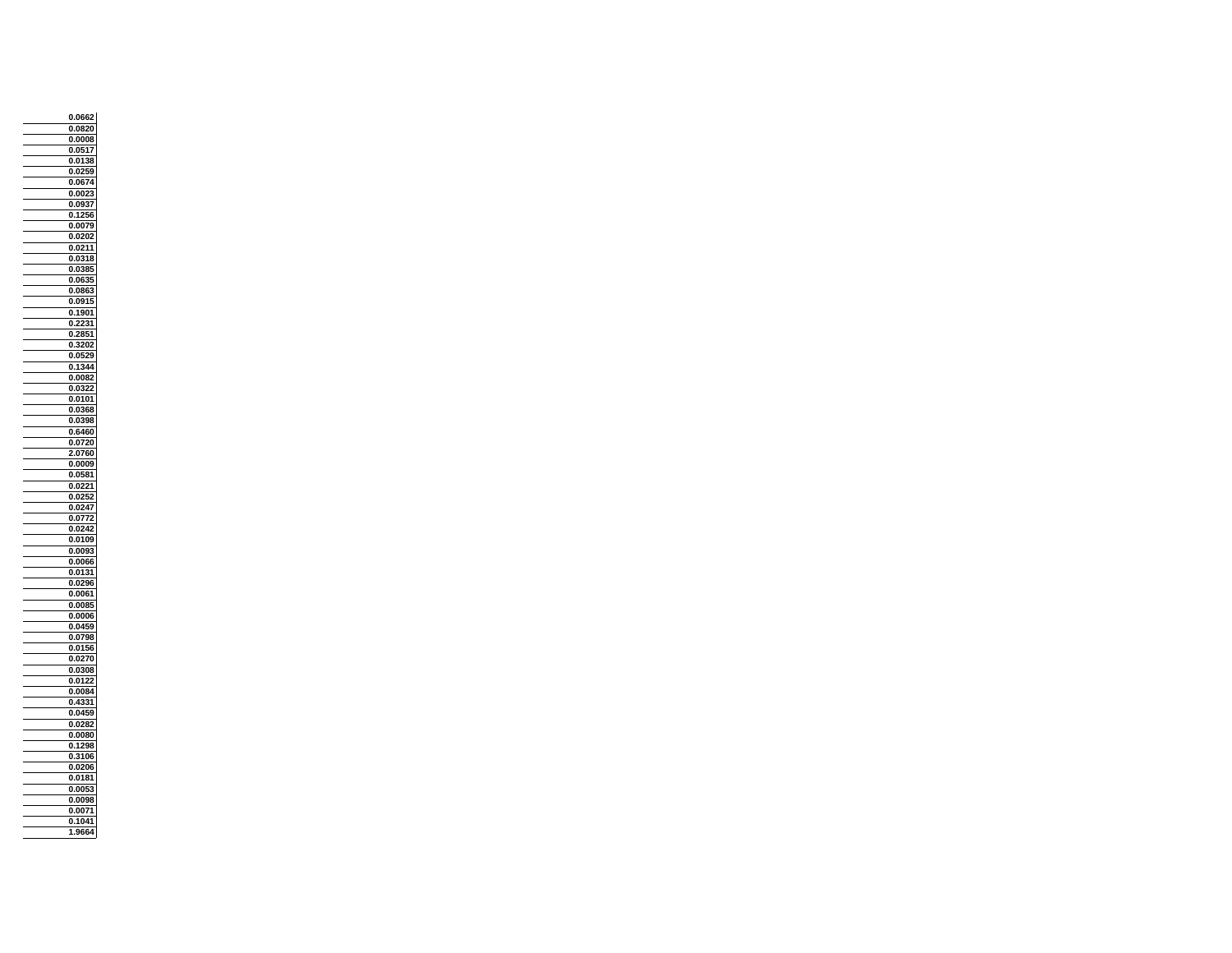| |
|---|
| 0.0662 |
| 0.0820 |
| 0.0008 |
| 0.0517 |
| 0.0138 |
| 0.0259 |
| 0.0674 |
| 0.0023 |
| 0.0937 |
| 0.1256 |
| 0.0079 |
| 0.0202 |
| 0.0211 |
| 0.0318 |
| 0.0385 |
| 0.0635 |
| 0.0863 |
| 0.0915 |
| 0.1901 |
| 0.2231 |
| 0.2851 |
| 0.3202 |
| 0.0529 |
| 0.1344 |
| 0.0082 |
| 0.0322 |
| 0.0101 |
| 0.0368 |
| 0.0398 |
| 0.6460 |
| 0.0720 |
| 2.0760 |
| 0.0009 |
| 0.0581 |
| 0.0221 |
| 0.0252 |
| 0.0247 |
| 0.0772 |
| 0.0242 |
| 0.0109 |
| 0.0093 |
| 0.0066 |
| 0.0131 |
| 0.0296 |
| 0.0061 |
| 0.0085 |
| 0.0006 |
| 0.0459 |
| 0.0798 |
| 0.0156 |
| 0.0270 |
| 0.0308 |
| 0.0122 |
| 0.0084 |
| 0.4331 |
| 0.0459 |
| 0.0282 |
| 0.0080 |
| 0.1298 |
| 0.3106 |
| 0.0206 |
| 0.0181 |
| 0.0053 |
| 0.0098 |
| 0.0071 |
| 0.1041 |
| 1.9664 |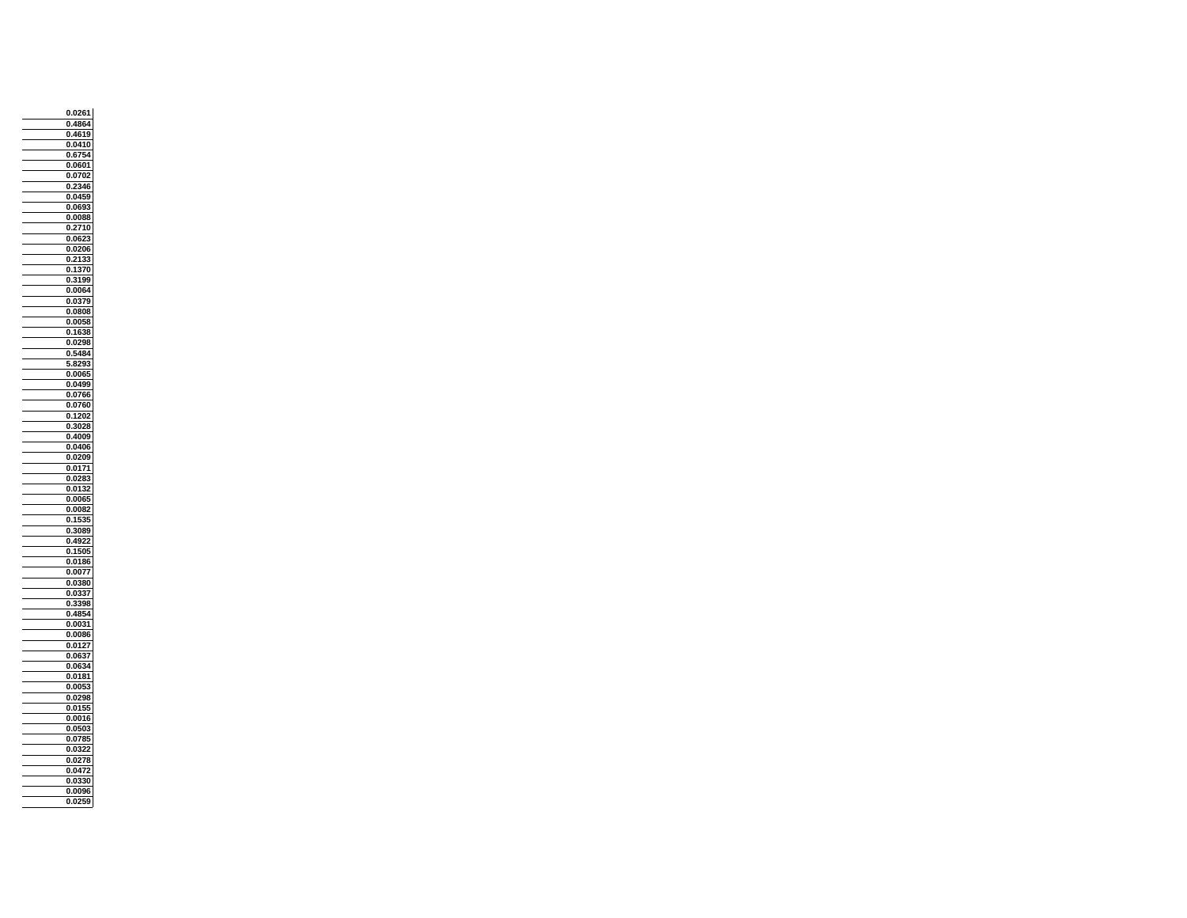| |
|---|
| 0.0261 |
| 0.4864 |
| 0.4619 |
| 0.0410 |
| 0.6754 |
| 0.0601 |
| 0.0702 |
| 0.2346 |
| 0.0459 |
| 0.0693 |
| 0.0088 |
| 0.2710 |
| 0.0623 |
| 0.0206 |
| 0.2133 |
| 0.1370 |
| 0.3199 |
| 0.0064 |
| 0.0379 |
| 0.0808 |
| 0.0058 |
| 0.1638 |
| 0.0298 |
| 0.5484 |
| 5.8293 |
| 0.0065 |
| 0.0499 |
| 0.0766 |
| 0.0760 |
| 0.1202 |
| 0.3028 |
| 0.4009 |
| 0.0406 |
| 0.0209 |
| 0.0171 |
| 0.0283 |
| 0.0132 |
| 0.0065 |
| 0.0082 |
| 0.1535 |
| 0.3089 |
| 0.4922 |
| 0.1505 |
| 0.0186 |
| 0.0077 |
| 0.0380 |
| 0.0337 |
| 0.3398 |
| 0.4854 |
| 0.0031 |
| 0.0086 |
| 0.0127 |
| 0.0637 |
| 0.0634 |
| 0.0181 |
| 0.0053 |
| 0.0298 |
| 0.0155 |
| 0.0016 |
| 0.0503 |
| 0.0785 |
| 0.0322 |
| 0.0278 |
| 0.0472 |
| 0.0330 |
| 0.0096 |
| 0.0259 |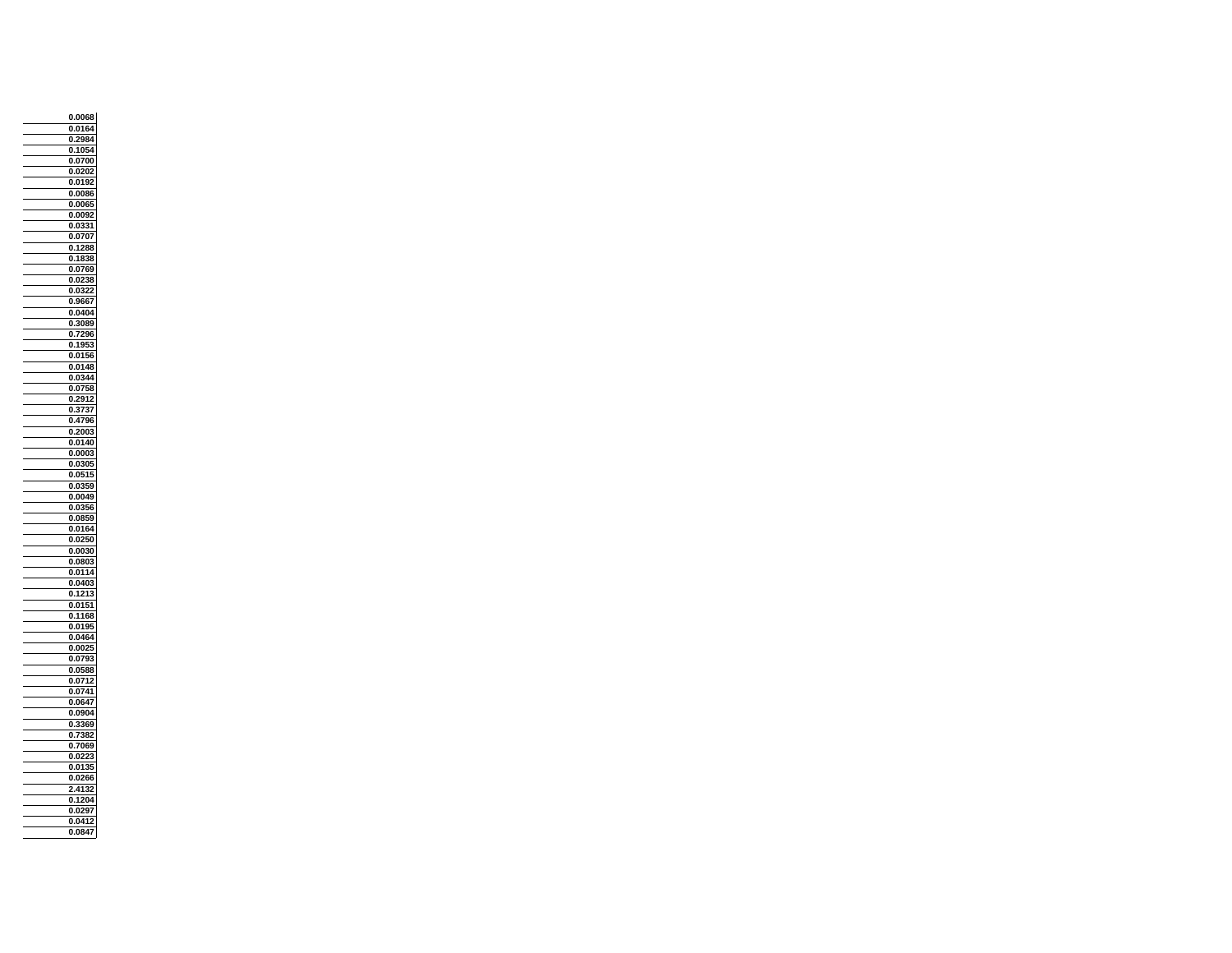| |
|---|
| 0.0068 |
| 0.0164 |
| 0.2984 |
| 0.1054 |
| 0.0700 |
| 0.0202 |
| 0.0192 |
| 0.0086 |
| 0.0065 |
| 0.0092 |
| 0.0331 |
| 0.0707 |
| 0.1288 |
| 0.1838 |
| 0.0769 |
| 0.0238 |
| 0.0322 |
| 0.9667 |
| 0.0404 |
| 0.3089 |
| 0.7296 |
| 0.1953 |
| 0.0156 |
| 0.0148 |
| 0.0344 |
| 0.0758 |
| 0.2912 |
| 0.3737 |
| 0.4796 |
| 0.2003 |
| 0.0140 |
| 0.0003 |
| 0.0305 |
| 0.0515 |
| 0.0359 |
| 0.0049 |
| 0.0356 |
| 0.0859 |
| 0.0164 |
| 0.0250 |
| 0.0030 |
| 0.0803 |
| 0.0114 |
| 0.0403 |
| 0.1213 |
| 0.0151 |
| 0.1168 |
| 0.0195 |
| 0.0464 |
| 0.0025 |
| 0.0793 |
| 0.0588 |
| 0.0712 |
| 0.0741 |
| 0.0647 |
| 0.0904 |
| 0.3369 |
| 0.7382 |
| 0.7069 |
| 0.0223 |
| 0.0135 |
| 0.0266 |
| 2.4132 |
| 0.1204 |
| 0.0297 |
| 0.0412 |
| 0.0847 |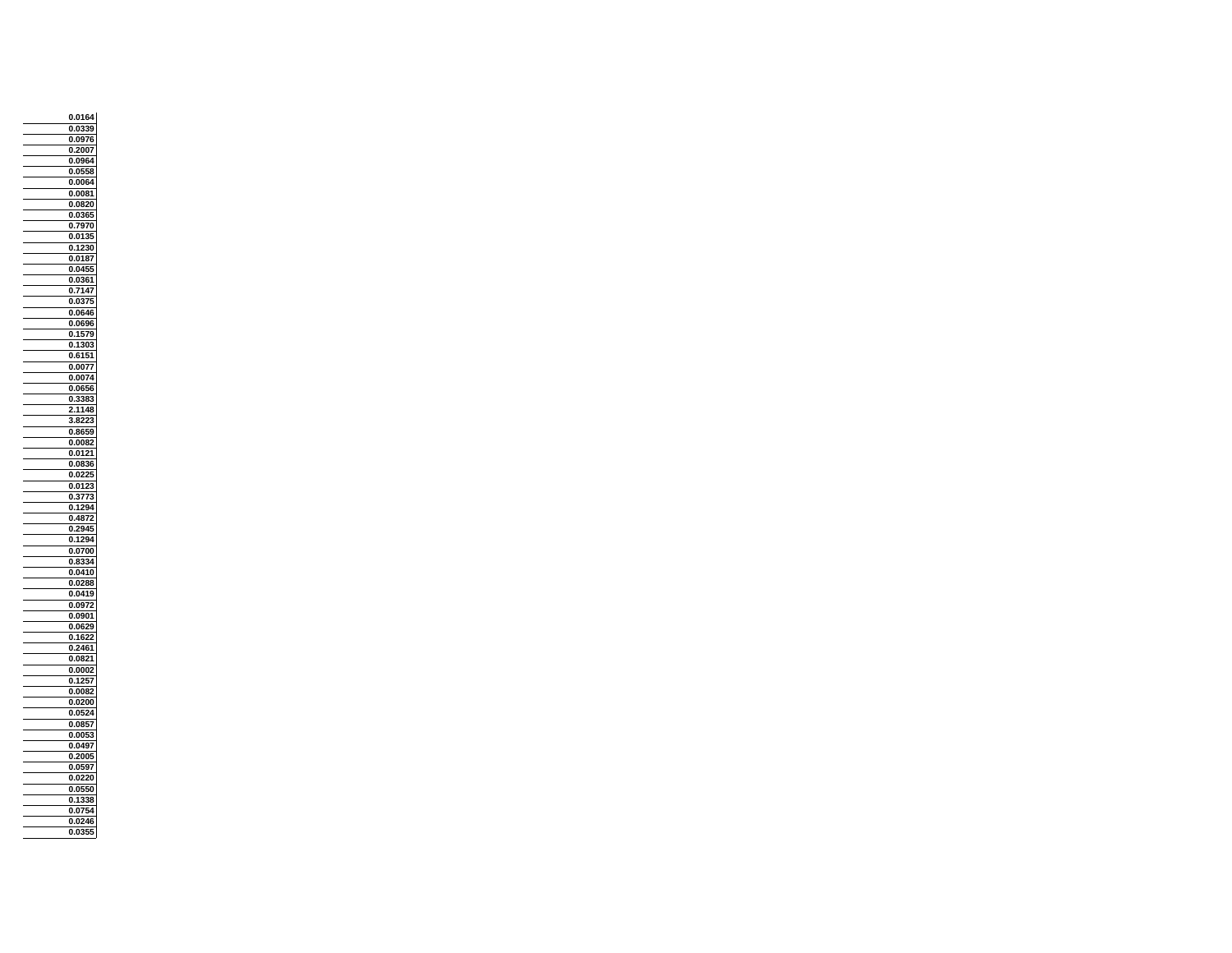| |
|---|
| 0.0164 |
| 0.0339 |
| 0.0976 |
| 0.2007 |
| 0.0964 |
| 0.0558 |
| 0.0064 |
| 0.0081 |
| 0.0820 |
| 0.0365 |
| 0.7970 |
| 0.0135 |
| 0.1230 |
| 0.0187 |
| 0.0455 |
| 0.0361 |
| 0.7147 |
| 0.0375 |
| 0.0646 |
| 0.0696 |
| 0.1579 |
| 0.1303 |
| 0.6151 |
| 0.0077 |
| 0.0074 |
| 0.0656 |
| 0.3383 |
| 2.1148 |
| 3.8223 |
| 0.8659 |
| 0.0082 |
| 0.0121 |
| 0.0836 |
| 0.0225 |
| 0.0123 |
| 0.3773 |
| 0.1294 |
| 0.4872 |
| 0.2945 |
| 0.1294 |
| 0.0700 |
| 0.8334 |
| 0.0410 |
| 0.0288 |
| 0.0419 |
| 0.0972 |
| 0.0901 |
| 0.0629 |
| 0.1622 |
| 0.2461 |
| 0.0821 |
| 0.0002 |
| 0.1257 |
| 0.0082 |
| 0.0200 |
| 0.0524 |
| 0.0857 |
| 0.0053 |
| 0.0497 |
| 0.2005 |
| 0.0597 |
| 0.0220 |
| 0.0550 |
| 0.1338 |
| 0.0754 |
| 0.0246 |
| 0.0355 |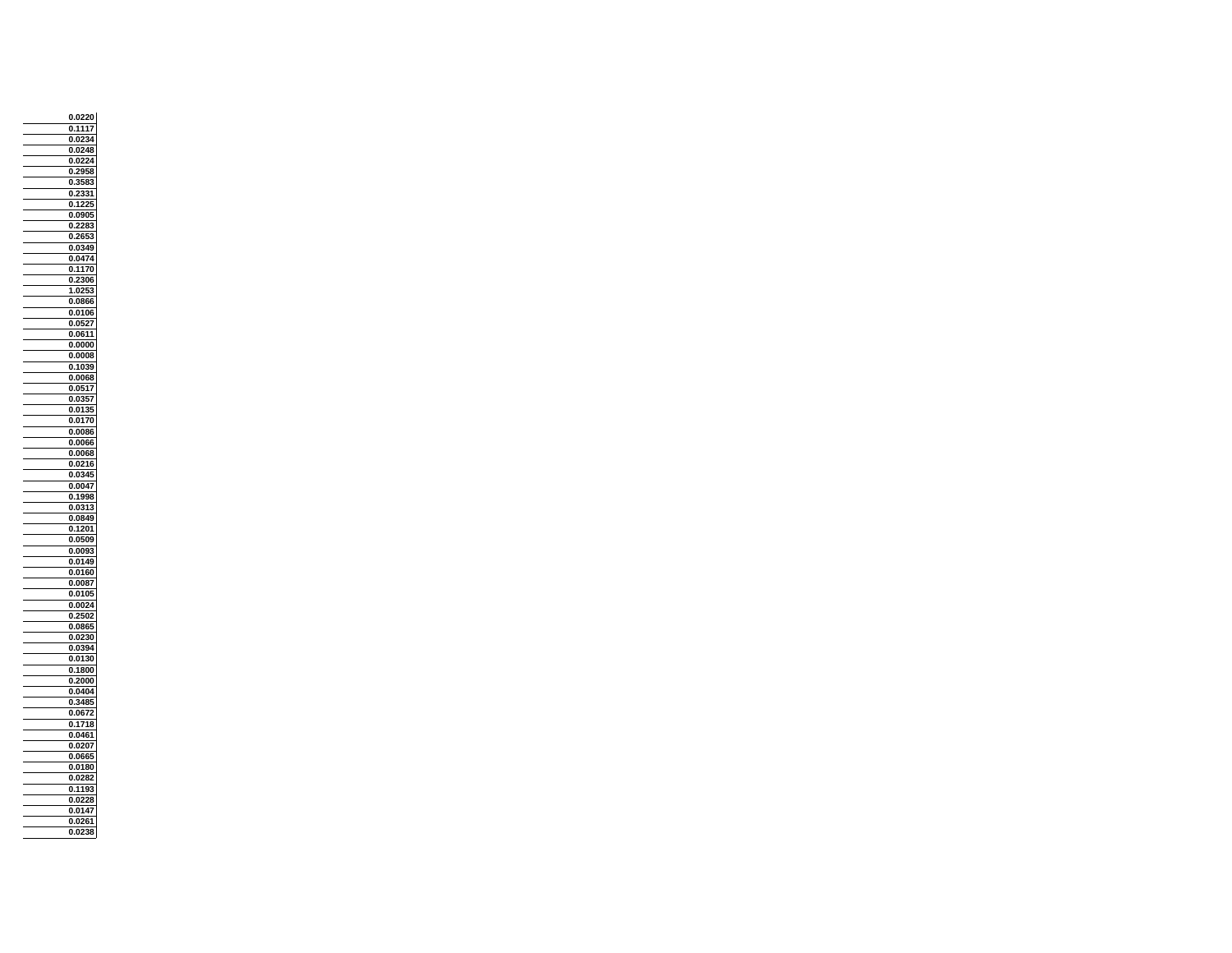| |
|---|
| 0.0220 |
| 0.1117 |
| 0.0234 |
| 0.0248 |
| 0.0224 |
| 0.2958 |
| 0.3583 |
| 0.2331 |
| 0.1225 |
| 0.0905 |
| 0.2283 |
| 0.2653 |
| 0.0349 |
| 0.0474 |
| 0.1170 |
| 0.2306 |
| 1.0253 |
| 0.0866 |
| 0.0106 |
| 0.0527 |
| 0.0611 |
| 0.0000 |
| 0.0008 |
| 0.1039 |
| 0.0068 |
| 0.0517 |
| 0.0357 |
| 0.0135 |
| 0.0170 |
| 0.0086 |
| 0.0066 |
| 0.0068 |
| 0.0216 |
| 0.0345 |
| 0.0047 |
| 0.1998 |
| 0.0313 |
| 0.0849 |
| 0.1201 |
| 0.0509 |
| 0.0093 |
| 0.0149 |
| 0.0160 |
| 0.0087 |
| 0.0105 |
| 0.0024 |
| 0.2502 |
| 0.0865 |
| 0.0230 |
| 0.0394 |
| 0.0130 |
| 0.1800 |
| 0.2000 |
| 0.0404 |
| 0.3485 |
| 0.0672 |
| 0.1718 |
| 0.0461 |
| 0.0207 |
| 0.0665 |
| 0.0180 |
| 0.0282 |
| 0.1193 |
| 0.0228 |
| 0.0147 |
| 0.0261 |
| 0.0238 |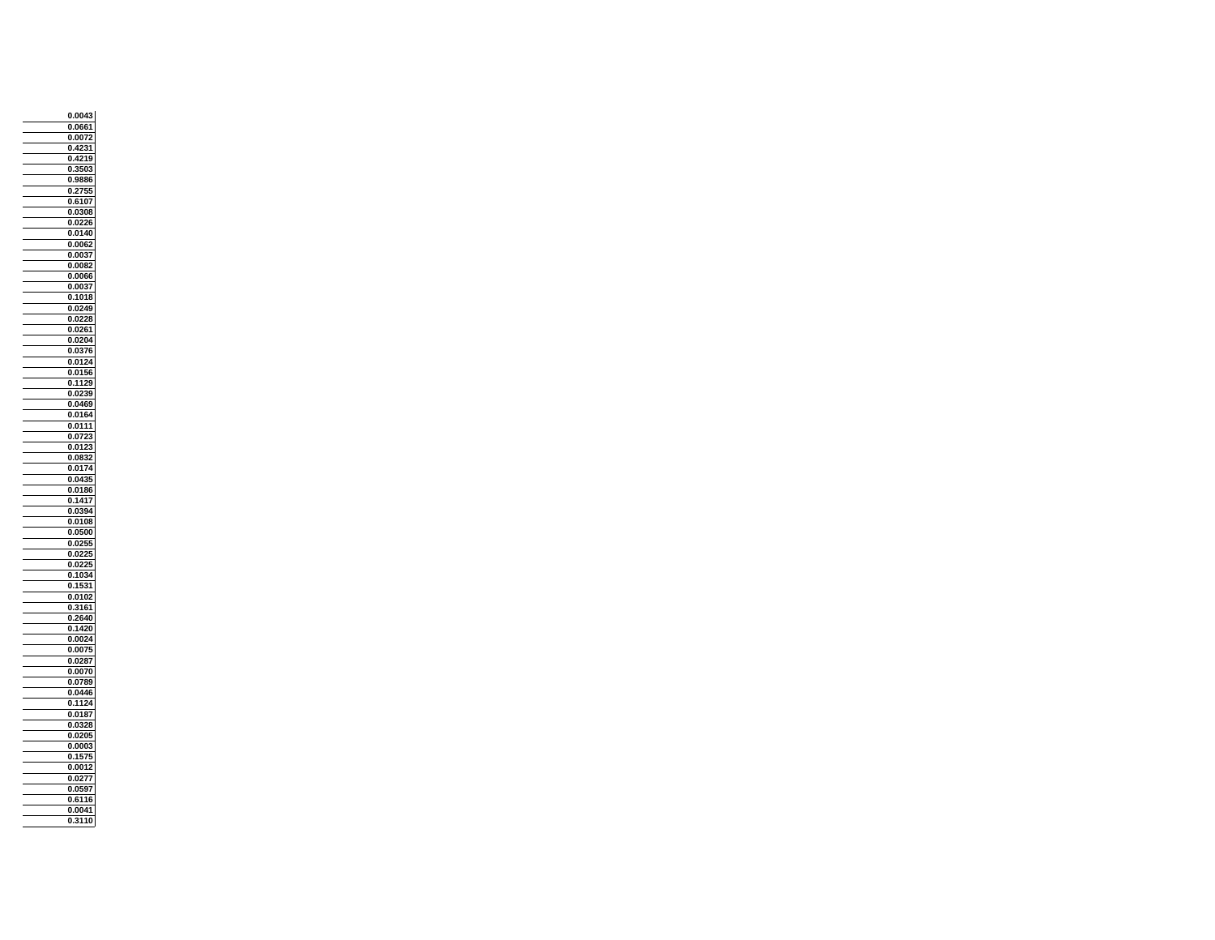| |
|---|
| 0.0043 |
| 0.0661 |
| 0.0072 |
| 0.4231 |
| 0.4219 |
| 0.3503 |
| 0.9886 |
| 0.2755 |
| 0.6107 |
| 0.0308 |
| 0.0226 |
| 0.0140 |
| 0.0062 |
| 0.0037 |
| 0.0082 |
| 0.0066 |
| 0.0037 |
| 0.1018 |
| 0.0249 |
| 0.0228 |
| 0.0261 |
| 0.0204 |
| 0.0376 |
| 0.0124 |
| 0.0156 |
| 0.1129 |
| 0.0239 |
| 0.0469 |
| 0.0164 |
| 0.0111 |
| 0.0723 |
| 0.0123 |
| 0.0832 |
| 0.0174 |
| 0.0435 |
| 0.0186 |
| 0.1417 |
| 0.0394 |
| 0.0108 |
| 0.0500 |
| 0.0255 |
| 0.0225 |
| 0.0225 |
| 0.1034 |
| 0.1531 |
| 0.0102 |
| 0.3161 |
| 0.2640 |
| 0.1420 |
| 0.0024 |
| 0.0075 |
| 0.0287 |
| 0.0070 |
| 0.0789 |
| 0.0446 |
| 0.1124 |
| 0.0187 |
| 0.0328 |
| 0.0205 |
| 0.0003 |
| 0.1575 |
| 0.0012 |
| 0.0277 |
| 0.0597 |
| 0.6116 |
| 0.0041 |
| 0.3110 |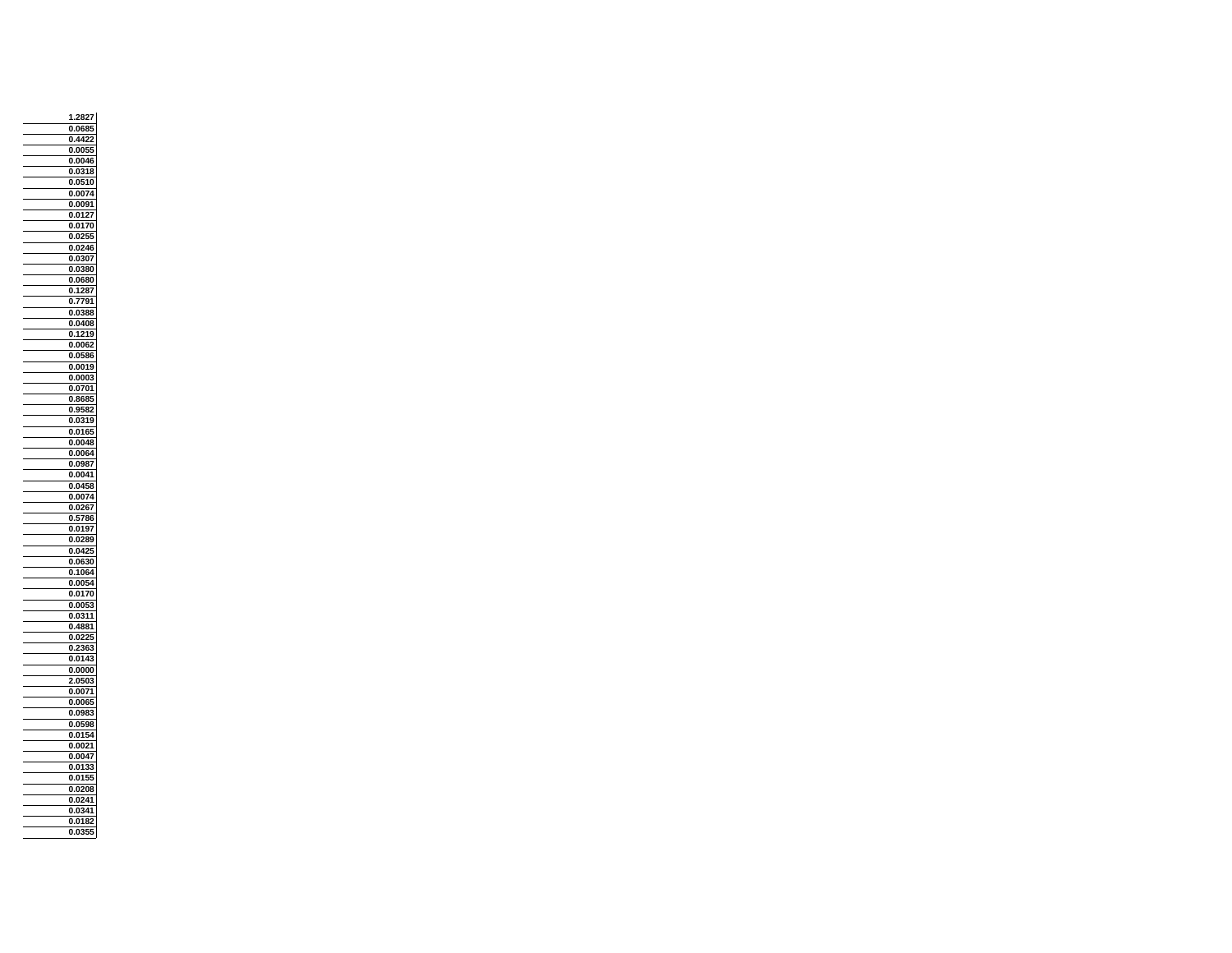| |
|---|
| 1.2827 |
| 0.0685 |
| 0.4422 |
| 0.0055 |
| 0.0046 |
| 0.0318 |
| 0.0510 |
| 0.0074 |
| 0.0091 |
| 0.0127 |
| 0.0170 |
| 0.0255 |
| 0.0246 |
| 0.0307 |
| 0.0380 |
| 0.0680 |
| 0.1287 |
| 0.7791 |
| 0.0388 |
| 0.0408 |
| 0.1219 |
| 0.0062 |
| 0.0586 |
| 0.0019 |
| 0.0003 |
| 0.0701 |
| 0.8685 |
| 0.9582 |
| 0.0319 |
| 0.0165 |
| 0.0048 |
| 0.0064 |
| 0.0987 |
| 0.0041 |
| 0.0458 |
| 0.0074 |
| 0.0267 |
| 0.5786 |
| 0.0197 |
| 0.0289 |
| 0.0425 |
| 0.0630 |
| 0.1064 |
| 0.0054 |
| 0.0170 |
| 0.0053 |
| 0.0311 |
| 0.4881 |
| 0.0225 |
| 0.2363 |
| 0.0143 |
| 0.0000 |
| 2.0503 |
| 0.0071 |
| 0.0065 |
| 0.0983 |
| 0.0598 |
| 0.0154 |
| 0.0021 |
| 0.0047 |
| 0.0133 |
| 0.0155 |
| 0.0208 |
| 0.0241 |
| 0.0341 |
| 0.0182 |
| 0.0355 |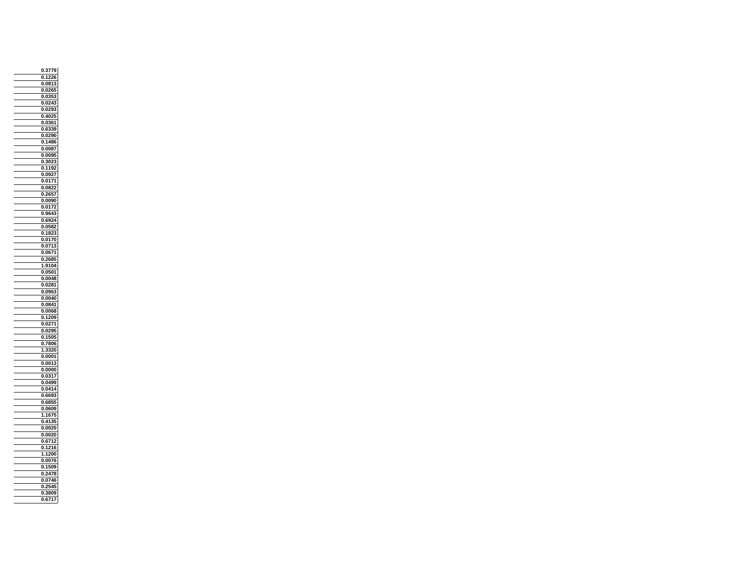| |
|---|
| 0.3779 |
| 0.1226 |
| 0.0813 |
| 0.0265 |
| 0.0353 |
| 0.0243 |
| 0.0293 |
| 0.4025 |
| 0.0361 |
| 0.6339 |
| 0.0290 |
| 0.1486 |
| 0.0087 |
| 0.0095 |
| 0.3023 |
| 0.1192 |
| 0.0927 |
| 0.0171 |
| 0.0822 |
| 0.2657 |
| 0.0090 |
| 0.0172 |
| 0.9643 |
| 0.6924 |
| 0.0582 |
| 0.1823 |
| 0.0170 |
| 0.0713 |
| 0.0671 |
| 0.2685 |
| 1.9104 |
| 0.0501 |
| 0.0048 |
| 0.0281 |
| 0.0963 |
| 0.0040 |
| 0.0841 |
| 0.0068 |
| 0.1209 |
| 0.0271 |
| 0.0295 |
| 0.1505 |
| 0.7806 |
| 1.3320 |
| 0.0001 |
| 0.0013 |
| 0.0000 |
| 0.0317 |
| 0.0499 |
| 0.0414 |
| 0.6693 |
| 0.6855 |
| 0.0609 |
| 1.1675 |
| 0.4135 |
| 0.0020 |
| 0.0020 |
| 0.6712 |
| 0.1216 |
| 1.1200 |
| 0.0076 |
| 0.1509 |
| 0.2478 |
| 0.0746 |
| 0.2545 |
| 0.3809 |
| 0.6717 |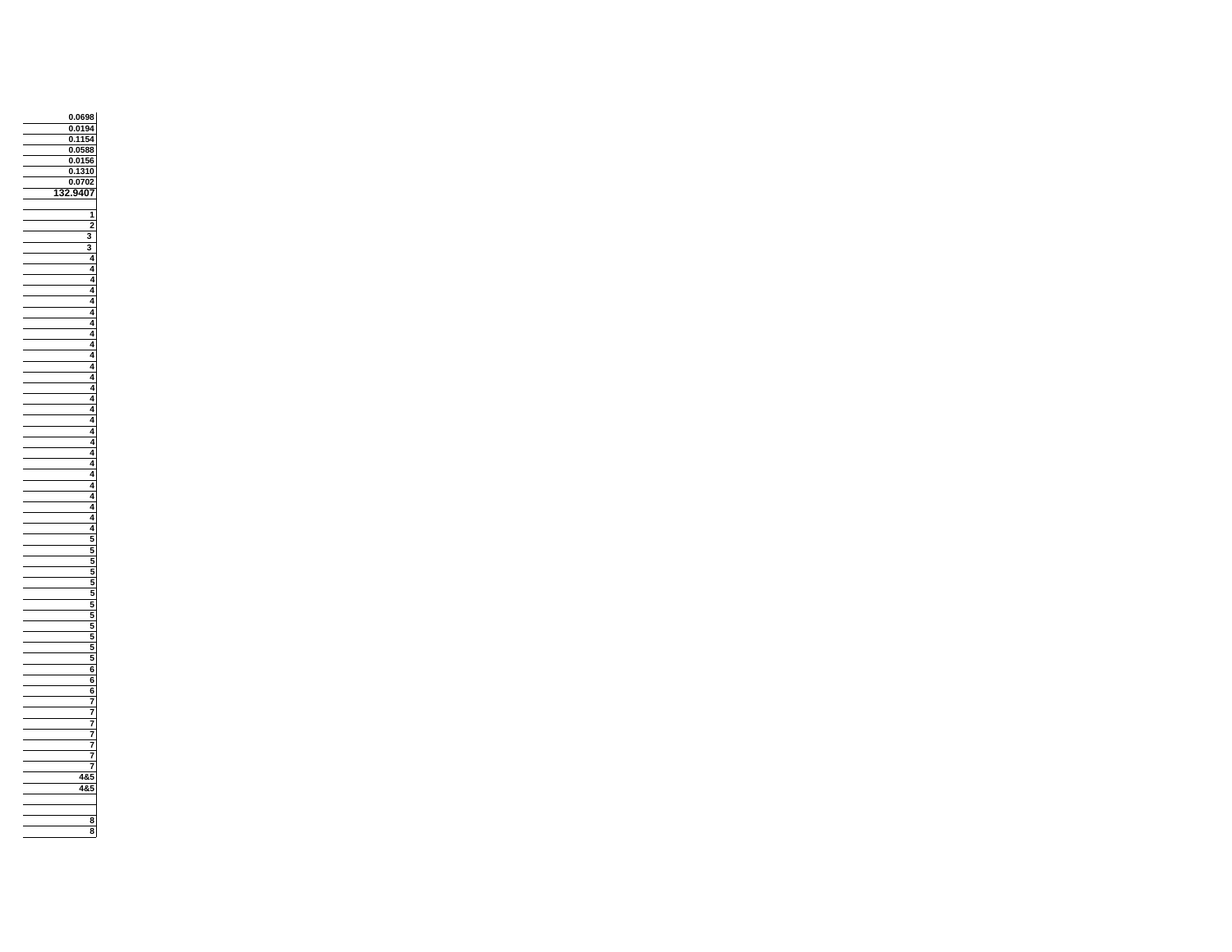| |
|---|
| 0.0698 |
| 0.0194 |
| 0.1154 |
| 0.0588 |
| 0.0156 |
| 0.1310 |
| 0.0702 |
| 132.9407 |
| |
| 1 |
| 2 |
| 3 |
| 3 |
| 4 |
| 4 |
| 4 |
| 4 |
| 4 |
| 4 |
| 4 |
| 4 |
| 4 |
| 4 |
| 4 |
| 4 |
| 4 |
| 4 |
| 4 |
| 4 |
| 4 |
| 4 |
| 4 |
| 4 |
| 4 |
| 4 |
| 4 |
| 4 |
| 4 |
| 4 |
| 5 |
| 5 |
| 5 |
| 5 |
| 5 |
| 5 |
| 5 |
| 5 |
| 5 |
| 5 |
| 5 |
| 5 |
| 6 |
| 6 |
| 6 |
| 7 |
| 7 |
| 7 |
| 7 |
| 7 |
| 7 |
| 7 |
| 4&5 |
| 4&5 |
| |
| |
| 8 |
| 8 |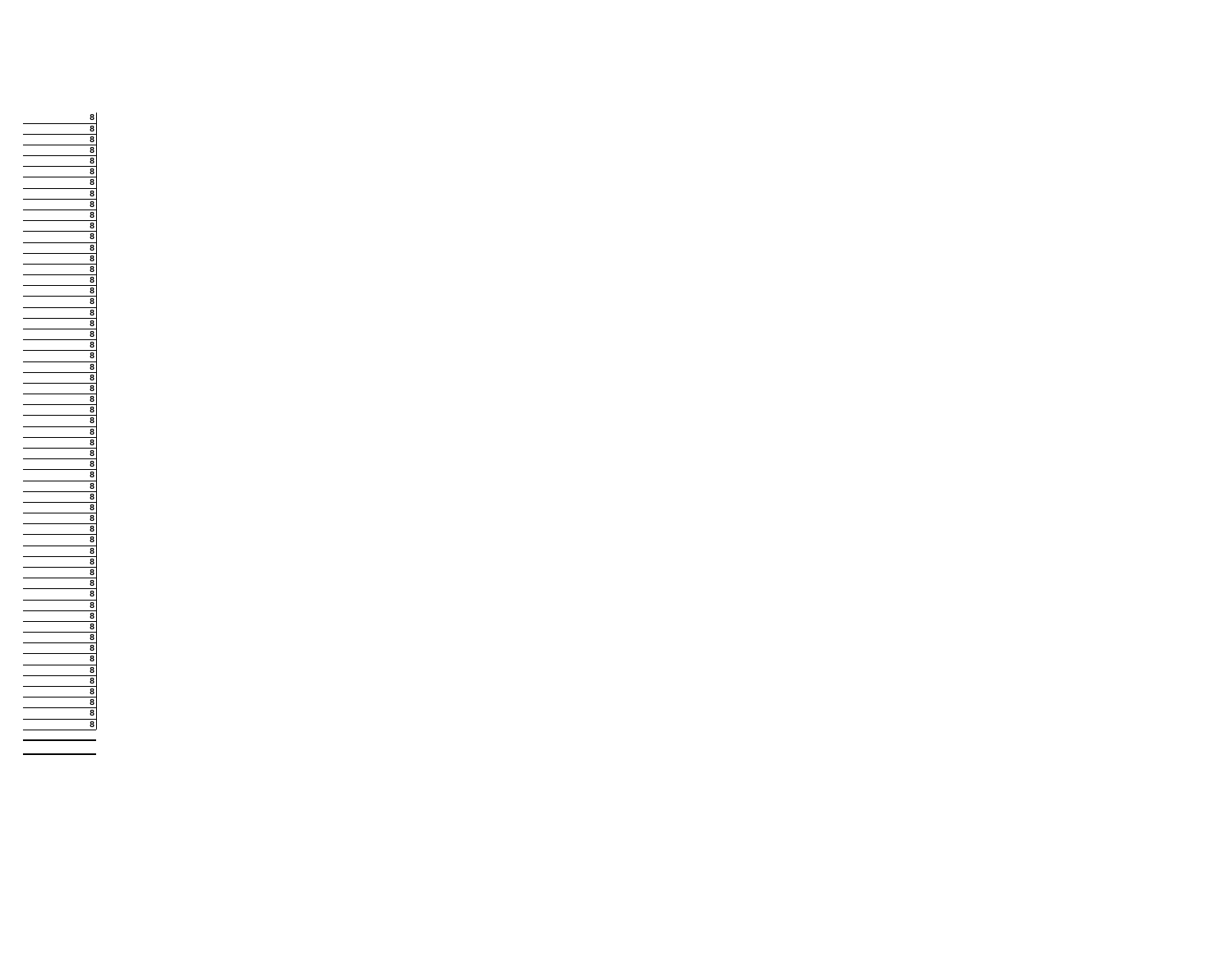| |
|---|
| 8 |
| 8 |
| 8 |
| 8 |
| 8 |
| 8 |
| 8 |
| 8 |
| 8 |
| 8 |
| 8 |
| 8 |
| 8 |
| 8 |
| 8 |
| 8 |
| 8 |
| 8 |
| 8 |
| 8 |
| 8 |
| 8 |
| 8 |
| 8 |
| 8 |
| 8 |
| 8 |
| 8 |
| 8 |
| 8 |
| 8 |
| 8 |
| 8 |
| 8 |
| 8 |
| 8 |
| 8 |
| 8 |
| 8 |
| 8 |
| 8 |
| 8 |
| 8 |
| 8 |
| 8 |
| 8 |
| 8 |
| 8 |
| 8 |
| 8 |
| 8 |
| 8 |
| 8 |
| 8 |
| 8 |
| 8 |
| 8 |